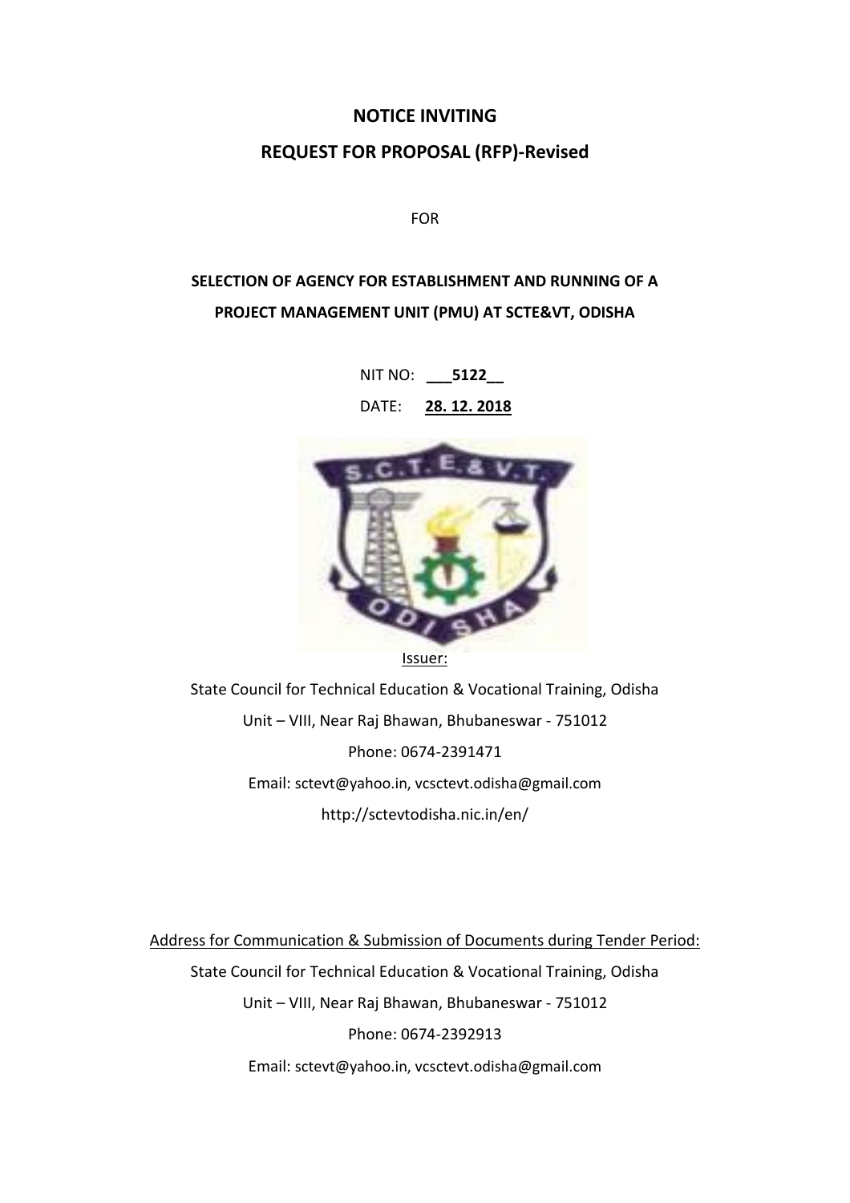# NOTICE INVITING

# REQUEST FOR PROPOSAL (RFP)-Revised

FOR

## SELECTION OF AGENCY FOR ESTABLISHMENT AND RUNNING OF A PROJECT MANAGEMENT UNIT (PMU) AT SCTE&VT, ODISHA

NIT NO: **___5122__**

DATE: **28. 12. 2018**

Issuer:

State Council for Technical Education & Vocational Training, Odisha

Unit – VIII, Near Raj Bhawan, Bhubaneswar - 751012

Phone: 0674-2391471

Email: sctevt@yahoo.in, vcsctevt.odisha@gmail.com

http://sctevtodisha.nic.in/en/

Address for Communication & Submission of Documents during Tender Period:

State Council for Technical Education & Vocational Training, Odisha

Unit – VIII, Near Raj Bhawan, Bhubaneswar - 751012

Phone: 0674-2392913

Email: sctevt@yahoo.in, vcsctevt.odisha@gmail.com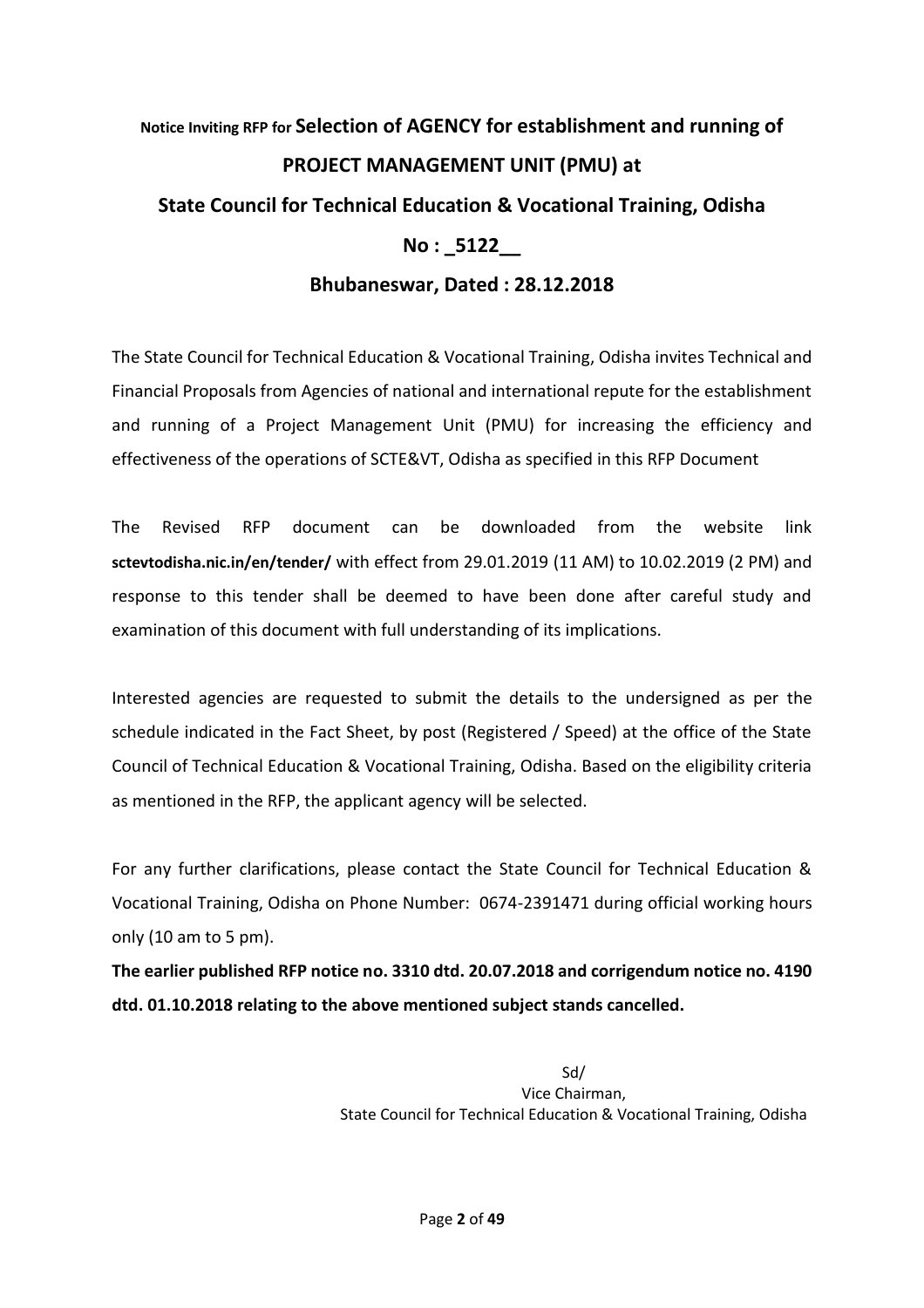# Notice Inviting RFP for Selection of AGENCY for establishment and running of PROJECT MANAGEMENT UNIT (PMU) at State Council for Technical Education & Vocational Training, Odisha

## No : _5122__

## Bhubaneswar, Dated : 28.12.2018

The State Council for Technical Education & Vocational Training, Odisha invites Technical and Financial Proposals from Agencies of national and international repute for the establishment and running of a Project Management Unit (PMU) for increasing the efficiency and effectiveness of the operations of SCTE&VT, Odisha as specified in this RFP Document

The Revised RFP document can be downloaded from the website link **sctevtodisha.nic.in/en/tender/** with effect from 29.01.2019 (11 AM) to 10.02.2019 (2 PM) and response to this tender shall be deemed to have been done after careful study and examination of this document with full understanding of its implications.

Interested agencies are requested to submit the details to the undersigned as per the schedule indicated in the Fact Sheet, by post (Registered / Speed) at the office of the State Council of Technical Education & Vocational Training, Odisha. Based on the eligibility criteria as mentioned in the RFP, the applicant agency will be selected.

For any further clarifications, please contact the State Council for Technical Education & Vocational Training, Odisha on Phone Number: 0674-2391471 during official working hours only (10 am to 5 pm).

**The earlier published RFP notice no. 3310 dtd. 20.07.2018 and corrigendum notice no. 4190 dtd. 01.10.2018 relating to the above mentioned subject stands cancelled.**

Sd/
Vice Chairman,
State Council for Technical Education & Vocational Training, Odisha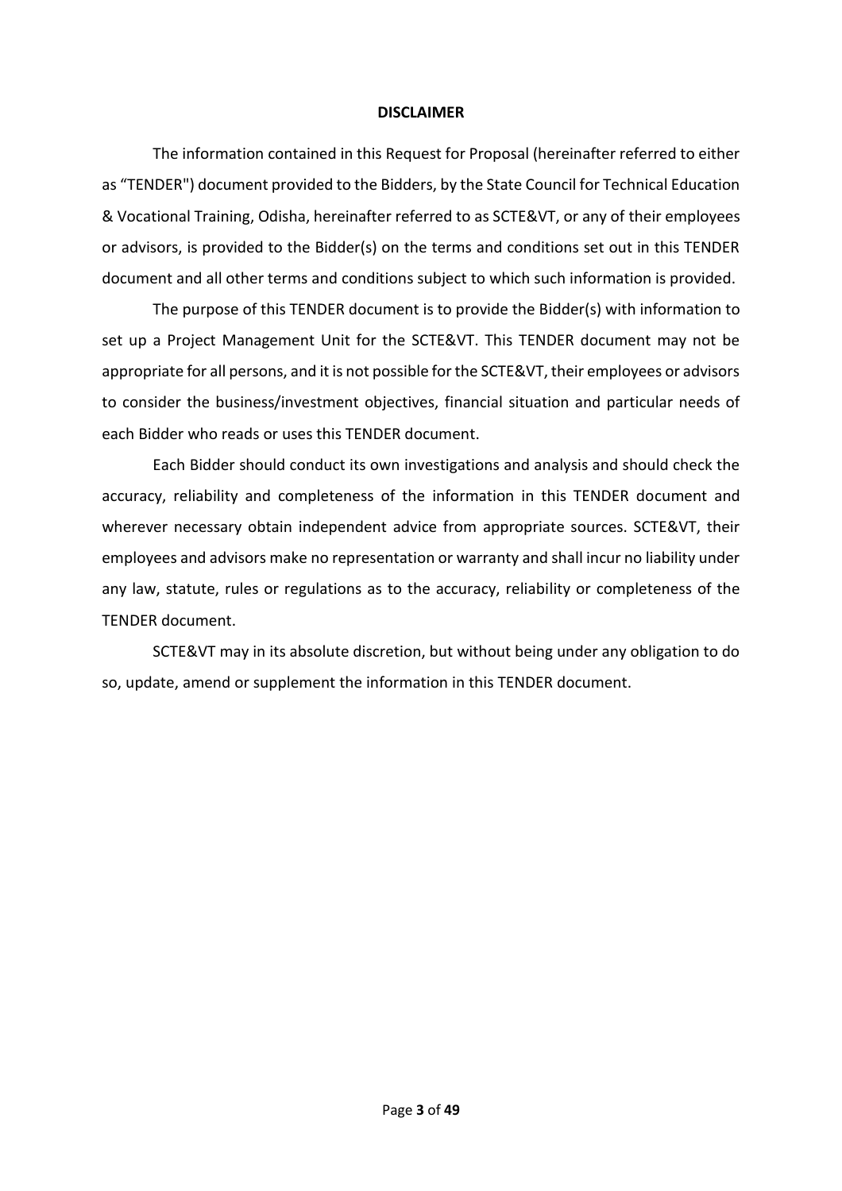# DISCLAIMER

The information contained in this Request for Proposal (hereinafter referred to either as "TENDER") document provided to the Bidders, by the State Council for Technical Education & Vocational Training, Odisha, hereinafter referred to as SCTE&VT, or any of their employees or advisors, is provided to the Bidder(s) on the terms and conditions set out in this TENDER document and all other terms and conditions subject to which such information is provided.

The purpose of this TENDER document is to provide the Bidder(s) with information to set up a Project Management Unit for the SCTE&VT. This TENDER document may not be appropriate for all persons, and it is not possible for the SCTE&VT, their employees or advisors to consider the business/investment objectives, financial situation and particular needs of each Bidder who reads or uses this TENDER document.

Each Bidder should conduct its own investigations and analysis and should check the accuracy, reliability and completeness of the information in this TENDER document and wherever necessary obtain independent advice from appropriate sources. SCTE&VT, their employees and advisors make no representation or warranty and shall incur no liability under any law, statute, rules or regulations as to the accuracy, reliability or completeness of the TENDER document.

SCTE&VT may in its absolute discretion, but without being under any obligation to do so, update, amend or supplement the information in this TENDER document.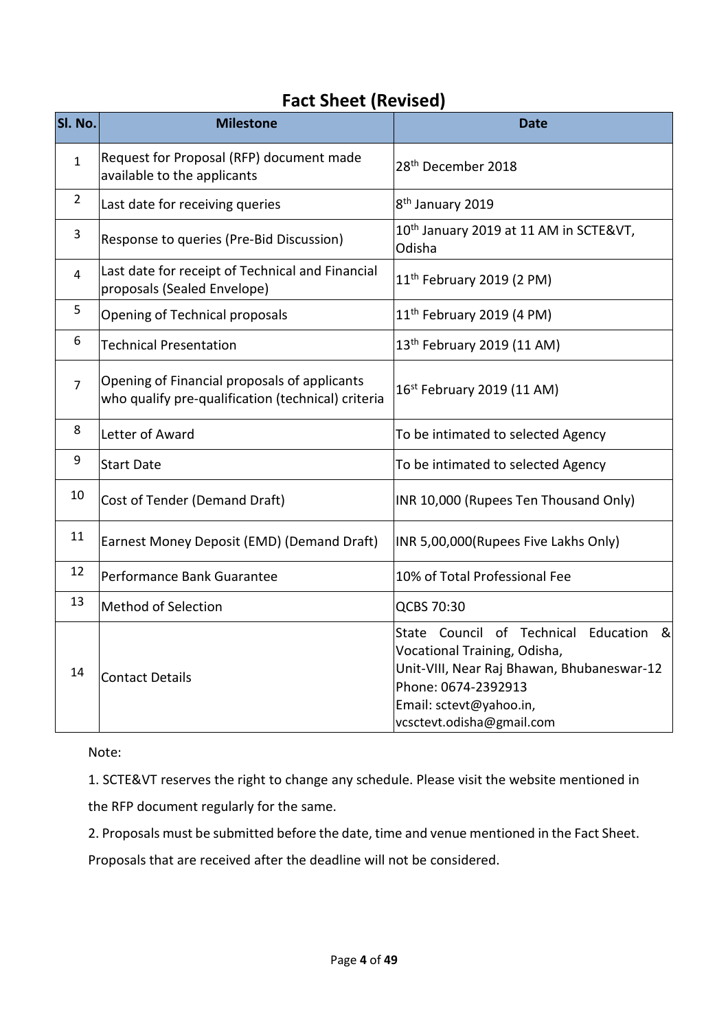## Fact Sheet (Revised)

| Sl. No. | Milestone | Date |
|---|---|---|
| 1 | Request for Proposal (RFP) document made available to the applicants | 28th December 2018 |
| 2 | Last date for receiving queries | 8th January 2019 |
| 3 | Response to queries (Pre-Bid Discussion) | 10th January 2019 at 11 AM in SCTE&VT, Odisha |
| 4 | Last date for receipt of Technical and Financial proposals (Sealed Envelope) | 11th February 2019 (2 PM) |
| 5 | Opening of Technical proposals | 11th February 2019 (4 PM) |
| 6 | Technical Presentation | 13th February 2019 (11 AM) |
| 7 | Opening of Financial proposals of applicants who qualify pre-qualification (technical) criteria | 16st February 2019 (11 AM) |
| 8 | Letter of Award | To be intimated to selected Agency |
| 9 | Start Date | To be intimated to selected Agency |
| 10 | Cost of Tender (Demand Draft) | INR 10,000 (Rupees Ten Thousand Only) |
| 11 | Earnest Money Deposit (EMD) (Demand Draft) | INR 5,00,000(Rupees Five Lakhs Only) |
| 12 | Performance Bank Guarantee | 10% of Total Professional Fee |
| 13 | Method of Selection | QCBS 70:30 |
| 14 | Contact Details | State Council of Technical Education & Vocational Training, Odisha,<br>Unit-VIII, Near Raj Bhawan, Bhubaneswar-12<br>Phone: 0674-2392913<br>Email: sctevt@yahoo.in, vcsctevt.odisha@gmail.com |

Note:

1. SCTE&VT reserves the right to change any schedule. Please visit the website mentioned in the RFP document regularly for the same.

2. Proposals must be submitted before the date, time and venue mentioned in the Fact Sheet. Proposals that are received after the deadline will not be considered.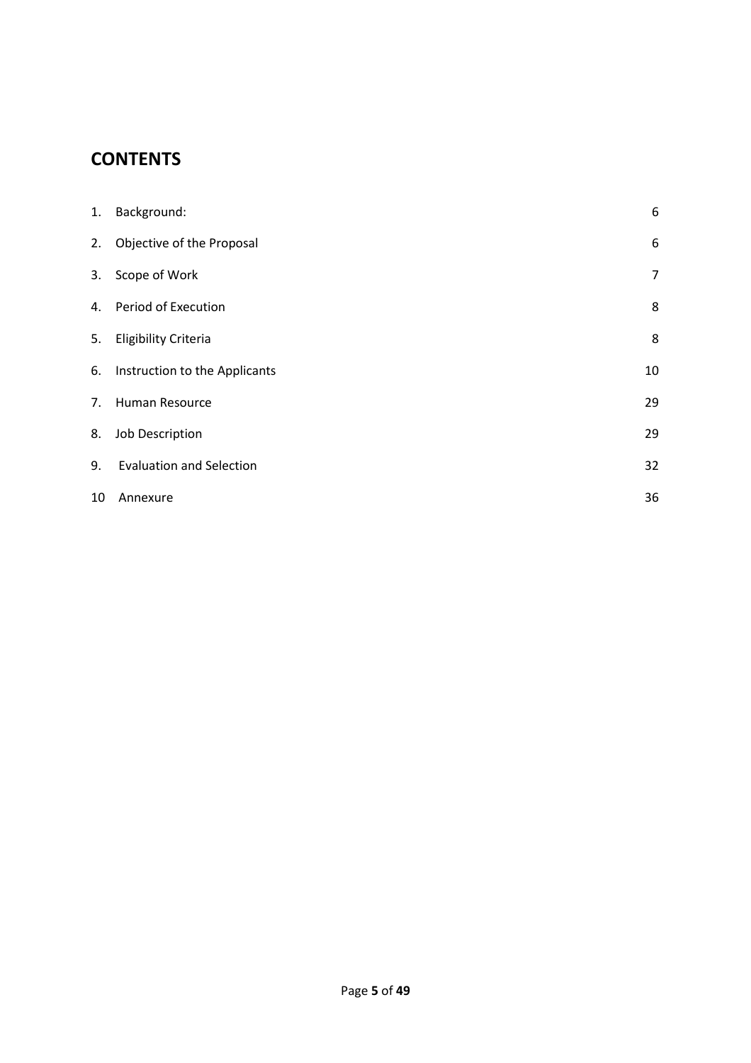# CONTENTS

| | | |
|---|---|---|
| 1. | Background: | 6 |
| 2. | Objective of the Proposal | 6 |
| 3. | Scope of Work | 7 |
| 4. | Period of Execution | 8 |
| 5. | Eligibility Criteria | 8 |
| 6. | Instruction to the Applicants | 10 |
| 7. | Human Resource | 29 |
| 8. | Job Description | 29 |
| 9. | Evaluation and Selection | 32 |
| 10 | Annexure | 36 |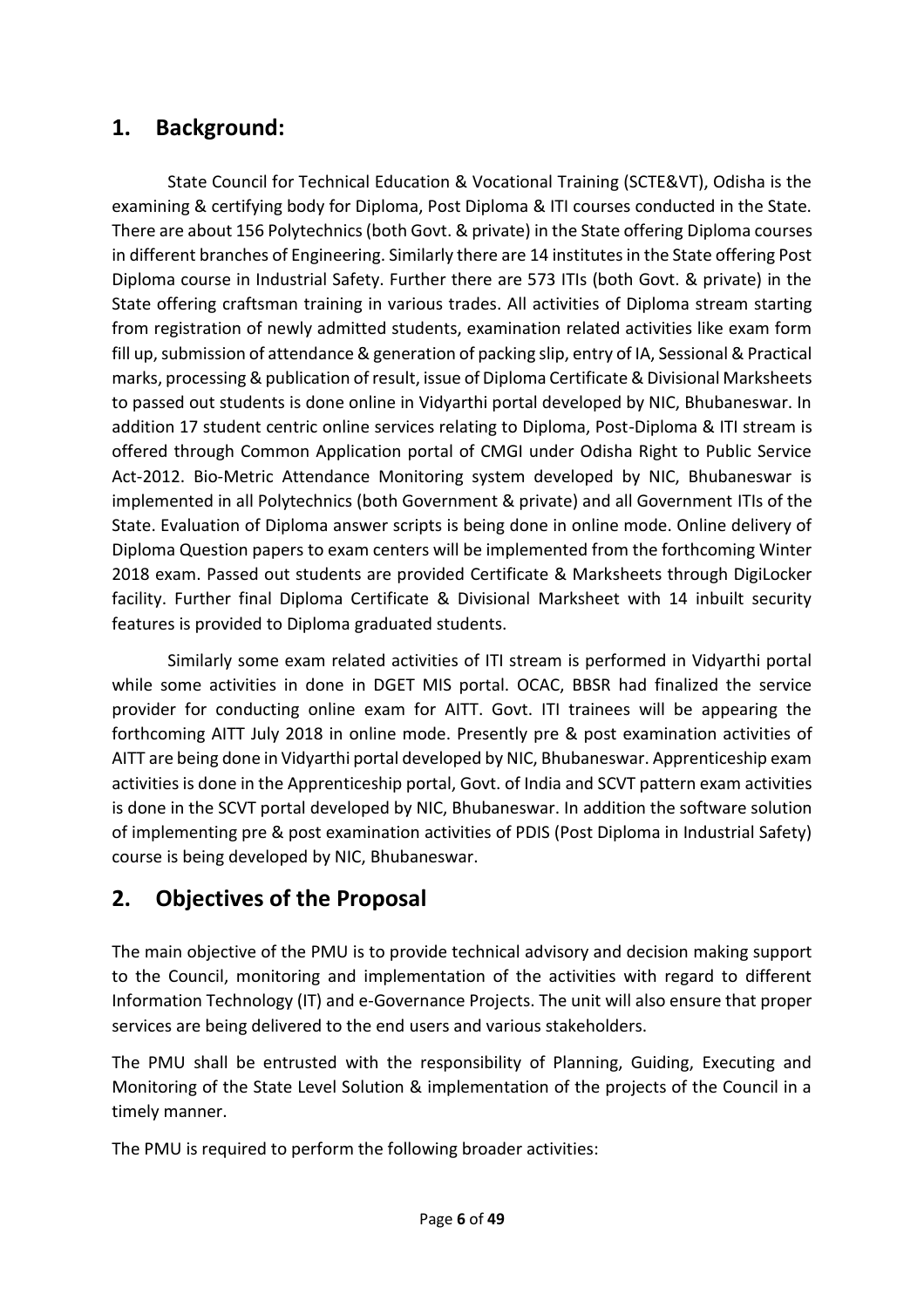## 1. Background:

State Council for Technical Education & Vocational Training (SCTE&VT), Odisha is the examining & certifying body for Diploma, Post Diploma & ITI courses conducted in the State. There are about 156 Polytechnics (both Govt. & private) in the State offering Diploma courses in different branches of Engineering. Similarly there are 14 institutes in the State offering Post Diploma course in Industrial Safety. Further there are 573 ITIs (both Govt. & private) in the State offering craftsman training in various trades. All activities of Diploma stream starting from registration of newly admitted students, examination related activities like exam form fill up, submission of attendance & generation of packing slip, entry of IA, Sessional & Practical marks, processing & publication of result, issue of Diploma Certificate & Divisional Marksheets to passed out students is done online in Vidyarthi portal developed by NIC, Bhubaneswar. In addition 17 student centric online services relating to Diploma, Post-Diploma & ITI stream is offered through Common Application portal of CMGI under Odisha Right to Public Service Act-2012. Bio-Metric Attendance Monitoring system developed by NIC, Bhubaneswar is implemented in all Polytechnics (both Government & private) and all Government ITIs of the State. Evaluation of Diploma answer scripts is being done in online mode. Online delivery of Diploma Question papers to exam centers will be implemented from the forthcoming Winter 2018 exam. Passed out students are provided Certificate & Marksheets through DigiLocker facility. Further final Diploma Certificate & Divisional Marksheet with 14 inbuilt security features is provided to Diploma graduated students.

Similarly some exam related activities of ITI stream is performed in Vidyarthi portal while some activities in done in DGET MIS portal. OCAC, BBSR had finalized the service provider for conducting online exam for AITT. Govt. ITI trainees will be appearing the forthcoming AITT July 2018 in online mode. Presently pre & post examination activities of AITT are being done in Vidyarthi portal developed by NIC, Bhubaneswar. Apprenticeship exam activities is done in the Apprenticeship portal, Govt. of India and SCVT pattern exam activities is done in the SCVT portal developed by NIC, Bhubaneswar. In addition the software solution of implementing pre & post examination activities of PDIS (Post Diploma in Industrial Safety) course is being developed by NIC, Bhubaneswar.

## 2. Objectives of the Proposal

The main objective of the PMU is to provide technical advisory and decision making support to the Council, monitoring and implementation of the activities with regard to different Information Technology (IT) and e-Governance Projects. The unit will also ensure that proper services are being delivered to the end users and various stakeholders.

The PMU shall be entrusted with the responsibility of Planning, Guiding, Executing and Monitoring of the State Level Solution & implementation of the projects of the Council in a timely manner.

The PMU is required to perform the following broader activities: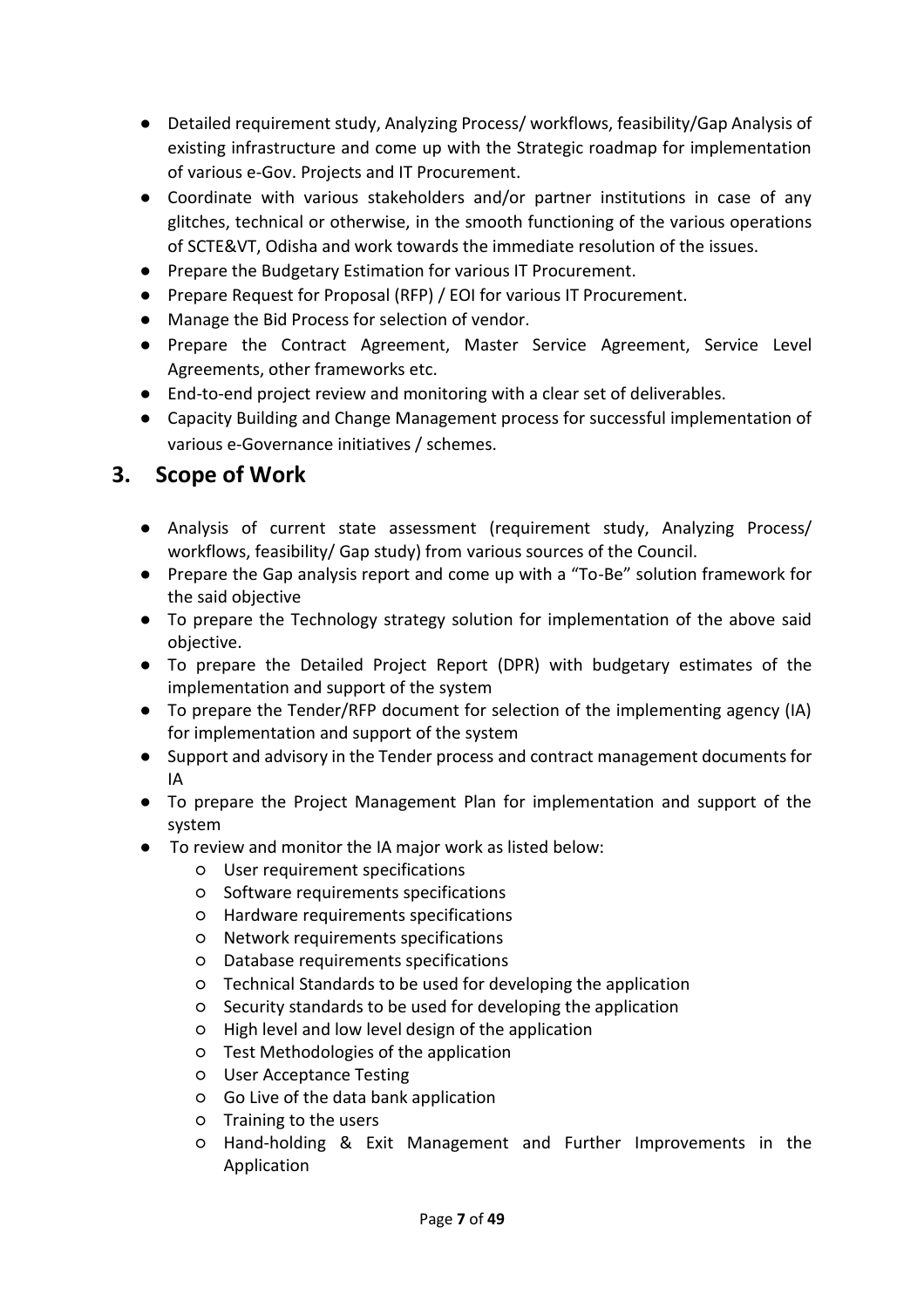- Detailed requirement study, Analyzing Process/ workflows, feasibility/Gap Analysis of existing infrastructure and come up with the Strategic roadmap for implementation of various e-Gov. Projects and IT Procurement.
- Coordinate with various stakeholders and/or partner institutions in case of any glitches, technical or otherwise, in the smooth functioning of the various operations of SCTE&VT, Odisha and work towards the immediate resolution of the issues.
- Prepare the Budgetary Estimation for various IT Procurement.
- Prepare Request for Proposal (RFP) / EOI for various IT Procurement.
- Manage the Bid Process for selection of vendor.
- Prepare the Contract Agreement, Master Service Agreement, Service Level Agreements, other frameworks etc.
- End-to-end project review and monitoring with a clear set of deliverables.
- Capacity Building and Change Management process for successful implementation of various e-Governance initiatives / schemes.

## 3. Scope of Work

- Analysis of current state assessment (requirement study, Analyzing Process/ workflows, feasibility/ Gap study) from various sources of the Council.
- Prepare the Gap analysis report and come up with a "To-Be" solution framework for the said objective
- To prepare the Technology strategy solution for implementation of the above said objective.
- To prepare the Detailed Project Report (DPR) with budgetary estimates of the implementation and support of the system
- To prepare the Tender/RFP document for selection of the implementing agency (IA) for implementation and support of the system
- Support and advisory in the Tender process and contract management documents for IA
- To prepare the Project Management Plan for implementation and support of the system
- To review and monitor the IA major work as listed below:
  - User requirement specifications
  - Software requirements specifications
  - Hardware requirements specifications
  - Network requirements specifications
  - Database requirements specifications
  - Technical Standards to be used for developing the application
  - Security standards to be used for developing the application
  - High level and low level design of the application
  - Test Methodologies of the application
  - User Acceptance Testing
  - Go Live of the data bank application
  - Training to the users
  - Hand-holding & Exit Management and Further Improvements in the Application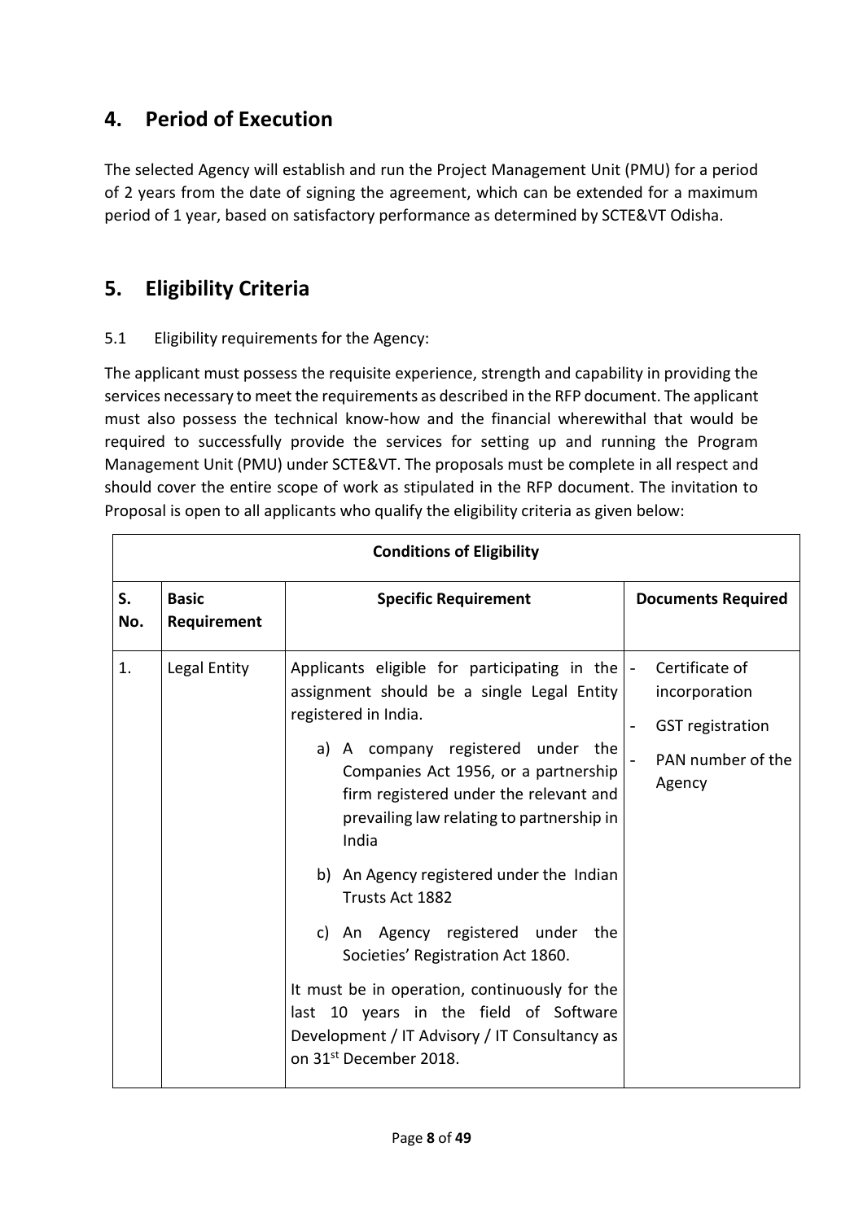## 4. Period of Execution

The selected Agency will establish and run the Project Management Unit (PMU) for a period of 2 years from the date of signing the agreement, which can be extended for a maximum period of 1 year, based on satisfactory performance as determined by SCTE&VT Odisha.

## 5. Eligibility Criteria

5.1 Eligibility requirements for the Agency:

The applicant must possess the requisite experience, strength and capability in providing the services necessary to meet the requirements as described in the RFP document. The applicant must also possess the technical know-how and the financial wherewithal that would be required to successfully provide the services for setting up and running the Program Management Unit (PMU) under SCTE&VT. The proposals must be complete in all respect and should cover the entire scope of work as stipulated in the RFP document. The invitation to Proposal is open to all applicants who qualify the eligibility criteria as given below:

| Conditions of Eligibility | | | |
|---|---|---|---|
| **S. No.** | **Basic Requirement** | **Specific Requirement** | **Documents Required** |
| 1. | Legal Entity | Applicants eligible for participating in the assignment should be a single Legal Entity registered in India.<br>a) A company registered under the Companies Act 1956, or a partnership firm registered under the relevant and prevailing law relating to partnership in India<br>b) An Agency registered under the Indian Trusts Act 1882<br>c) An Agency registered under the Societies' Registration Act 1860.<br>It must be in operation, continuously for the last 10 years in the field of Software Development / IT Advisory / IT Consultancy as on 31st December 2018. | - Certificate of incorporation<br>- GST registration<br>- PAN number of the Agency |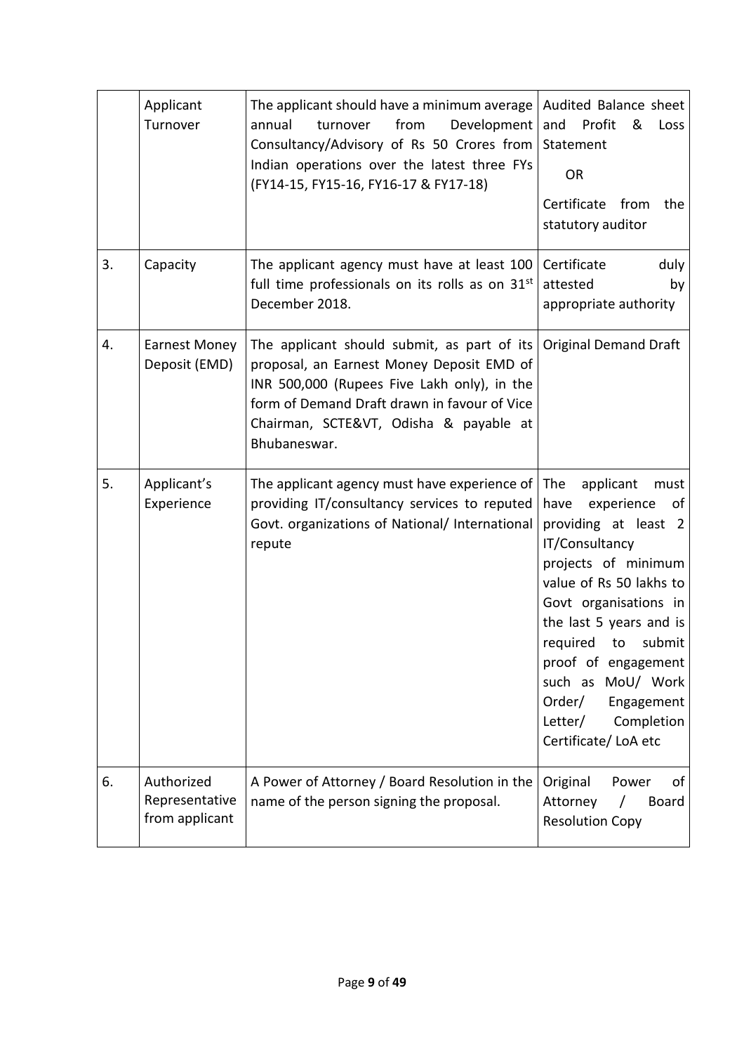| | | | |
|---|---|---|---|
| | Applicant Turnover | The applicant should have a minimum average annual turnover from Development Consultancy/Advisory of Rs 50 Crores from Indian operations over the latest three FYs (FY14-15, FY15-16, FY16-17 & FY17-18) | Audited Balance sheet and Profit & Loss Statement<br><br>OR<br><br>Certificate from the statutory auditor |
| 3. | Capacity | The applicant agency must have at least 100 full time professionals on its rolls as on 31st December 2018. | Certificate duly attested by appropriate authority |
| 4. | Earnest Money Deposit (EMD) | The applicant should submit, as part of its proposal, an Earnest Money Deposit EMD of INR 500,000 (Rupees Five Lakh only), in the form of Demand Draft drawn in favour of Vice Chairman, SCTE&VT, Odisha & payable at Bhubaneswar. | Original Demand Draft |
| 5. | Applicant's Experience | The applicant agency must have experience of providing IT/consultancy services to reputed Govt. organizations of National/ International repute | The applicant must have experience of providing at least 2 IT/Consultancy projects of minimum value of Rs 50 lakhs to Govt organisations in the last 5 years and is required to submit proof of engagement such as MoU/ Work Order/ Engagement Letter/ Completion Certificate/ LoA etc |
| 6. | Authorized Representative from applicant | A Power of Attorney / Board Resolution in the name of the person signing the proposal. | Original Power of Attorney / Board Resolution Copy |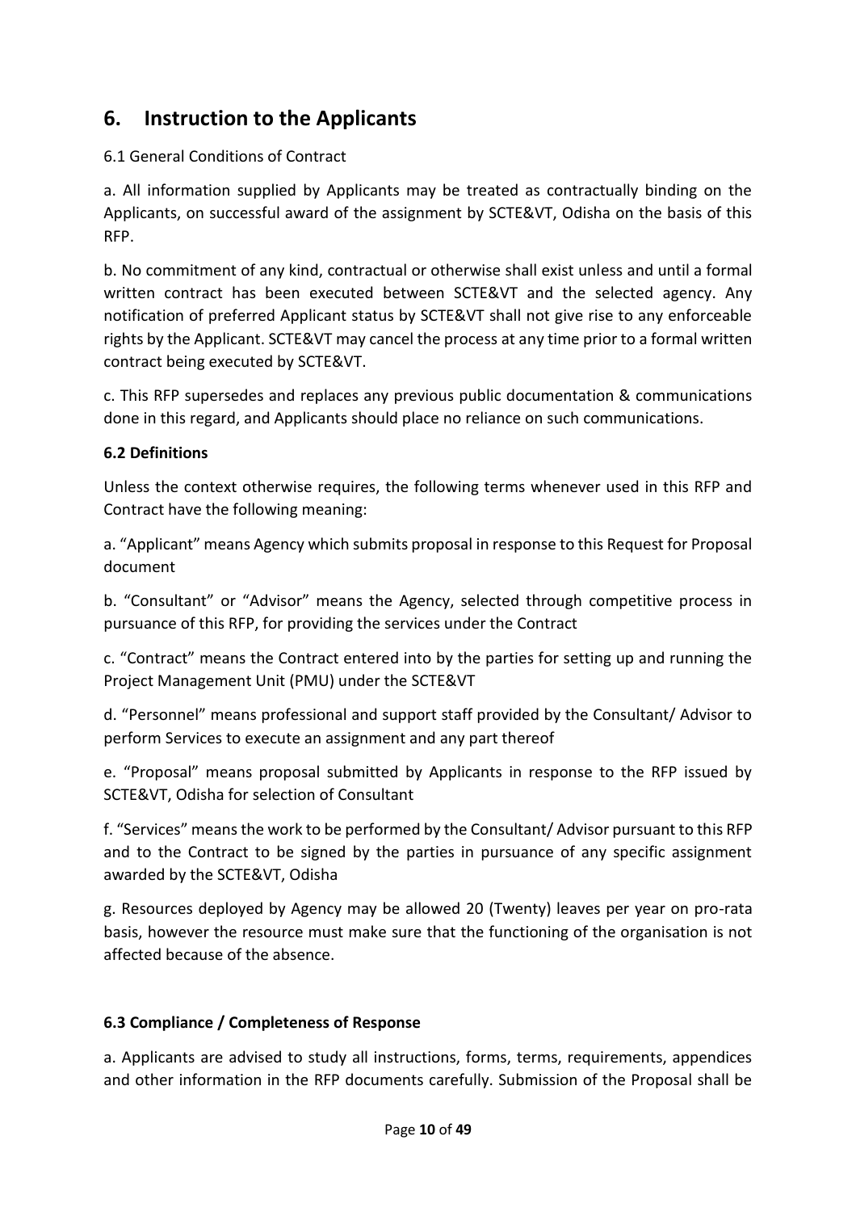## 6. Instruction to the Applicants

6.1 General Conditions of Contract

a. All information supplied by Applicants may be treated as contractually binding on the Applicants, on successful award of the assignment by SCTE&VT, Odisha on the basis of this RFP.

b. No commitment of any kind, contractual or otherwise shall exist unless and until a formal written contract has been executed between SCTE&VT and the selected agency. Any notification of preferred Applicant status by SCTE&VT shall not give rise to any enforceable rights by the Applicant. SCTE&VT may cancel the process at any time prior to a formal written contract being executed by SCTE&VT.

c. This RFP supersedes and replaces any previous public documentation & communications done in this regard, and Applicants should place no reliance on such communications.

### 6.2 Definitions

Unless the context otherwise requires, the following terms whenever used in this RFP and Contract have the following meaning:

a. "Applicant" means Agency which submits proposal in response to this Request for Proposal document

b. "Consultant" or "Advisor" means the Agency, selected through competitive process in pursuance of this RFP, for providing the services under the Contract

c. "Contract" means the Contract entered into by the parties for setting up and running the Project Management Unit (PMU) under the SCTE&VT

d. "Personnel" means professional and support staff provided by the Consultant/ Advisor to perform Services to execute an assignment and any part thereof

e. "Proposal" means proposal submitted by Applicants in response to the RFP issued by SCTE&VT, Odisha for selection of Consultant

f. "Services" means the work to be performed by the Consultant/ Advisor pursuant to this RFP and to the Contract to be signed by the parties in pursuance of any specific assignment awarded by the SCTE&VT, Odisha

g. Resources deployed by Agency may be allowed 20 (Twenty) leaves per year on pro-rata basis, however the resource must make sure that the functioning of the organisation is not affected because of the absence.

### 6.3 Compliance / Completeness of Response

a. Applicants are advised to study all instructions, forms, terms, requirements, appendices and other information in the RFP documents carefully. Submission of the Proposal shall be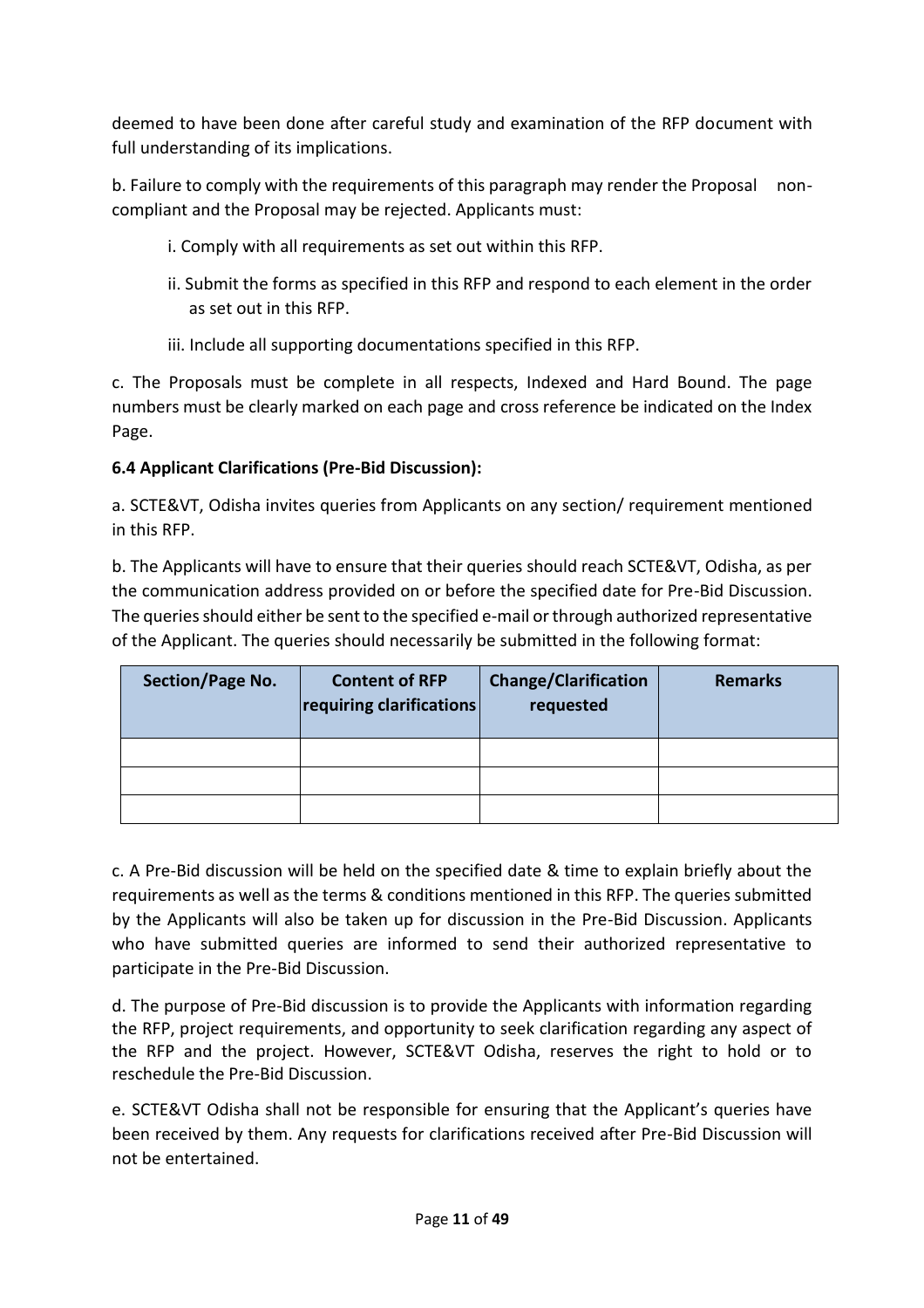deemed to have been done after careful study and examination of the RFP document with full understanding of its implications.

b. Failure to comply with the requirements of this paragraph may render the Proposal non-compliant and the Proposal may be rejected. Applicants must:

i. Comply with all requirements as set out within this RFP.

ii. Submit the forms as specified in this RFP and respond to each element in the order as set out in this RFP.

iii. Include all supporting documentations specified in this RFP.

c. The Proposals must be complete in all respects, Indexed and Hard Bound. The page numbers must be clearly marked on each page and cross reference be indicated on the Index Page.

**6.4 Applicant Clarifications (Pre-Bid Discussion):**

a. SCTE&VT, Odisha invites queries from Applicants on any section/ requirement mentioned in this RFP.

b. The Applicants will have to ensure that their queries should reach SCTE&VT, Odisha, as per the communication address provided on or before the specified date for Pre-Bid Discussion. The queries should either be sent to the specified e-mail or through authorized representative of the Applicant. The queries should necessarily be submitted in the following format:

| Section/Page No. | Content of RFP requiring clarifications | Change/Clarification requested | Remarks |
|---|---|---|---|
| | | | |
| | | | |
| | | | |

c. A Pre-Bid discussion will be held on the specified date & time to explain briefly about the requirements as well as the terms & conditions mentioned in this RFP. The queries submitted by the Applicants will also be taken up for discussion in the Pre-Bid Discussion. Applicants who have submitted queries are informed to send their authorized representative to participate in the Pre-Bid Discussion.

d. The purpose of Pre-Bid discussion is to provide the Applicants with information regarding the RFP, project requirements, and opportunity to seek clarification regarding any aspect of the RFP and the project. However, SCTE&VT Odisha, reserves the right to hold or to reschedule the Pre-Bid Discussion.

e. SCTE&VT Odisha shall not be responsible for ensuring that the Applicant's queries have been received by them. Any requests for clarifications received after Pre-Bid Discussion will not be entertained.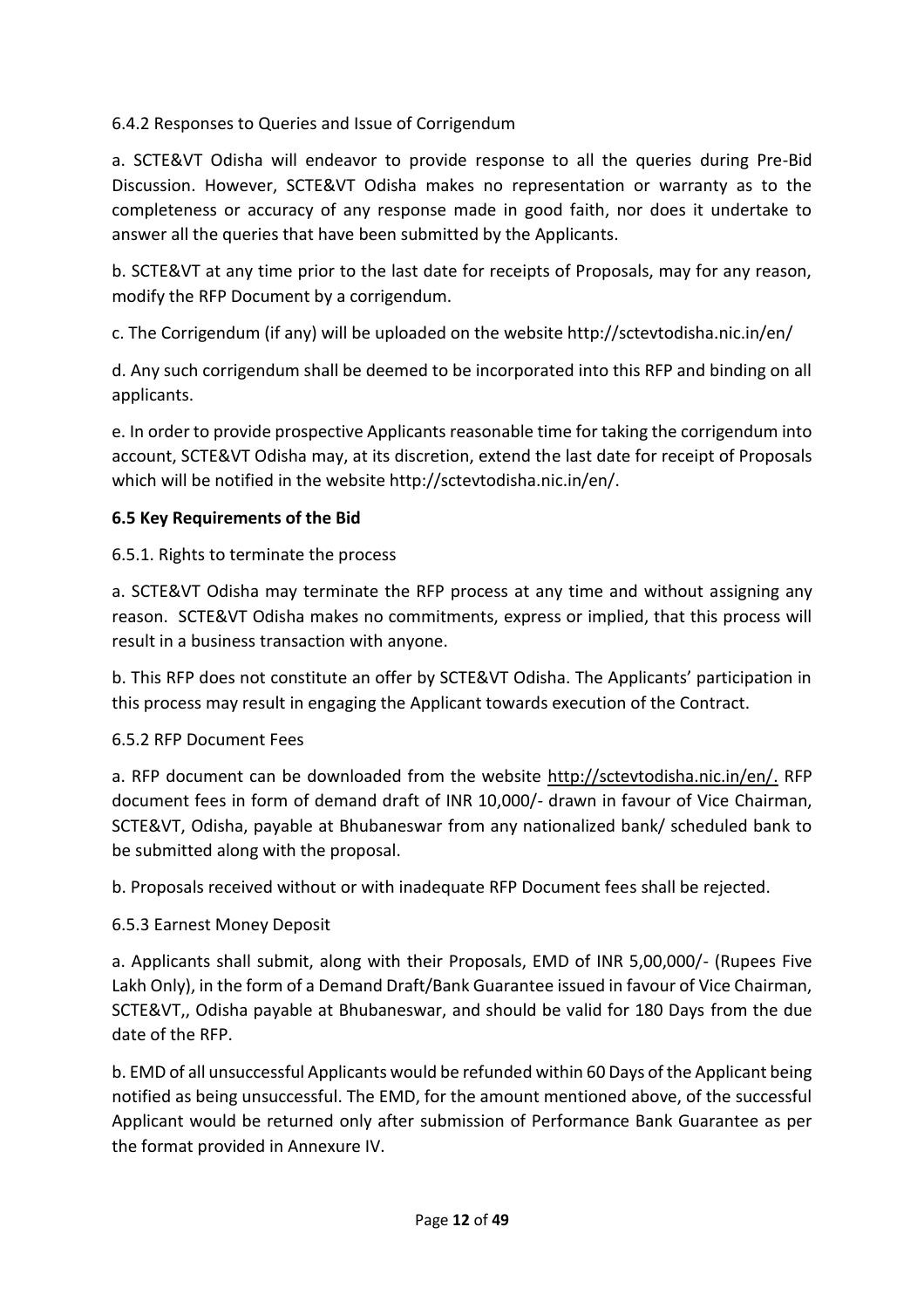6.4.2 Responses to Queries and Issue of Corrigendum

a. SCTE&VT Odisha will endeavor to provide response to all the queries during Pre-Bid Discussion. However, SCTE&VT Odisha makes no representation or warranty as to the completeness or accuracy of any response made in good faith, nor does it undertake to answer all the queries that have been submitted by the Applicants.

b. SCTE&VT at any time prior to the last date for receipts of Proposals, may for any reason, modify the RFP Document by a corrigendum.

c. The Corrigendum (if any) will be uploaded on the website http://sctevtodisha.nic.in/en/

d. Any such corrigendum shall be deemed to be incorporated into this RFP and binding on all applicants.

e. In order to provide prospective Applicants reasonable time for taking the corrigendum into account, SCTE&VT Odisha may, at its discretion, extend the last date for receipt of Proposals which will be notified in the website http://sctevtodisha.nic.in/en/.

**6.5 Key Requirements of the Bid**

6.5.1. Rights to terminate the process

a. SCTE&VT Odisha may terminate the RFP process at any time and without assigning any reason. SCTE&VT Odisha makes no commitments, express or implied, that this process will result in a business transaction with anyone.

b. This RFP does not constitute an offer by SCTE&VT Odisha. The Applicants' participation in this process may result in engaging the Applicant towards execution of the Contract.

6.5.2 RFP Document Fees

a. RFP document can be downloaded from the website http://sctevtodisha.nic.in/en/. RFP document fees in form of demand draft of INR 10,000/- drawn in favour of Vice Chairman, SCTE&VT, Odisha, payable at Bhubaneswar from any nationalized bank/ scheduled bank to be submitted along with the proposal.

b. Proposals received without or with inadequate RFP Document fees shall be rejected.

6.5.3 Earnest Money Deposit

a. Applicants shall submit, along with their Proposals, EMD of INR 5,00,000/- (Rupees Five Lakh Only), in the form of a Demand Draft/Bank Guarantee issued in favour of Vice Chairman, SCTE&VT,, Odisha payable at Bhubaneswar, and should be valid for 180 Days from the due date of the RFP.

b. EMD of all unsuccessful Applicants would be refunded within 60 Days of the Applicant being notified as being unsuccessful. The EMD, for the amount mentioned above, of the successful Applicant would be returned only after submission of Performance Bank Guarantee as per the format provided in Annexure IV.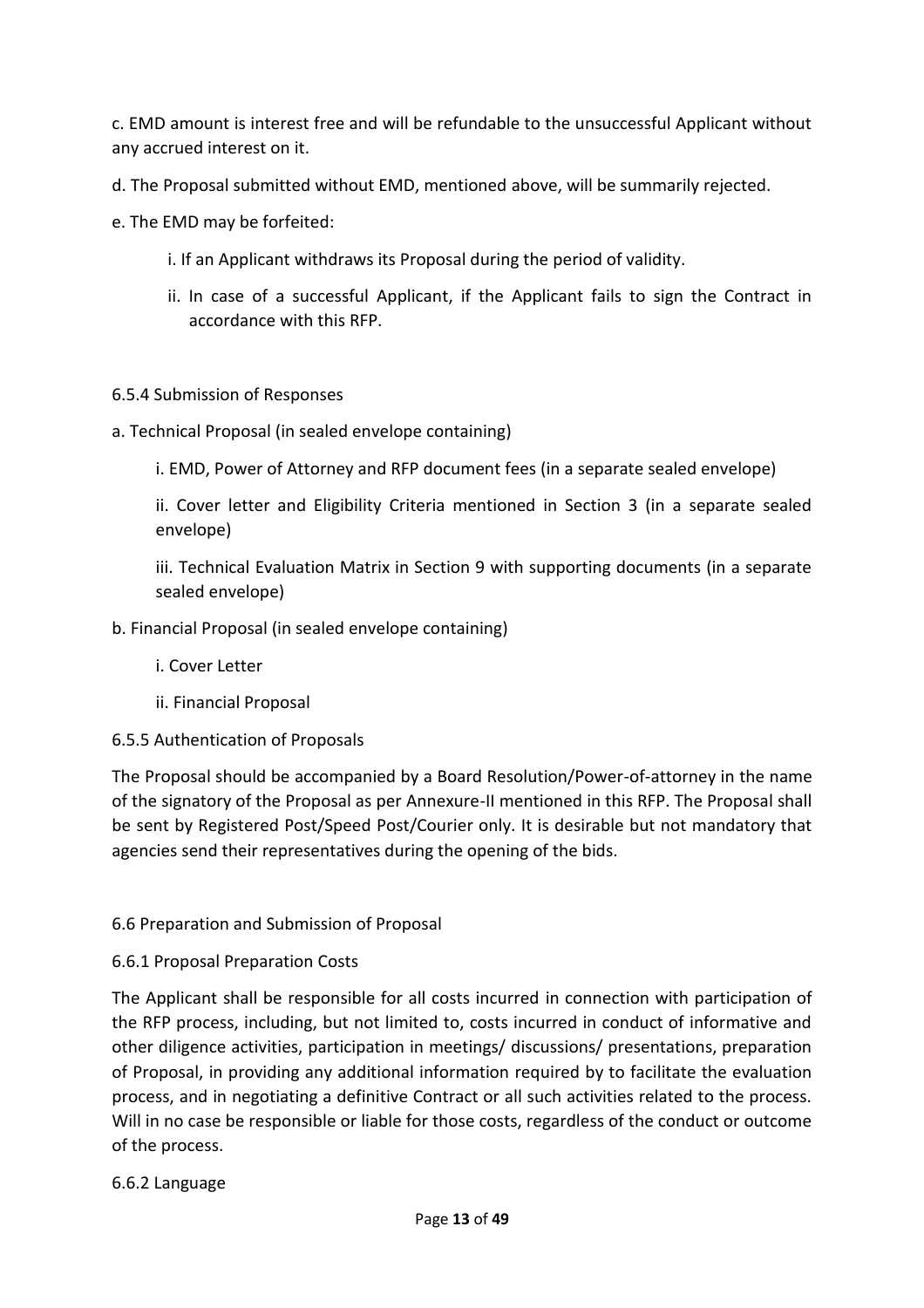c. EMD amount is interest free and will be refundable to the unsuccessful Applicant without any accrued interest on it.

d. The Proposal submitted without EMD, mentioned above, will be summarily rejected.

e. The EMD may be forfeited:

  i. If an Applicant withdraws its Proposal during the period of validity.

  ii. In case of a successful Applicant, if the Applicant fails to sign the Contract in accordance with this RFP.

6.5.4 Submission of Responses

a. Technical Proposal (in sealed envelope containing)

  i. EMD, Power of Attorney and RFP document fees (in a separate sealed envelope)

  ii. Cover letter and Eligibility Criteria mentioned in Section 3 (in a separate sealed envelope)

  iii. Technical Evaluation Matrix in Section 9 with supporting documents (in a separate sealed envelope)

b. Financial Proposal (in sealed envelope containing)

  i. Cover Letter

  ii. Financial Proposal

6.5.5 Authentication of Proposals

The Proposal should be accompanied by a Board Resolution/Power-of-attorney in the name of the signatory of the Proposal as per Annexure-II mentioned in this RFP. The Proposal shall be sent by Registered Post/Speed Post/Courier only. It is desirable but not mandatory that agencies send their representatives during the opening of the bids.

6.6 Preparation and Submission of Proposal

6.6.1 Proposal Preparation Costs

The Applicant shall be responsible for all costs incurred in connection with participation of the RFP process, including, but not limited to, costs incurred in conduct of informative and other diligence activities, participation in meetings/ discussions/ presentations, preparation of Proposal, in providing any additional information required by to facilitate the evaluation process, and in negotiating a definitive Contract or all such activities related to the process. Will in no case be responsible or liable for those costs, regardless of the conduct or outcome of the process.

6.6.2 Language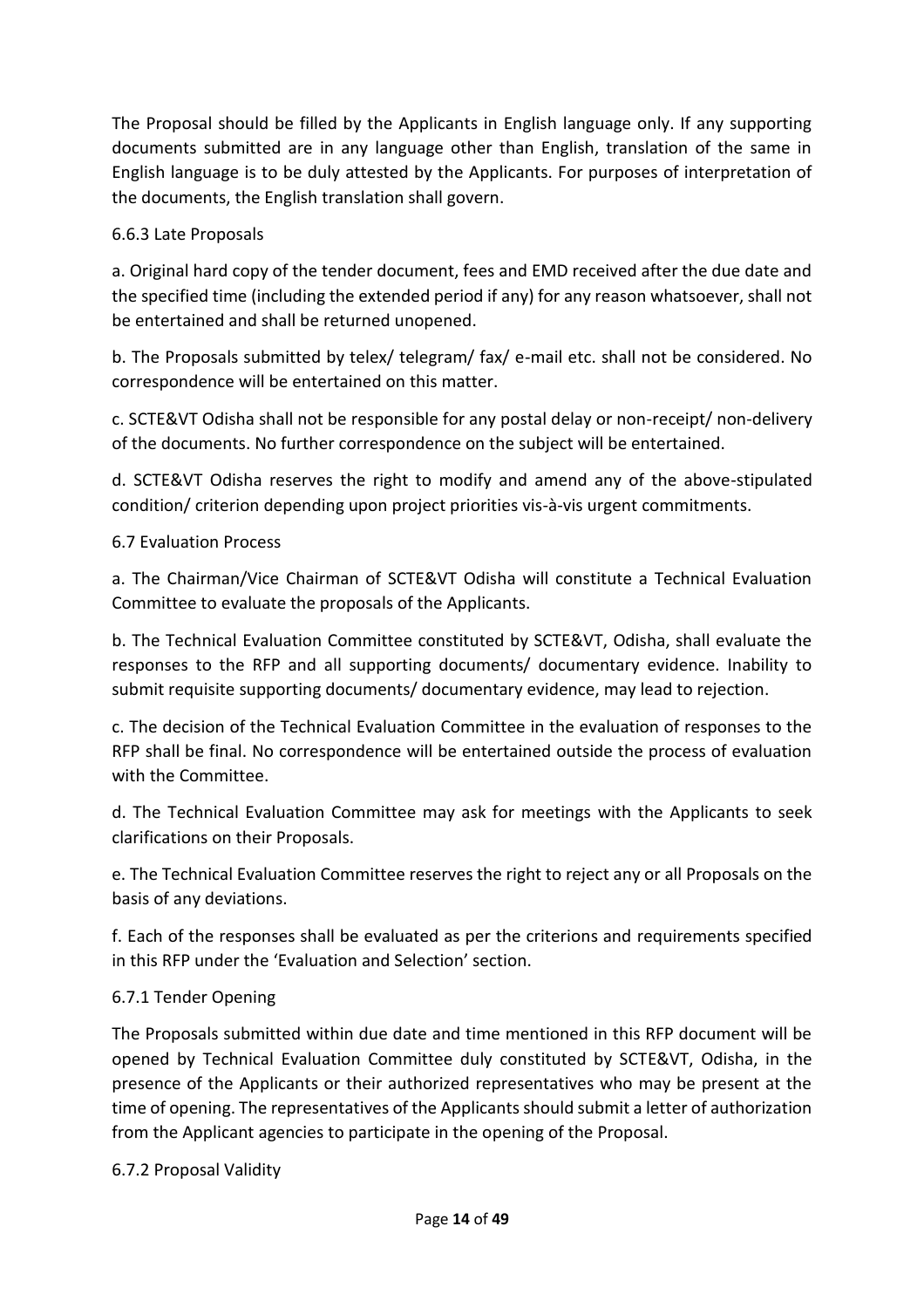The Proposal should be filled by the Applicants in English language only. If any supporting documents submitted are in any language other than English, translation of the same in English language is to be duly attested by the Applicants. For purposes of interpretation of the documents, the English translation shall govern.

### 6.6.3 Late Proposals

a. Original hard copy of the tender document, fees and EMD received after the due date and the specified time (including the extended period if any) for any reason whatsoever, shall not be entertained and shall be returned unopened.

b. The Proposals submitted by telex/ telegram/ fax/ e-mail etc. shall not be considered. No correspondence will be entertained on this matter.

c. SCTE&VT Odisha shall not be responsible for any postal delay or non-receipt/ non-delivery of the documents. No further correspondence on the subject will be entertained.

d. SCTE&VT Odisha reserves the right to modify and amend any of the above-stipulated condition/ criterion depending upon project priorities vis-à-vis urgent commitments.

## 6.7 Evaluation Process

a. The Chairman/Vice Chairman of SCTE&VT Odisha will constitute a Technical Evaluation Committee to evaluate the proposals of the Applicants.

b. The Technical Evaluation Committee constituted by SCTE&VT, Odisha, shall evaluate the responses to the RFP and all supporting documents/ documentary evidence. Inability to submit requisite supporting documents/ documentary evidence, may lead to rejection.

c. The decision of the Technical Evaluation Committee in the evaluation of responses to the RFP shall be final. No correspondence will be entertained outside the process of evaluation with the Committee.

d. The Technical Evaluation Committee may ask for meetings with the Applicants to seek clarifications on their Proposals.

e. The Technical Evaluation Committee reserves the right to reject any or all Proposals on the basis of any deviations.

f. Each of the responses shall be evaluated as per the criterions and requirements specified in this RFP under the 'Evaluation and Selection' section.

### 6.7.1 Tender Opening

The Proposals submitted within due date and time mentioned in this RFP document will be opened by Technical Evaluation Committee duly constituted by SCTE&VT, Odisha, in the presence of the Applicants or their authorized representatives who may be present at the time of opening. The representatives of the Applicants should submit a letter of authorization from the Applicant agencies to participate in the opening of the Proposal.

### 6.7.2 Proposal Validity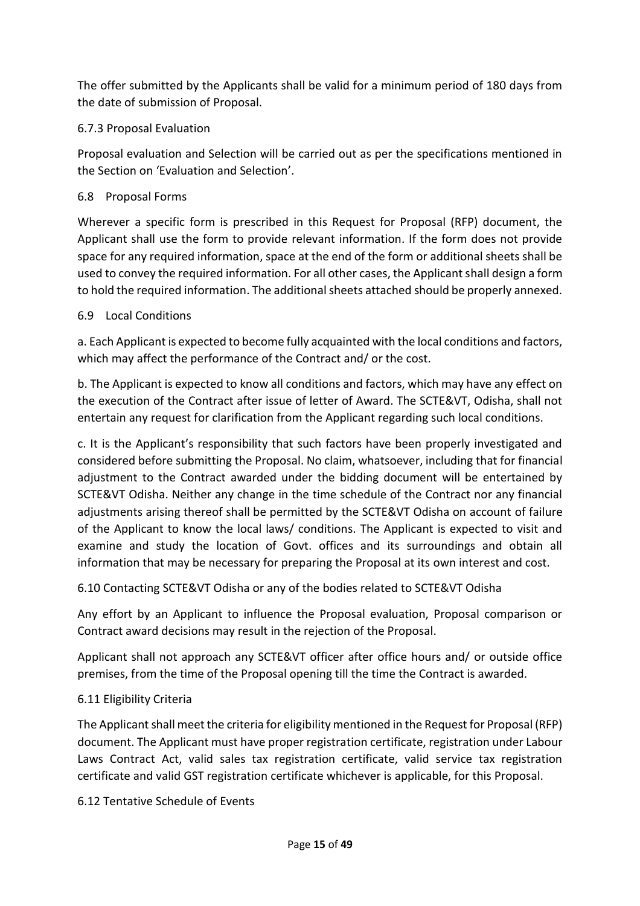The offer submitted by the Applicants shall be valid for a minimum period of 180 days from the date of submission of Proposal.

#### 6.7.3 Proposal Evaluation

Proposal evaluation and Selection will be carried out as per the specifications mentioned in the Section on 'Evaluation and Selection'.

### 6.8 Proposal Forms

Wherever a specific form is prescribed in this Request for Proposal (RFP) document, the Applicant shall use the form to provide relevant information. If the form does not provide space for any required information, space at the end of the form or additional sheets shall be used to convey the required information. For all other cases, the Applicant shall design a form to hold the required information. The additional sheets attached should be properly annexed.

### 6.9 Local Conditions

a. Each Applicant is expected to become fully acquainted with the local conditions and factors, which may affect the performance of the Contract and/ or the cost.

b. The Applicant is expected to know all conditions and factors, which may have any effect on the execution of the Contract after issue of letter of Award. The SCTE&VT, Odisha, shall not entertain any request for clarification from the Applicant regarding such local conditions.

c. It is the Applicant's responsibility that such factors have been properly investigated and considered before submitting the Proposal. No claim, whatsoever, including that for financial adjustment to the Contract awarded under the bidding document will be entertained by SCTE&VT Odisha. Neither any change in the time schedule of the Contract nor any financial adjustments arising thereof shall be permitted by the SCTE&VT Odisha on account of failure of the Applicant to know the local laws/ conditions. The Applicant is expected to visit and examine and study the location of Govt. offices and its surroundings and obtain all information that may be necessary for preparing the Proposal at its own interest and cost.

### 6.10 Contacting SCTE&VT Odisha or any of the bodies related to SCTE&VT Odisha

Any effort by an Applicant to influence the Proposal evaluation, Proposal comparison or Contract award decisions may result in the rejection of the Proposal.

Applicant shall not approach any SCTE&VT officer after office hours and/ or outside office premises, from the time of the Proposal opening till the time the Contract is awarded.

### 6.11 Eligibility Criteria

The Applicant shall meet the criteria for eligibility mentioned in the Request for Proposal (RFP) document. The Applicant must have proper registration certificate, registration under Labour Laws Contract Act, valid sales tax registration certificate, valid service tax registration certificate and valid GST registration certificate whichever is applicable, for this Proposal.

### 6.12 Tentative Schedule of Events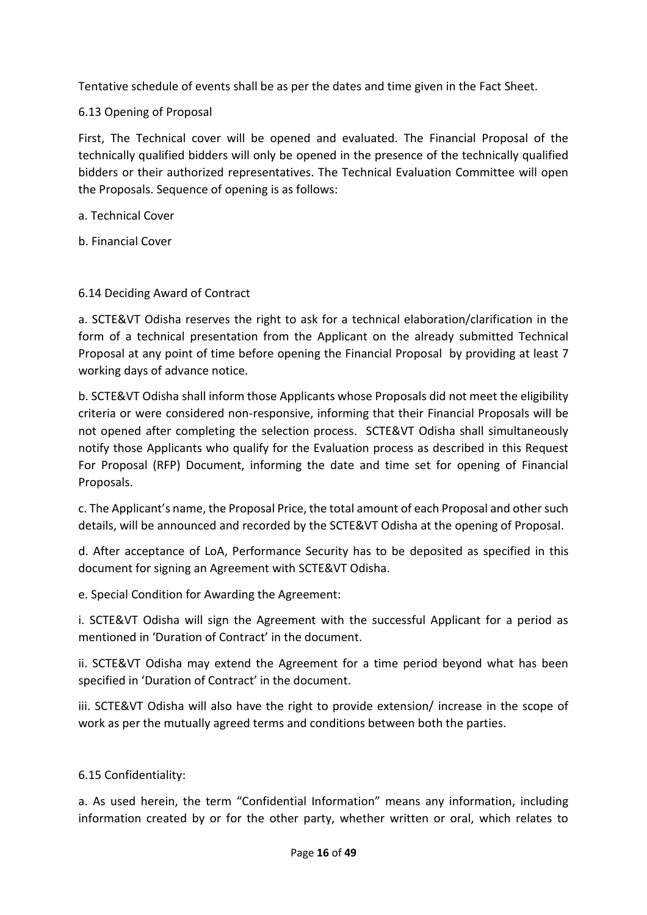Tentative schedule of events shall be as per the dates and time given in the Fact Sheet.

### 6.13 Opening of Proposal

First, The Technical cover will be opened and evaluated. The Financial Proposal of the technically qualified bidders will only be opened in the presence of the technically qualified bidders or their authorized representatives. The Technical Evaluation Committee will open the Proposals. Sequence of opening is as follows:

a. Technical Cover

b. Financial Cover

### 6.14 Deciding Award of Contract

a. SCTE&VT Odisha reserves the right to ask for a technical elaboration/clarification in the form of a technical presentation from the Applicant on the already submitted Technical Proposal at any point of time before opening the Financial Proposal by providing at least 7 working days of advance notice.

b. SCTE&VT Odisha shall inform those Applicants whose Proposals did not meet the eligibility criteria or were considered non-responsive, informing that their Financial Proposals will be not opened after completing the selection process. SCTE&VT Odisha shall simultaneously notify those Applicants who qualify for the Evaluation process as described in this Request For Proposal (RFP) Document, informing the date and time set for opening of Financial Proposals.

c. The Applicant's name, the Proposal Price, the total amount of each Proposal and other such details, will be announced and recorded by the SCTE&VT Odisha at the opening of Proposal.

d. After acceptance of LoA, Performance Security has to be deposited as specified in this document for signing an Agreement with SCTE&VT Odisha.

e. Special Condition for Awarding the Agreement:

i. SCTE&VT Odisha will sign the Agreement with the successful Applicant for a period as mentioned in 'Duration of Contract' in the document.

ii. SCTE&VT Odisha may extend the Agreement for a time period beyond what has been specified in 'Duration of Contract' in the document.

iii. SCTE&VT Odisha will also have the right to provide extension/ increase in the scope of work as per the mutually agreed terms and conditions between both the parties.

### 6.15 Confidentiality:

a. As used herein, the term "Confidential Information" means any information, including information created by or for the other party, whether written or oral, which relates to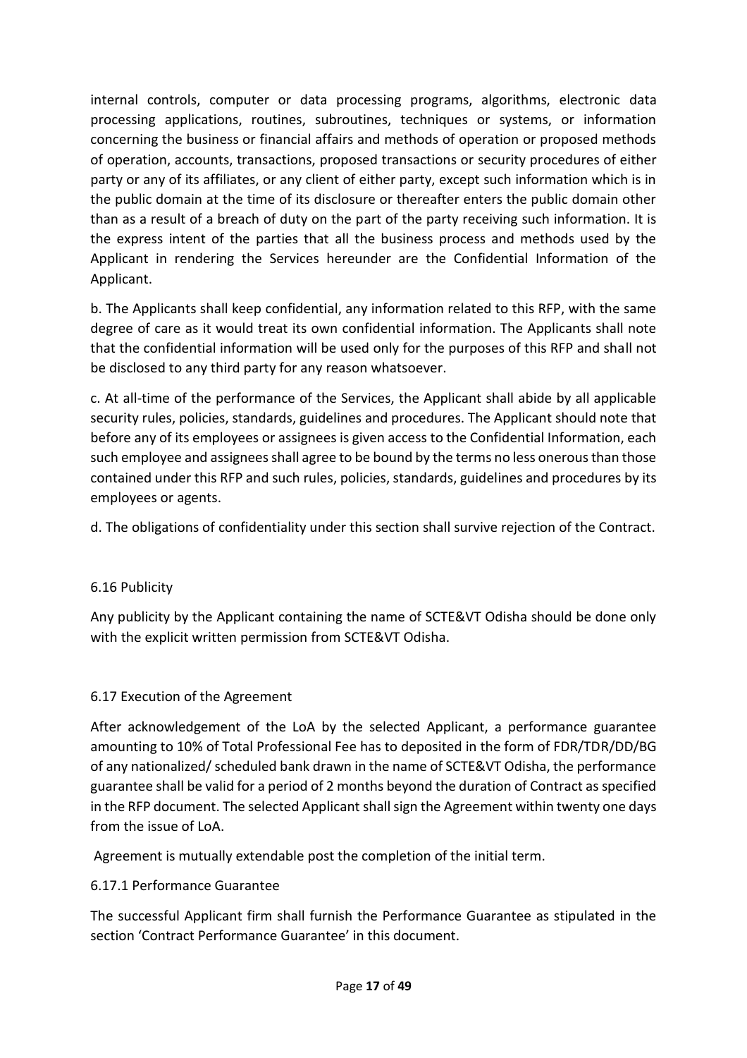internal controls, computer or data processing programs, algorithms, electronic data processing applications, routines, subroutines, techniques or systems, or information concerning the business or financial affairs and methods of operation or proposed methods of operation, accounts, transactions, proposed transactions or security procedures of either party or any of its affiliates, or any client of either party, except such information which is in the public domain at the time of its disclosure or thereafter enters the public domain other than as a result of a breach of duty on the part of the party receiving such information. It is the express intent of the parties that all the business process and methods used by the Applicant in rendering the Services hereunder are the Confidential Information of the Applicant.

b. The Applicants shall keep confidential, any information related to this RFP, with the same degree of care as it would treat its own confidential information. The Applicants shall note that the confidential information will be used only for the purposes of this RFP and shall not be disclosed to any third party for any reason whatsoever.

c. At all-time of the performance of the Services, the Applicant shall abide by all applicable security rules, policies, standards, guidelines and procedures. The Applicant should note that before any of its employees or assignees is given access to the Confidential Information, each such employee and assignees shall agree to be bound by the terms no less onerous than those contained under this RFP and such rules, policies, standards, guidelines and procedures by its employees or agents.

d. The obligations of confidentiality under this section shall survive rejection of the Contract.

### 6.16 Publicity

Any publicity by the Applicant containing the name of SCTE&VT Odisha should be done only with the explicit written permission from SCTE&VT Odisha.

### 6.17 Execution of the Agreement

After acknowledgement of the LoA by the selected Applicant, a performance guarantee amounting to 10% of Total Professional Fee has to deposited in the form of FDR/TDR/DD/BG of any nationalized/ scheduled bank drawn in the name of SCTE&VT Odisha, the performance guarantee shall be valid for a period of 2 months beyond the duration of Contract as specified in the RFP document. The selected Applicant shall sign the Agreement within twenty one days from the issue of LoA.

Agreement is mutually extendable post the completion of the initial term.

#### 6.17.1 Performance Guarantee

The successful Applicant firm shall furnish the Performance Guarantee as stipulated in the section 'Contract Performance Guarantee' in this document.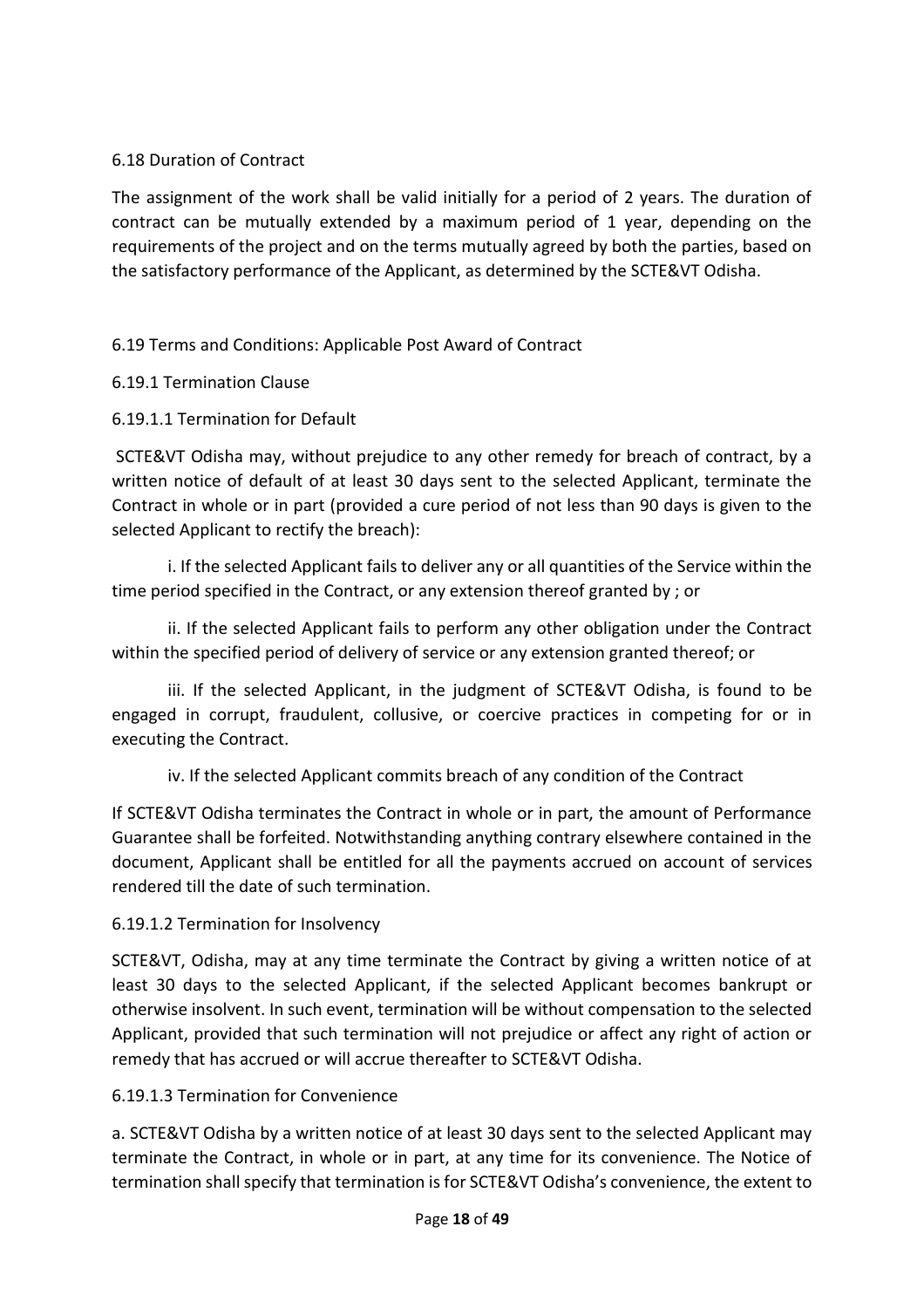### 6.18 Duration of Contract

The assignment of the work shall be valid initially for a period of 2 years. The duration of contract can be mutually extended by a maximum period of 1 year, depending on the requirements of the project and on the terms mutually agreed by both the parties, based on the satisfactory performance of the Applicant, as determined by the SCTE&VT Odisha.

### 6.19 Terms and Conditions: Applicable Post Award of Contract

#### 6.19.1 Termination Clause

##### 6.19.1.1 Termination for Default

SCTE&VT Odisha may, without prejudice to any other remedy for breach of contract, by a written notice of default of at least 30 days sent to the selected Applicant, terminate the Contract in whole or in part (provided a cure period of not less than 90 days is given to the selected Applicant to rectify the breach):

i. If the selected Applicant fails to deliver any or all quantities of the Service within the time period specified in the Contract, or any extension thereof granted by ; or

ii. If the selected Applicant fails to perform any other obligation under the Contract within the specified period of delivery of service or any extension granted thereof; or

iii. If the selected Applicant, in the judgment of SCTE&VT Odisha, is found to be engaged in corrupt, fraudulent, collusive, or coercive practices in competing for or in executing the Contract.

iv. If the selected Applicant commits breach of any condition of the Contract

If SCTE&VT Odisha terminates the Contract in whole or in part, the amount of Performance Guarantee shall be forfeited. Notwithstanding anything contrary elsewhere contained in the document, Applicant shall be entitled for all the payments accrued on account of services rendered till the date of such termination.

##### 6.19.1.2 Termination for Insolvency

SCTE&VT, Odisha, may at any time terminate the Contract by giving a written notice of at least 30 days to the selected Applicant, if the selected Applicant becomes bankrupt or otherwise insolvent. In such event, termination will be without compensation to the selected Applicant, provided that such termination will not prejudice or affect any right of action or remedy that has accrued or will accrue thereafter to SCTE&VT Odisha.

##### 6.19.1.3 Termination for Convenience

a. SCTE&VT Odisha by a written notice of at least 30 days sent to the selected Applicant may terminate the Contract, in whole or in part, at any time for its convenience. The Notice of termination shall specify that termination is for SCTE&VT Odisha's convenience, the extent to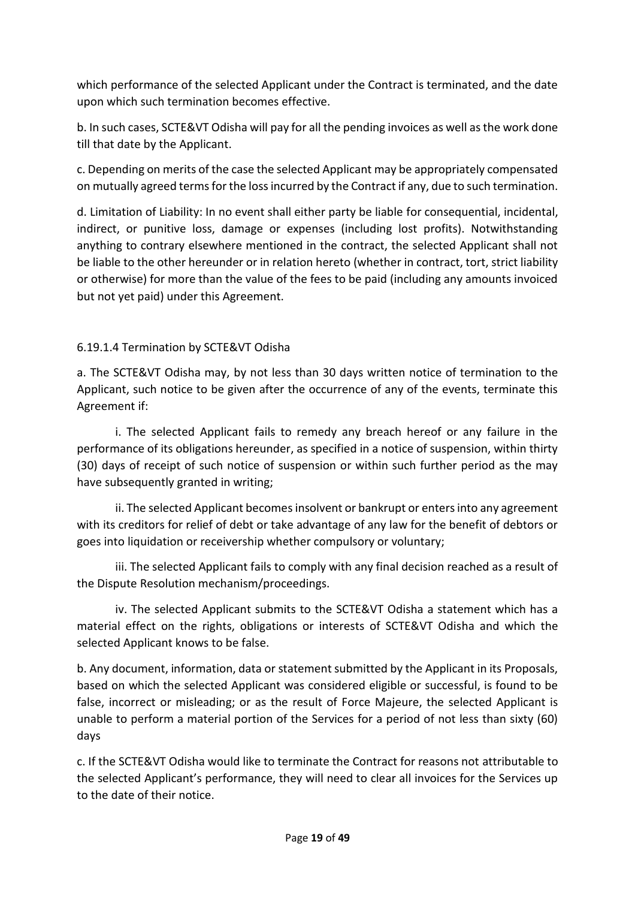which performance of the selected Applicant under the Contract is terminated, and the date upon which such termination becomes effective.

b. In such cases, SCTE&VT Odisha will pay for all the pending invoices as well as the work done till that date by the Applicant.

c. Depending on merits of the case the selected Applicant may be appropriately compensated on mutually agreed terms for the loss incurred by the Contract if any, due to such termination.

d. Limitation of Liability: In no event shall either party be liable for consequential, incidental, indirect, or punitive loss, damage or expenses (including lost profits). Notwithstanding anything to contrary elsewhere mentioned in the contract, the selected Applicant shall not be liable to the other hereunder or in relation hereto (whether in contract, tort, strict liability or otherwise) for more than the value of the fees to be paid (including any amounts invoiced but not yet paid) under this Agreement.

6.19.1.4 Termination by SCTE&VT Odisha

a. The SCTE&VT Odisha may, by not less than 30 days written notice of termination to the Applicant, such notice to be given after the occurrence of any of the events, terminate this Agreement if:

i. The selected Applicant fails to remedy any breach hereof or any failure in the performance of its obligations hereunder, as specified in a notice of suspension, within thirty (30) days of receipt of such notice of suspension or within such further period as the may have subsequently granted in writing;

ii. The selected Applicant becomes insolvent or bankrupt or enters into any agreement with its creditors for relief of debt or take advantage of any law for the benefit of debtors or goes into liquidation or receivership whether compulsory or voluntary;

iii. The selected Applicant fails to comply with any final decision reached as a result of the Dispute Resolution mechanism/proceedings.

iv. The selected Applicant submits to the SCTE&VT Odisha a statement which has a material effect on the rights, obligations or interests of SCTE&VT Odisha and which the selected Applicant knows to be false.

b. Any document, information, data or statement submitted by the Applicant in its Proposals, based on which the selected Applicant was considered eligible or successful, is found to be false, incorrect or misleading; or as the result of Force Majeure, the selected Applicant is unable to perform a material portion of the Services for a period of not less than sixty (60) days

c. If the SCTE&VT Odisha would like to terminate the Contract for reasons not attributable to the selected Applicant's performance, they will need to clear all invoices for the Services up to the date of their notice.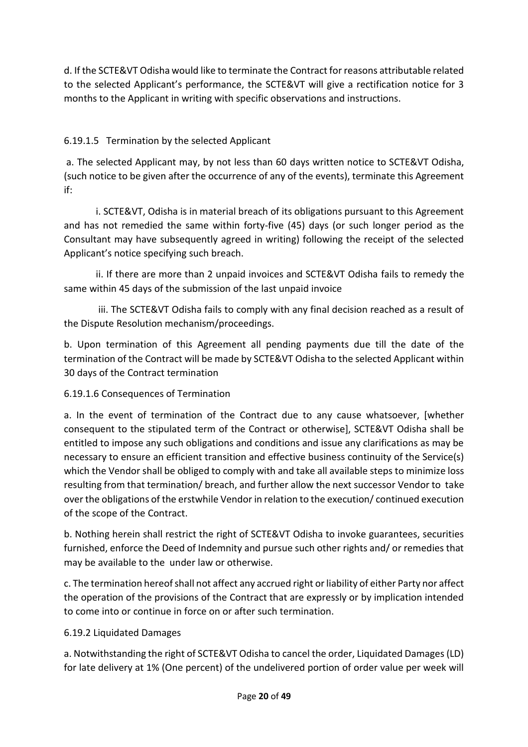d. If the SCTE&VT Odisha would like to terminate the Contract for reasons attributable related to the selected Applicant's performance, the SCTE&VT will give a rectification notice for 3 months to the Applicant in writing with specific observations and instructions.

6.19.1.5 Termination by the selected Applicant

a. The selected Applicant may, by not less than 60 days written notice to SCTE&VT Odisha, (such notice to be given after the occurrence of any of the events), terminate this Agreement if:

i. SCTE&VT, Odisha is in material breach of its obligations pursuant to this Agreement and has not remedied the same within forty-five (45) days (or such longer period as the Consultant may have subsequently agreed in writing) following the receipt of the selected Applicant's notice specifying such breach.

ii. If there are more than 2 unpaid invoices and SCTE&VT Odisha fails to remedy the same within 45 days of the submission of the last unpaid invoice

iii. The SCTE&VT Odisha fails to comply with any final decision reached as a result of the Dispute Resolution mechanism/proceedings.

b. Upon termination of this Agreement all pending payments due till the date of the termination of the Contract will be made by SCTE&VT Odisha to the selected Applicant within 30 days of the Contract termination

6.19.1.6 Consequences of Termination

a. In the event of termination of the Contract due to any cause whatsoever, [whether consequent to the stipulated term of the Contract or otherwise], SCTE&VT Odisha shall be entitled to impose any such obligations and conditions and issue any clarifications as may be necessary to ensure an efficient transition and effective business continuity of the Service(s) which the Vendor shall be obliged to comply with and take all available steps to minimize loss resulting from that termination/ breach, and further allow the next successor Vendor to take over the obligations of the erstwhile Vendor in relation to the execution/ continued execution of the scope of the Contract.

b. Nothing herein shall restrict the right of SCTE&VT Odisha to invoke guarantees, securities furnished, enforce the Deed of Indemnity and pursue such other rights and/ or remedies that may be available to the under law or otherwise.

c. The termination hereof shall not affect any accrued right or liability of either Party nor affect the operation of the provisions of the Contract that are expressly or by implication intended to come into or continue in force on or after such termination.

6.19.2 Liquidated Damages

a. Notwithstanding the right of SCTE&VT Odisha to cancel the order, Liquidated Damages (LD) for late delivery at 1% (One percent) of the undelivered portion of order value per week will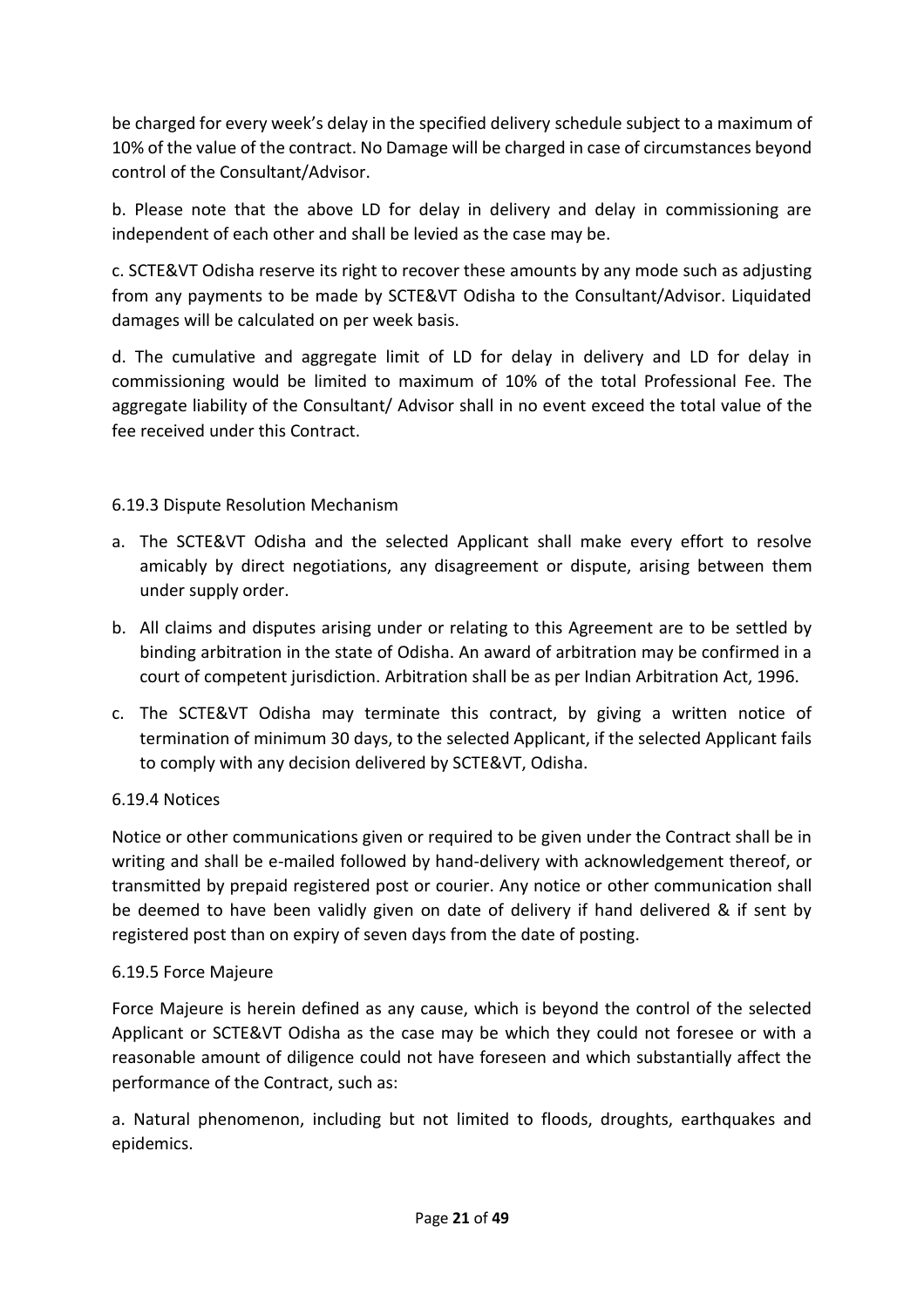be charged for every week's delay in the specified delivery schedule subject to a maximum of 10% of the value of the contract. No Damage will be charged in case of circumstances beyond control of the Consultant/Advisor.

b. Please note that the above LD for delay in delivery and delay in commissioning are independent of each other and shall be levied as the case may be.

c. SCTE&VT Odisha reserve its right to recover these amounts by any mode such as adjusting from any payments to be made by SCTE&VT Odisha to the Consultant/Advisor. Liquidated damages will be calculated on per week basis.

d. The cumulative and aggregate limit of LD for delay in delivery and LD for delay in commissioning would be limited to maximum of 10% of the total Professional Fee. The aggregate liability of the Consultant/ Advisor shall in no event exceed the total value of the fee received under this Contract.

6.19.3 Dispute Resolution Mechanism

a. The SCTE&VT Odisha and the selected Applicant shall make every effort to resolve amicably by direct negotiations, any disagreement or dispute, arising between them under supply order.

b. All claims and disputes arising under or relating to this Agreement are to be settled by binding arbitration in the state of Odisha. An award of arbitration may be confirmed in a court of competent jurisdiction. Arbitration shall be as per Indian Arbitration Act, 1996.

c. The SCTE&VT Odisha may terminate this contract, by giving a written notice of termination of minimum 30 days, to the selected Applicant, if the selected Applicant fails to comply with any decision delivered by SCTE&VT, Odisha.

6.19.4 Notices

Notice or other communications given or required to be given under the Contract shall be in writing and shall be e-mailed followed by hand-delivery with acknowledgement thereof, or transmitted by prepaid registered post or courier. Any notice or other communication shall be deemed to have been validly given on date of delivery if hand delivered & if sent by registered post than on expiry of seven days from the date of posting.

6.19.5 Force Majeure

Force Majeure is herein defined as any cause, which is beyond the control of the selected Applicant or SCTE&VT Odisha as the case may be which they could not foresee or with a reasonable amount of diligence could not have foreseen and which substantially affect the performance of the Contract, such as:

a. Natural phenomenon, including but not limited to floods, droughts, earthquakes and epidemics.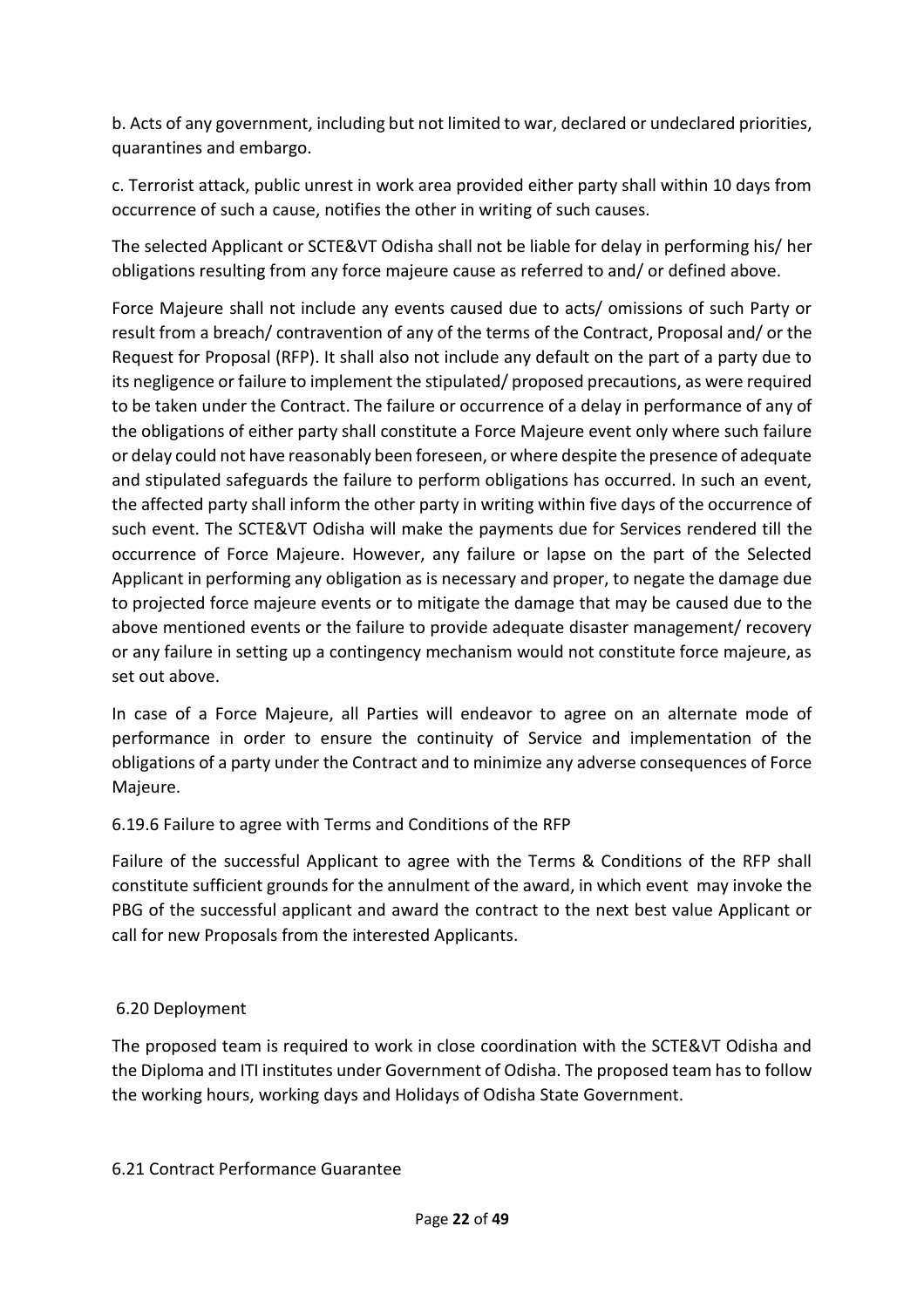b. Acts of any government, including but not limited to war, declared or undeclared priorities, quarantines and embargo.

c. Terrorist attack, public unrest in work area provided either party shall within 10 days from occurrence of such a cause, notifies the other in writing of such causes.

The selected Applicant or SCTE&VT Odisha shall not be liable for delay in performing his/ her obligations resulting from any force majeure cause as referred to and/ or defined above.

Force Majeure shall not include any events caused due to acts/ omissions of such Party or result from a breach/ contravention of any of the terms of the Contract, Proposal and/ or the Request for Proposal (RFP). It shall also not include any default on the part of a party due to its negligence or failure to implement the stipulated/ proposed precautions, as were required to be taken under the Contract. The failure or occurrence of a delay in performance of any of the obligations of either party shall constitute a Force Majeure event only where such failure or delay could not have reasonably been foreseen, or where despite the presence of adequate and stipulated safeguards the failure to perform obligations has occurred. In such an event, the affected party shall inform the other party in writing within five days of the occurrence of such event. The SCTE&VT Odisha will make the payments due for Services rendered till the occurrence of Force Majeure. However, any failure or lapse on the part of the Selected Applicant in performing any obligation as is necessary and proper, to negate the damage due to projected force majeure events or to mitigate the damage that may be caused due to the above mentioned events or the failure to provide adequate disaster management/ recovery or any failure in setting up a contingency mechanism would not constitute force majeure, as set out above.

In case of a Force Majeure, all Parties will endeavor to agree on an alternate mode of performance in order to ensure the continuity of Service and implementation of the obligations of a party under the Contract and to minimize any adverse consequences of Force Majeure.

### 6.19.6 Failure to agree with Terms and Conditions of the RFP

Failure of the successful Applicant to agree with the Terms & Conditions of the RFP shall constitute sufficient grounds for the annulment of the award, in which event may invoke the PBG of the successful applicant and award the contract to the next best value Applicant or call for new Proposals from the interested Applicants.

## 6.20 Deployment

The proposed team is required to work in close coordination with the SCTE&VT Odisha and the Diploma and ITI institutes under Government of Odisha. The proposed team has to follow the working hours, working days and Holidays of Odisha State Government.

## 6.21 Contract Performance Guarantee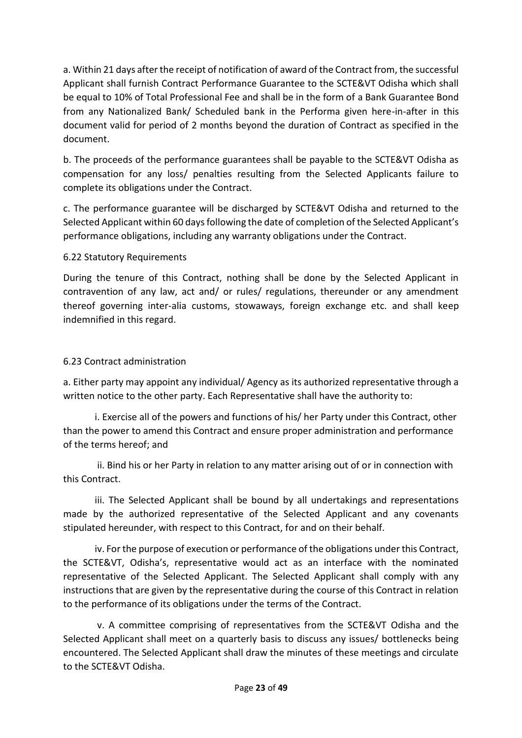a. Within 21 days after the receipt of notification of award of the Contract from, the successful Applicant shall furnish Contract Performance Guarantee to the SCTE&VT Odisha which shall be equal to 10% of Total Professional Fee and shall be in the form of a Bank Guarantee Bond from any Nationalized Bank/ Scheduled bank in the Performa given here-in-after in this document valid for period of 2 months beyond the duration of Contract as specified in the document.

b. The proceeds of the performance guarantees shall be payable to the SCTE&VT Odisha as compensation for any loss/ penalties resulting from the Selected Applicants failure to complete its obligations under the Contract.

c. The performance guarantee will be discharged by SCTE&VT Odisha and returned to the Selected Applicant within 60 days following the date of completion of the Selected Applicant's performance obligations, including any warranty obligations under the Contract.

6.22 Statutory Requirements

During the tenure of this Contract, nothing shall be done by the Selected Applicant in contravention of any law, act and/ or rules/ regulations, thereunder or any amendment thereof governing inter-alia customs, stowaways, foreign exchange etc. and shall keep indemnified in this regard.

6.23 Contract administration

a. Either party may appoint any individual/ Agency as its authorized representative through a written notice to the other party. Each Representative shall have the authority to:

i. Exercise all of the powers and functions of his/ her Party under this Contract, other than the power to amend this Contract and ensure proper administration and performance of the terms hereof; and

ii. Bind his or her Party in relation to any matter arising out of or in connection with this Contract.

iii. The Selected Applicant shall be bound by all undertakings and representations made by the authorized representative of the Selected Applicant and any covenants stipulated hereunder, with respect to this Contract, for and on their behalf.

iv. For the purpose of execution or performance of the obligations under this Contract, the SCTE&VT, Odisha's, representative would act as an interface with the nominated representative of the Selected Applicant. The Selected Applicant shall comply with any instructions that are given by the representative during the course of this Contract in relation to the performance of its obligations under the terms of the Contract.

v. A committee comprising of representatives from the SCTE&VT Odisha and the Selected Applicant shall meet on a quarterly basis to discuss any issues/ bottlenecks being encountered. The Selected Applicant shall draw the minutes of these meetings and circulate to the SCTE&VT Odisha.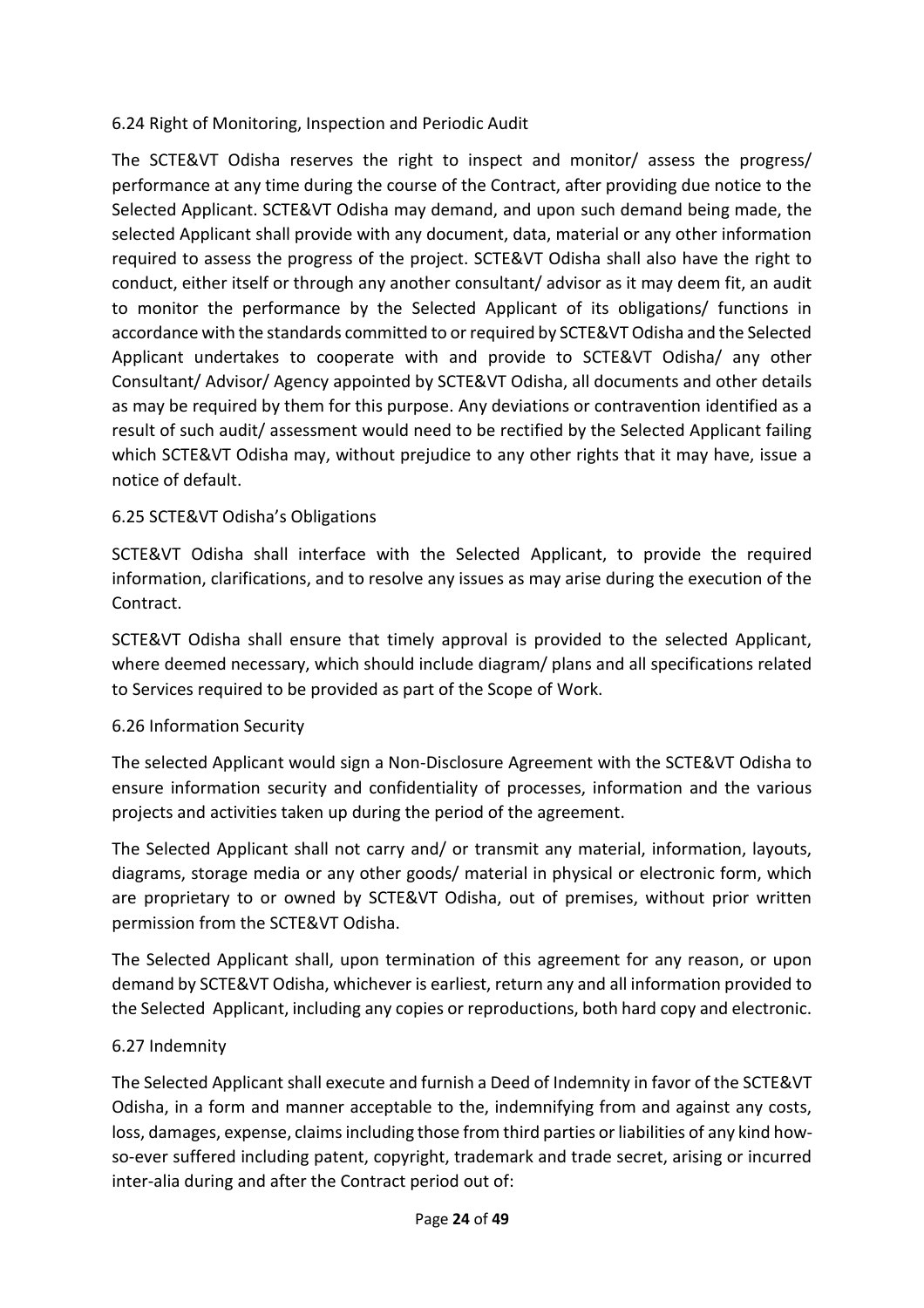### 6.24 Right of Monitoring, Inspection and Periodic Audit

The SCTE&VT Odisha reserves the right to inspect and monitor/ assess the progress/ performance at any time during the course of the Contract, after providing due notice to the Selected Applicant. SCTE&VT Odisha may demand, and upon such demand being made, the selected Applicant shall provide with any document, data, material or any other information required to assess the progress of the project. SCTE&VT Odisha shall also have the right to conduct, either itself or through any another consultant/ advisor as it may deem fit, an audit to monitor the performance by the Selected Applicant of its obligations/ functions in accordance with the standards committed to or required by SCTE&VT Odisha and the Selected Applicant undertakes to cooperate with and provide to SCTE&VT Odisha/ any other Consultant/ Advisor/ Agency appointed by SCTE&VT Odisha, all documents and other details as may be required by them for this purpose. Any deviations or contravention identified as a result of such audit/ assessment would need to be rectified by the Selected Applicant failing which SCTE&VT Odisha may, without prejudice to any other rights that it may have, issue a notice of default.

### 6.25 SCTE&VT Odisha's Obligations

SCTE&VT Odisha shall interface with the Selected Applicant, to provide the required information, clarifications, and to resolve any issues as may arise during the execution of the Contract.

SCTE&VT Odisha shall ensure that timely approval is provided to the selected Applicant, where deemed necessary, which should include diagram/ plans and all specifications related to Services required to be provided as part of the Scope of Work.

### 6.26 Information Security

The selected Applicant would sign a Non-Disclosure Agreement with the SCTE&VT Odisha to ensure information security and confidentiality of processes, information and the various projects and activities taken up during the period of the agreement.

The Selected Applicant shall not carry and/ or transmit any material, information, layouts, diagrams, storage media or any other goods/ material in physical or electronic form, which are proprietary to or owned by SCTE&VT Odisha, out of premises, without prior written permission from the SCTE&VT Odisha.

The Selected Applicant shall, upon termination of this agreement for any reason, or upon demand by SCTE&VT Odisha, whichever is earliest, return any and all information provided to the Selected Applicant, including any copies or reproductions, both hard copy and electronic.

### 6.27 Indemnity

The Selected Applicant shall execute and furnish a Deed of Indemnity in favor of the SCTE&VT Odisha, in a form and manner acceptable to the, indemnifying from and against any costs, loss, damages, expense, claims including those from third parties or liabilities of any kind how-so-ever suffered including patent, copyright, trademark and trade secret, arising or incurred inter-alia during and after the Contract period out of: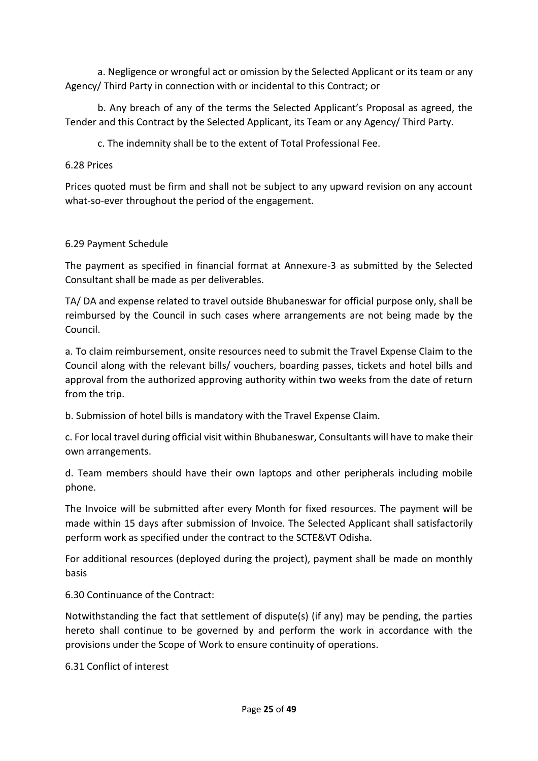a. Negligence or wrongful act or omission by the Selected Applicant or its team or any Agency/ Third Party in connection with or incidental to this Contract; or

b. Any breach of any of the terms the Selected Applicant's Proposal as agreed, the Tender and this Contract by the Selected Applicant, its Team or any Agency/ Third Party.

c. The indemnity shall be to the extent of Total Professional Fee.

6.28 Prices

Prices quoted must be firm and shall not be subject to any upward revision on any account what-so-ever throughout the period of the engagement.

6.29 Payment Schedule

The payment as specified in financial format at Annexure-3 as submitted by the Selected Consultant shall be made as per deliverables.

TA/ DA and expense related to travel outside Bhubaneswar for official purpose only, shall be reimbursed by the Council in such cases where arrangements are not being made by the Council.

a. To claim reimbursement, onsite resources need to submit the Travel Expense Claim to the Council along with the relevant bills/ vouchers, boarding passes, tickets and hotel bills and approval from the authorized approving authority within two weeks from the date of return from the trip.

b. Submission of hotel bills is mandatory with the Travel Expense Claim.

c. For local travel during official visit within Bhubaneswar, Consultants will have to make their own arrangements.

d. Team members should have their own laptops and other peripherals including mobile phone.

The Invoice will be submitted after every Month for fixed resources. The payment will be made within 15 days after submission of Invoice. The Selected Applicant shall satisfactorily perform work as specified under the contract to the SCTE&VT Odisha.

For additional resources (deployed during the project), payment shall be made on monthly basis

6.30 Continuance of the Contract:

Notwithstanding the fact that settlement of dispute(s) (if any) may be pending, the parties hereto shall continue to be governed by and perform the work in accordance with the provisions under the Scope of Work to ensure continuity of operations.

6.31 Conflict of interest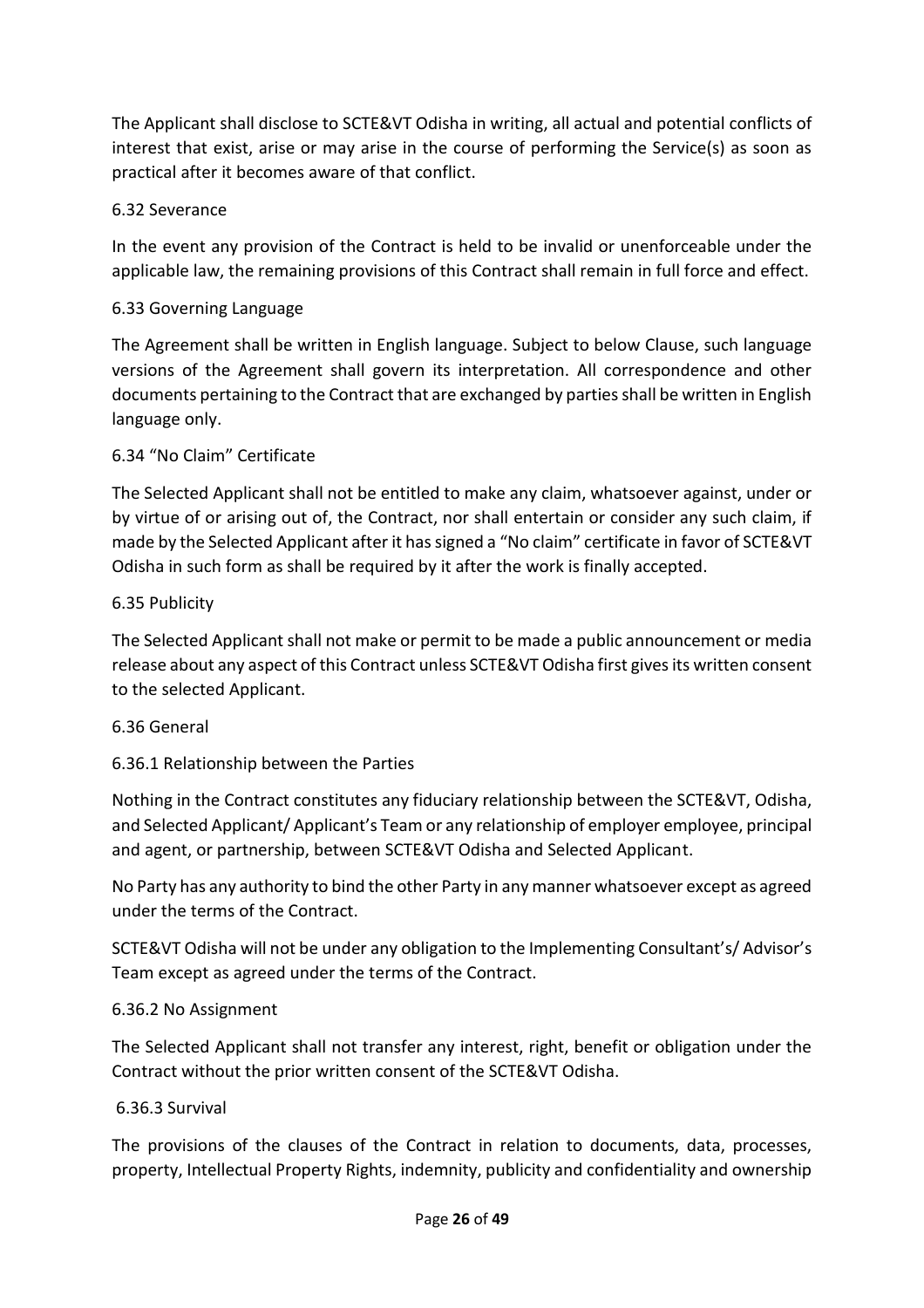The Applicant shall disclose to SCTE&VT Odisha in writing, all actual and potential conflicts of interest that exist, arise or may arise in the course of performing the Service(s) as soon as practical after it becomes aware of that conflict.

### 6.32 Severance

In the event any provision of the Contract is held to be invalid or unenforceable under the applicable law, the remaining provisions of this Contract shall remain in full force and effect.

### 6.33 Governing Language

The Agreement shall be written in English language. Subject to below Clause, such language versions of the Agreement shall govern its interpretation. All correspondence and other documents pertaining to the Contract that are exchanged by parties shall be written in English language only.

### 6.34 "No Claim" Certificate

The Selected Applicant shall not be entitled to make any claim, whatsoever against, under or by virtue of or arising out of, the Contract, nor shall entertain or consider any such claim, if made by the Selected Applicant after it has signed a "No claim" certificate in favor of SCTE&VT Odisha in such form as shall be required by it after the work is finally accepted.

### 6.35 Publicity

The Selected Applicant shall not make or permit to be made a public announcement or media release about any aspect of this Contract unless SCTE&VT Odisha first gives its written consent to the selected Applicant.

### 6.36 General

#### 6.36.1 Relationship between the Parties

Nothing in the Contract constitutes any fiduciary relationship between the SCTE&VT, Odisha, and Selected Applicant/ Applicant's Team or any relationship of employer employee, principal and agent, or partnership, between SCTE&VT Odisha and Selected Applicant.

No Party has any authority to bind the other Party in any manner whatsoever except as agreed under the terms of the Contract.

SCTE&VT Odisha will not be under any obligation to the Implementing Consultant's/ Advisor's Team except as agreed under the terms of the Contract.

#### 6.36.2 No Assignment

The Selected Applicant shall not transfer any interest, right, benefit or obligation under the Contract without the prior written consent of the SCTE&VT Odisha.

#### 6.36.3 Survival

The provisions of the clauses of the Contract in relation to documents, data, processes, property, Intellectual Property Rights, indemnity, publicity and confidentiality and ownership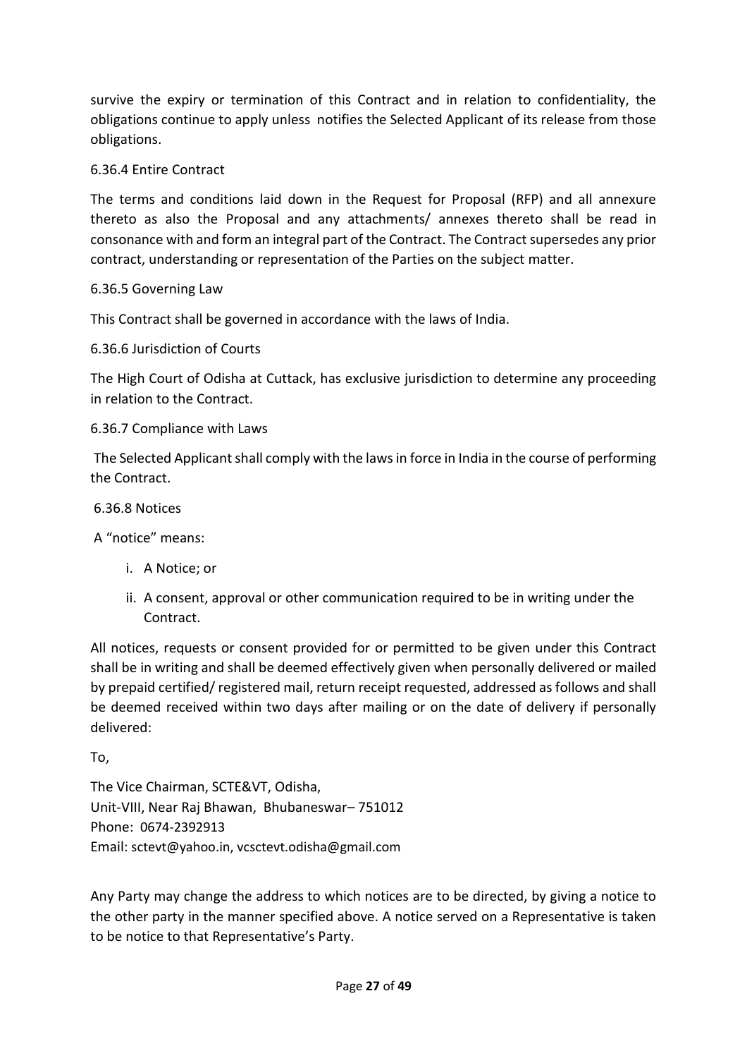survive the expiry or termination of this Contract and in relation to confidentiality, the obligations continue to apply unless notifies the Selected Applicant of its release from those obligations.

6.36.4 Entire Contract

The terms and conditions laid down in the Request for Proposal (RFP) and all annexure thereto as also the Proposal and any attachments/ annexes thereto shall be read in consonance with and form an integral part of the Contract. The Contract supersedes any prior contract, understanding or representation of the Parties on the subject matter.

6.36.5 Governing Law

This Contract shall be governed in accordance with the laws of India.

6.36.6 Jurisdiction of Courts

The High Court of Odisha at Cuttack, has exclusive jurisdiction to determine any proceeding in relation to the Contract.

6.36.7 Compliance with Laws

The Selected Applicant shall comply with the laws in force in India in the course of performing the Contract.

6.36.8 Notices

A "notice" means:

i. A Notice; or
ii. A consent, approval or other communication required to be in writing under the Contract.

All notices, requests or consent provided for or permitted to be given under this Contract shall be in writing and shall be deemed effectively given when personally delivered or mailed by prepaid certified/ registered mail, return receipt requested, addressed as follows and shall be deemed received within two days after mailing or on the date of delivery if personally delivered:

To,

The Vice Chairman, SCTE&VT, Odisha,
Unit-VIII, Near Raj Bhawan, Bhubaneswar– 751012
Phone: 0674-2392913
Email: sctevt@yahoo.in, vcsctevt.odisha@gmail.com

Any Party may change the address to which notices are to be directed, by giving a notice to the other party in the manner specified above. A notice served on a Representative is taken to be notice to that Representative's Party.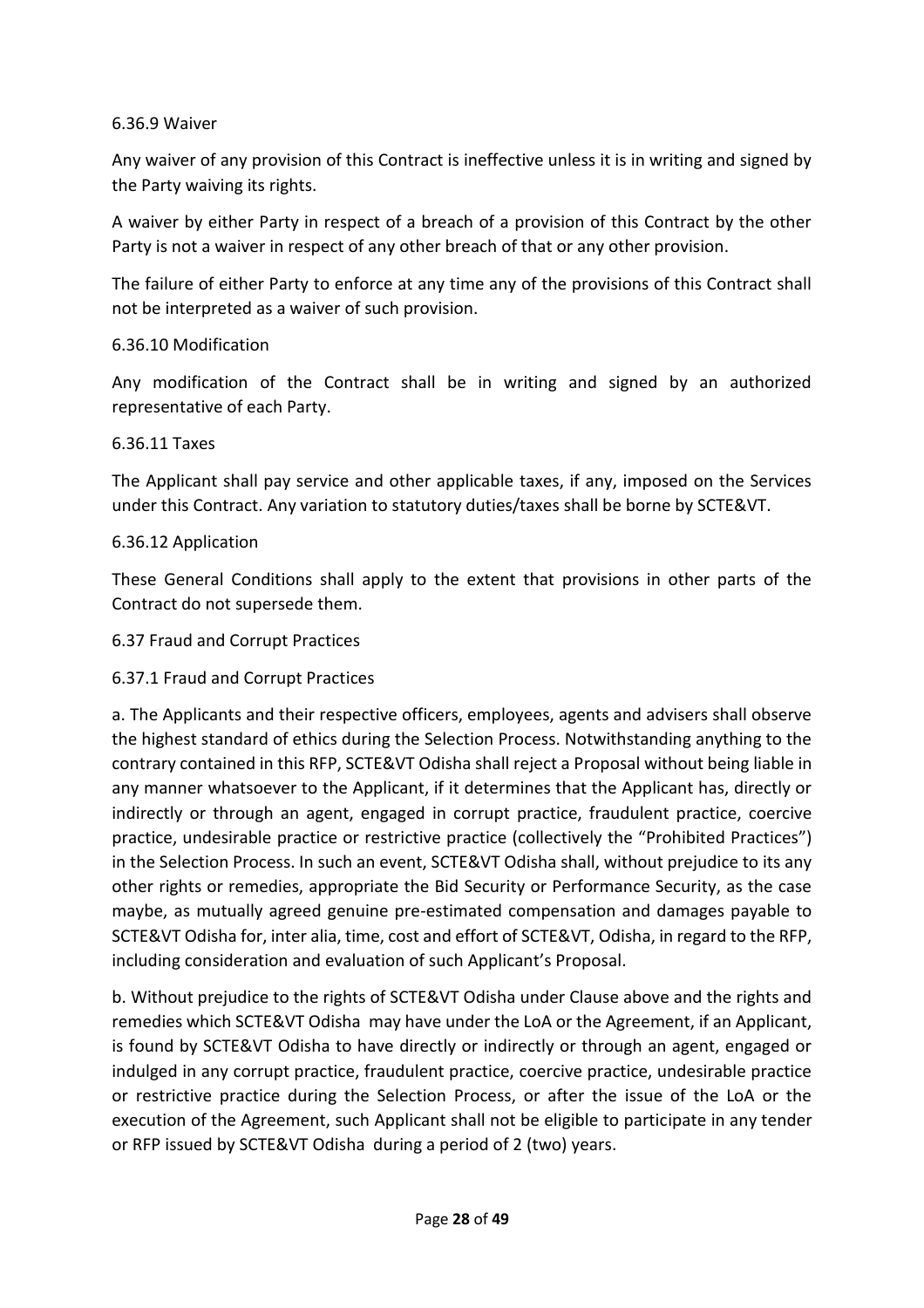#### 6.36.9 Waiver

Any waiver of any provision of this Contract is ineffective unless it is in writing and signed by the Party waiving its rights.

A waiver by either Party in respect of a breach of a provision of this Contract by the other Party is not a waiver in respect of any other breach of that or any other provision.

The failure of either Party to enforce at any time any of the provisions of this Contract shall not be interpreted as a waiver of such provision.

#### 6.36.10 Modification

Any modification of the Contract shall be in writing and signed by an authorized representative of each Party.

#### 6.36.11 Taxes

The Applicant shall pay service and other applicable taxes, if any, imposed on the Services under this Contract. Any variation to statutory duties/taxes shall be borne by SCTE&VT.

#### 6.36.12 Application

These General Conditions shall apply to the extent that provisions in other parts of the Contract do not supersede them.

### 6.37 Fraud and Corrupt Practices

#### 6.37.1 Fraud and Corrupt Practices

a. The Applicants and their respective officers, employees, agents and advisers shall observe the highest standard of ethics during the Selection Process. Notwithstanding anything to the contrary contained in this RFP, SCTE&VT Odisha shall reject a Proposal without being liable in any manner whatsoever to the Applicant, if it determines that the Applicant has, directly or indirectly or through an agent, engaged in corrupt practice, fraudulent practice, coercive practice, undesirable practice or restrictive practice (collectively the "Prohibited Practices") in the Selection Process. In such an event, SCTE&VT Odisha shall, without prejudice to its any other rights or remedies, appropriate the Bid Security or Performance Security, as the case maybe, as mutually agreed genuine pre-estimated compensation and damages payable to SCTE&VT Odisha for, inter alia, time, cost and effort of SCTE&VT, Odisha, in regard to the RFP, including consideration and evaluation of such Applicant's Proposal.

b. Without prejudice to the rights of SCTE&VT Odisha under Clause above and the rights and remedies which SCTE&VT Odisha may have under the LoA or the Agreement, if an Applicant, is found by SCTE&VT Odisha to have directly or indirectly or through an agent, engaged or indulged in any corrupt practice, fraudulent practice, coercive practice, undesirable practice or restrictive practice during the Selection Process, or after the issue of the LoA or the execution of the Agreement, such Applicant shall not be eligible to participate in any tender or RFP issued by SCTE&VT Odisha during a period of 2 (two) years.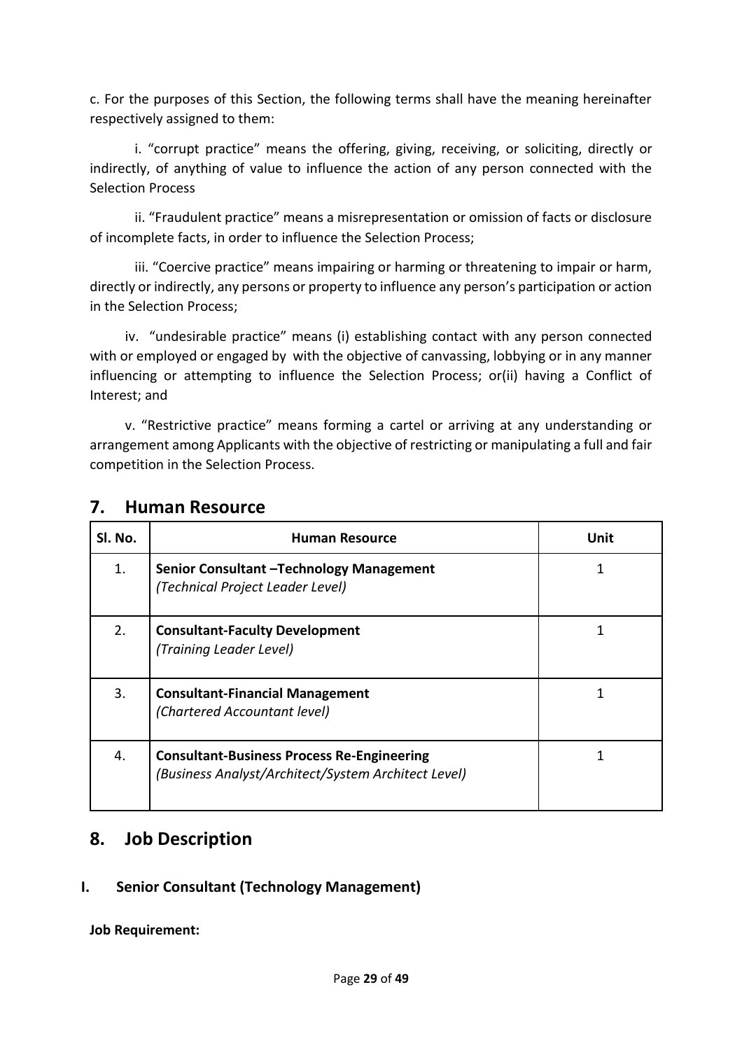c. For the purposes of this Section, the following terms shall have the meaning hereinafter respectively assigned to them:

i. "corrupt practice" means the offering, giving, receiving, or soliciting, directly or indirectly, of anything of value to influence the action of any person connected with the Selection Process

ii. "Fraudulent practice" means a misrepresentation or omission of facts or disclosure of incomplete facts, in order to influence the Selection Process;

iii. "Coercive practice" means impairing or harming or threatening to impair or harm, directly or indirectly, any persons or property to influence any person's participation or action in the Selection Process;

iv. "undesirable practice" means (i) establishing contact with any person connected with or employed or engaged by with the objective of canvassing, lobbying or in any manner influencing or attempting to influence the Selection Process; or(ii) having a Conflict of Interest; and

v. "Restrictive practice" means forming a cartel or arriving at any understanding or arrangement among Applicants with the objective of restricting or manipulating a full and fair competition in the Selection Process.

## 7. Human Resource

| Sl. No. | Human Resource | Unit |
|---|---|---|
| 1. | **Senior Consultant –Technology Management** *(Technical Project Leader Level)* | 1 |
| 2. | **Consultant-Faculty Development** *(Training Leader Level)* | 1 |
| 3. | **Consultant-Financial Management** *(Chartered Accountant level)* | 1 |
| 4. | **Consultant-Business Process Re-Engineering** *(Business Analyst/Architect/System Architect Level)* | 1 |

## 8. Job Description

### I. Senior Consultant (Technology Management)

**Job Requirement:**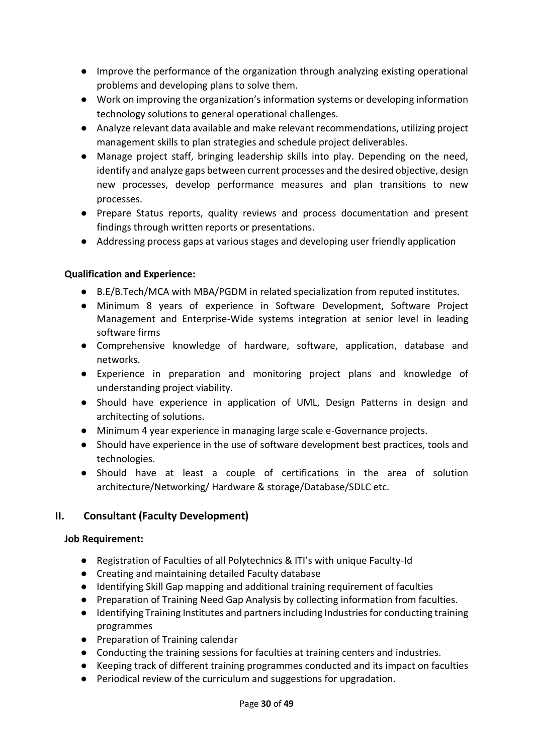- Improve the performance of the organization through analyzing existing operational problems and developing plans to solve them.
- Work on improving the organization's information systems or developing information technology solutions to general operational challenges.
- Analyze relevant data available and make relevant recommendations, utilizing project management skills to plan strategies and schedule project deliverables.
- Manage project staff, bringing leadership skills into play. Depending on the need, identify and analyze gaps between current processes and the desired objective, design new processes, develop performance measures and plan transitions to new processes.
- Prepare Status reports, quality reviews and process documentation and present findings through written reports or presentations.
- Addressing process gaps at various stages and developing user friendly application

**Qualification and Experience:**

- B.E/B.Tech/MCA with MBA/PGDM in related specialization from reputed institutes.
- Minimum 8 years of experience in Software Development, Software Project Management and Enterprise-Wide systems integration at senior level in leading software firms
- Comprehensive knowledge of hardware, software, application, database and networks.
- Experience in preparation and monitoring project plans and knowledge of understanding project viability.
- Should have experience in application of UML, Design Patterns in design and architecting of solutions.
- Minimum 4 year experience in managing large scale e-Governance projects.
- Should have experience in the use of software development best practices, tools and technologies.
- Should have at least a couple of certifications in the area of solution architecture/Networking/ Hardware & storage/Database/SDLC etc.

## II. Consultant (Faculty Development)

**Job Requirement:**

- Registration of Faculties of all Polytechnics & ITI's with unique Faculty-Id
- Creating and maintaining detailed Faculty database
- Identifying Skill Gap mapping and additional training requirement of faculties
- Preparation of Training Need Gap Analysis by collecting information from faculties.
- Identifying Training Institutes and partners including Industries for conducting training programmes
- Preparation of Training calendar
- Conducting the training sessions for faculties at training centers and industries.
- Keeping track of different training programmes conducted and its impact on faculties
- Periodical review of the curriculum and suggestions for upgradation.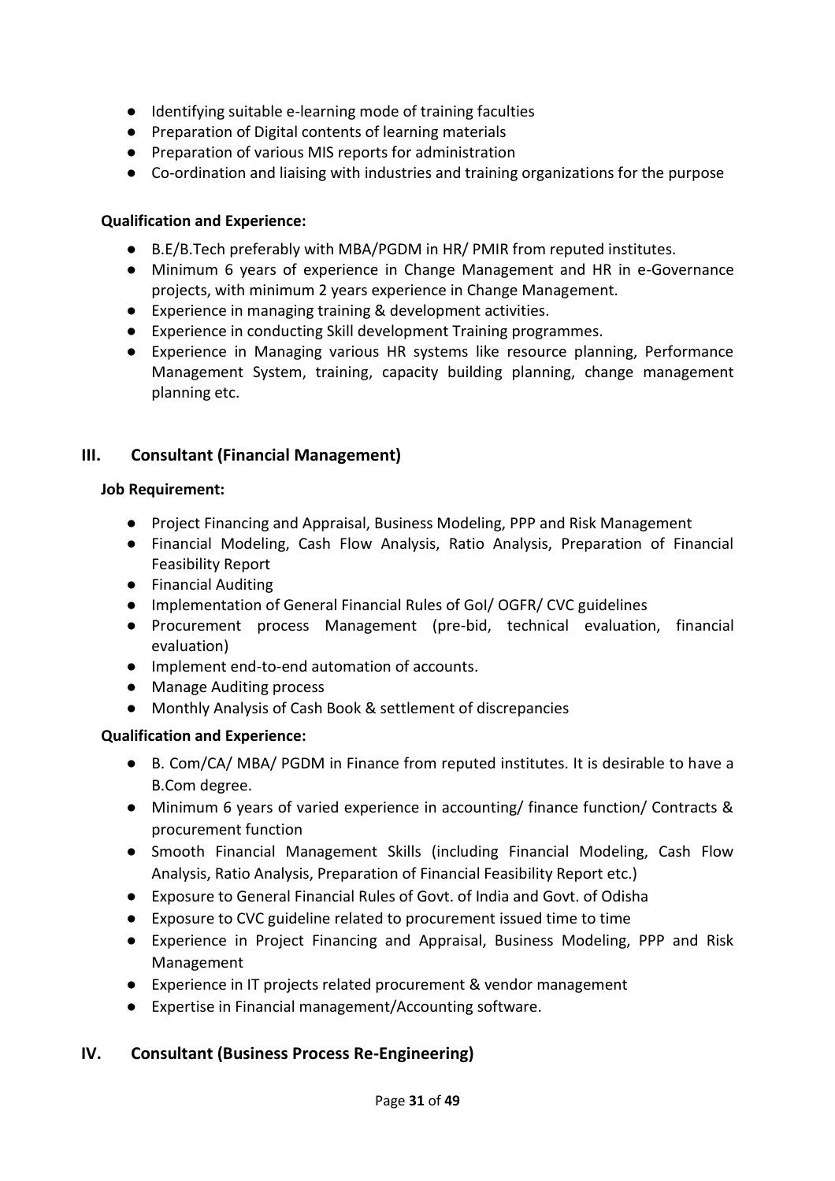- Identifying suitable e-learning mode of training faculties
- Preparation of Digital contents of learning materials
- Preparation of various MIS reports for administration
- Co-ordination and liaising with industries and training organizations for the purpose

**Qualification and Experience:**

- B.E/B.Tech preferably with MBA/PGDM in HR/ PMIR from reputed institutes.
- Minimum 6 years of experience in Change Management and HR in e-Governance projects, with minimum 2 years experience in Change Management.
- Experience in managing training & development activities.
- Experience in conducting Skill development Training programmes.
- Experience in Managing various HR systems like resource planning, Performance Management System, training, capacity building planning, change management planning etc.

## III. Consultant (Financial Management)

**Job Requirement:**

- Project Financing and Appraisal, Business Modeling, PPP and Risk Management
- Financial Modeling, Cash Flow Analysis, Ratio Analysis, Preparation of Financial Feasibility Report
- Financial Auditing
- Implementation of General Financial Rules of GoI/ OGFR/ CVC guidelines
- Procurement process Management (pre-bid, technical evaluation, financial evaluation)
- Implement end-to-end automation of accounts.
- Manage Auditing process
- Monthly Analysis of Cash Book & settlement of discrepancies

**Qualification and Experience:**

- B. Com/CA/ MBA/ PGDM in Finance from reputed institutes. It is desirable to have a B.Com degree.
- Minimum 6 years of varied experience in accounting/ finance function/ Contracts & procurement function
- Smooth Financial Management Skills (including Financial Modeling, Cash Flow Analysis, Ratio Analysis, Preparation of Financial Feasibility Report etc.)
- Exposure to General Financial Rules of Govt. of India and Govt. of Odisha
- Exposure to CVC guideline related to procurement issued time to time
- Experience in Project Financing and Appraisal, Business Modeling, PPP and Risk Management
- Experience in IT projects related procurement & vendor management
- Expertise in Financial management/Accounting software.

## IV. Consultant (Business Process Re-Engineering)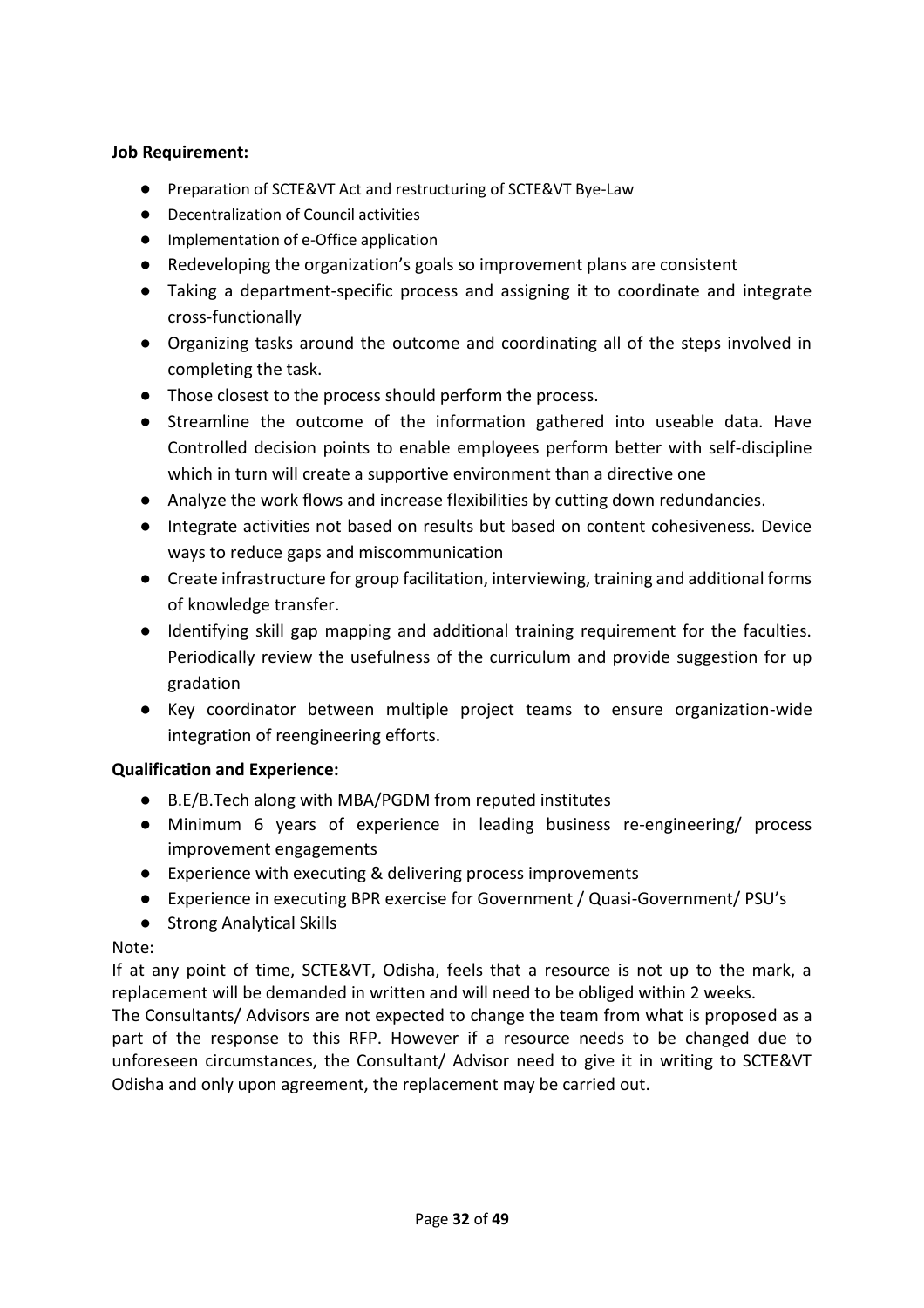**Job Requirement:**

- Preparation of SCTE&VT Act and restructuring of SCTE&VT Bye-Law
- Decentralization of Council activities
- Implementation of e-Office application
- Redeveloping the organization's goals so improvement plans are consistent
- Taking a department-specific process and assigning it to coordinate and integrate cross-functionally
- Organizing tasks around the outcome and coordinating all of the steps involved in completing the task.
- Those closest to the process should perform the process.
- Streamline the outcome of the information gathered into useable data. Have Controlled decision points to enable employees perform better with self-discipline which in turn will create a supportive environment than a directive one
- Analyze the work flows and increase flexibilities by cutting down redundancies.
- Integrate activities not based on results but based on content cohesiveness. Device ways to reduce gaps and miscommunication
- Create infrastructure for group facilitation, interviewing, training and additional forms of knowledge transfer.
- Identifying skill gap mapping and additional training requirement for the faculties. Periodically review the usefulness of the curriculum and provide suggestion for up gradation
- Key coordinator between multiple project teams to ensure organization-wide integration of reengineering efforts.

**Qualification and Experience:**

- B.E/B.Tech along with MBA/PGDM from reputed institutes
- Minimum 6 years of experience in leading business re-engineering/ process improvement engagements
- Experience with executing & delivering process improvements
- Experience in executing BPR exercise for Government / Quasi-Government/ PSU's
- Strong Analytical Skills

Note:

If at any point of time, SCTE&VT, Odisha, feels that a resource is not up to the mark, a replacement will be demanded in written and will need to be obliged within 2 weeks.

The Consultants/ Advisors are not expected to change the team from what is proposed as a part of the response to this RFP. However if a resource needs to be changed due to unforeseen circumstances, the Consultant/ Advisor need to give it in writing to SCTE&VT Odisha and only upon agreement, the replacement may be carried out.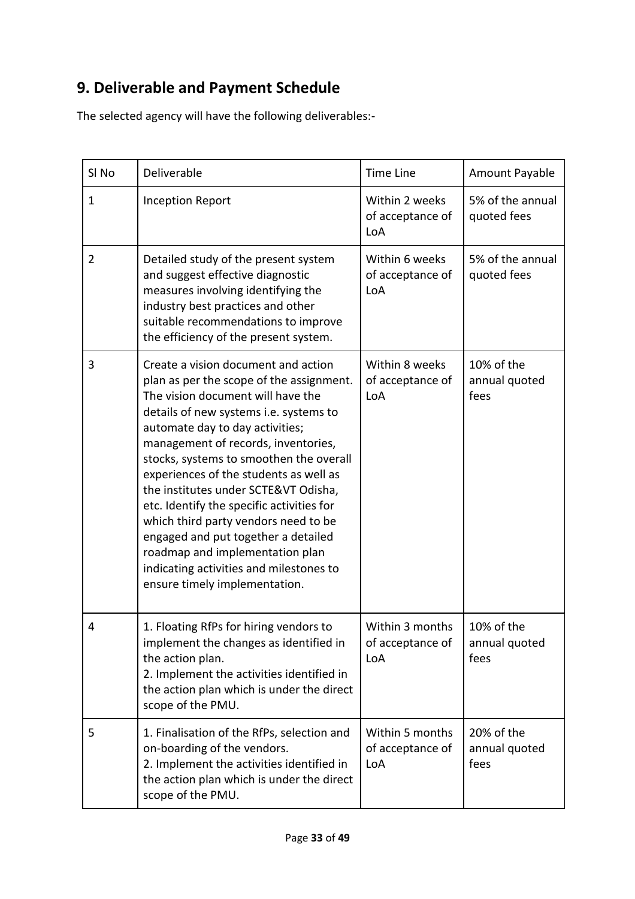## 9. Deliverable and Payment Schedule

The selected agency will have the following deliverables:-

| Sl No | Deliverable | Time Line | Amount Payable |
|---|---|---|---|
| 1 | Inception Report | Within 2 weeks of acceptance of LoA | 5% of the annual quoted fees |
| 2 | Detailed study of the present system and suggest effective diagnostic measures involving identifying the industry best practices and other suitable recommendations to improve the efficiency of the present system. | Within 6 weeks of acceptance of LoA | 5% of the annual quoted fees |
| 3 | Create a vision document and action plan as per the scope of the assignment. The vision document will have the details of new systems i.e. systems to automate day to day activities; management of records, inventories, stocks, systems to smoothen the overall experiences of the students as well as the institutes under SCTE&VT Odisha, etc. Identify the specific activities for which third party vendors need to be engaged and put together a detailed roadmap and implementation plan indicating activities and milestones to ensure timely implementation. | Within 8 weeks of acceptance of LoA | 10% of the annual quoted fees |
| 4 | 1. Floating RfPs for hiring vendors to implement the changes as identified in the action plan.<br>2. Implement the activities identified in the action plan which is under the direct scope of the PMU. | Within 3 months of acceptance of LoA | 10% of the annual quoted fees |
| 5 | 1. Finalisation of the RfPs, selection and on-boarding of the vendors.<br>2. Implement the activities identified in the action plan which is under the direct scope of the PMU. | Within 5 months of acceptance of LoA | 20% of the annual quoted fees |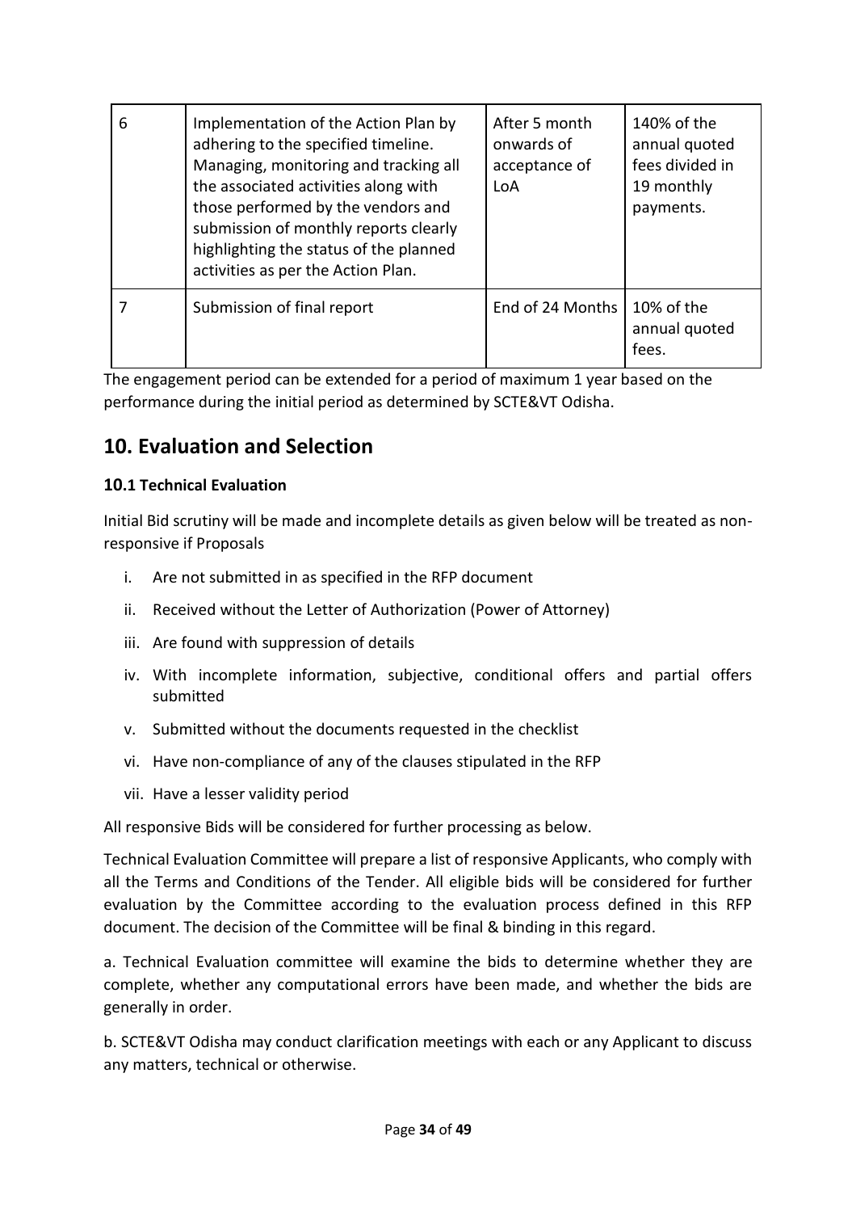| 6 | Implementation of the Action Plan by adhering to the specified timeline. Managing, monitoring and tracking all the associated activities along with those performed by the vendors and submission of monthly reports clearly highlighting the status of the planned activities as per the Action Plan. | After 5 month onwards of acceptance of LoA | 140% of the annual quoted fees divided in 19 monthly payments. |
|---|---|---|---|
| 7 | Submission of final report | End of 24 Months | 10% of the annual quoted fees. |

The engagement period can be extended for a period of maximum 1 year based on the performance during the initial period as determined by SCTE&VT Odisha.

## 10. Evaluation and Selection

### 10.1 Technical Evaluation

Initial Bid scrutiny will be made and incomplete details as given below will be treated as non-responsive if Proposals

i. Are not submitted in as specified in the RFP document
ii. Received without the Letter of Authorization (Power of Attorney)
iii. Are found with suppression of details
iv. With incomplete information, subjective, conditional offers and partial offers submitted
v. Submitted without the documents requested in the checklist
vi. Have non-compliance of any of the clauses stipulated in the RFP
vii. Have a lesser validity period

All responsive Bids will be considered for further processing as below.

Technical Evaluation Committee will prepare a list of responsive Applicants, who comply with all the Terms and Conditions of the Tender. All eligible bids will be considered for further evaluation by the Committee according to the evaluation process defined in this RFP document. The decision of the Committee will be final & binding in this regard.

a. Technical Evaluation committee will examine the bids to determine whether they are complete, whether any computational errors have been made, and whether the bids are generally in order.

b. SCTE&VT Odisha may conduct clarification meetings with each or any Applicant to discuss any matters, technical or otherwise.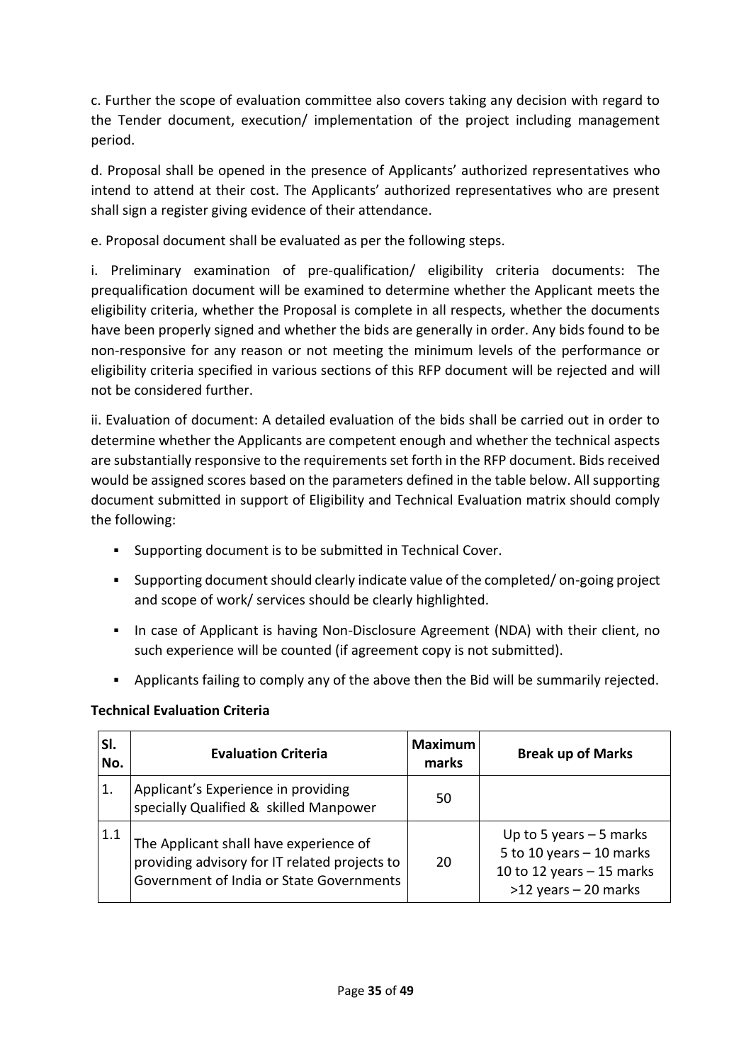c. Further the scope of evaluation committee also covers taking any decision with regard to the Tender document, execution/ implementation of the project including management period.

d. Proposal shall be opened in the presence of Applicants' authorized representatives who intend to attend at their cost. The Applicants' authorized representatives who are present shall sign a register giving evidence of their attendance.

e. Proposal document shall be evaluated as per the following steps.

i. Preliminary examination of pre-qualification/ eligibility criteria documents: The prequalification document will be examined to determine whether the Applicant meets the eligibility criteria, whether the Proposal is complete in all respects, whether the documents have been properly signed and whether the bids are generally in order. Any bids found to be non-responsive for any reason or not meeting the minimum levels of the performance or eligibility criteria specified in various sections of this RFP document will be rejected and will not be considered further.

ii. Evaluation of document: A detailed evaluation of the bids shall be carried out in order to determine whether the Applicants are competent enough and whether the technical aspects are substantially responsive to the requirements set forth in the RFP document. Bids received would be assigned scores based on the parameters defined in the table below. All supporting document submitted in support of Eligibility and Technical Evaluation matrix should comply the following:

- Supporting document is to be submitted in Technical Cover.
- Supporting document should clearly indicate value of the completed/ on-going project and scope of work/ services should be clearly highlighted.
- In case of Applicant is having Non-Disclosure Agreement (NDA) with their client, no such experience will be counted (if agreement copy is not submitted).
- Applicants failing to comply any of the above then the Bid will be summarily rejected.

**Technical Evaluation Criteria**

| Sl. No. | Evaluation Criteria | Maximum marks | Break up of Marks |
|---|---|---|---|
| 1. | Applicant's Experience in providing specially Qualified & skilled Manpower | 50 | |
| 1.1 | The Applicant shall have experience of providing advisory for IT related projects to Government of India or State Governments | 20 | Up to 5 years – 5 marks<br>5 to 10 years – 10 marks<br>10 to 12 years – 15 marks<br>>12 years – 20 marks |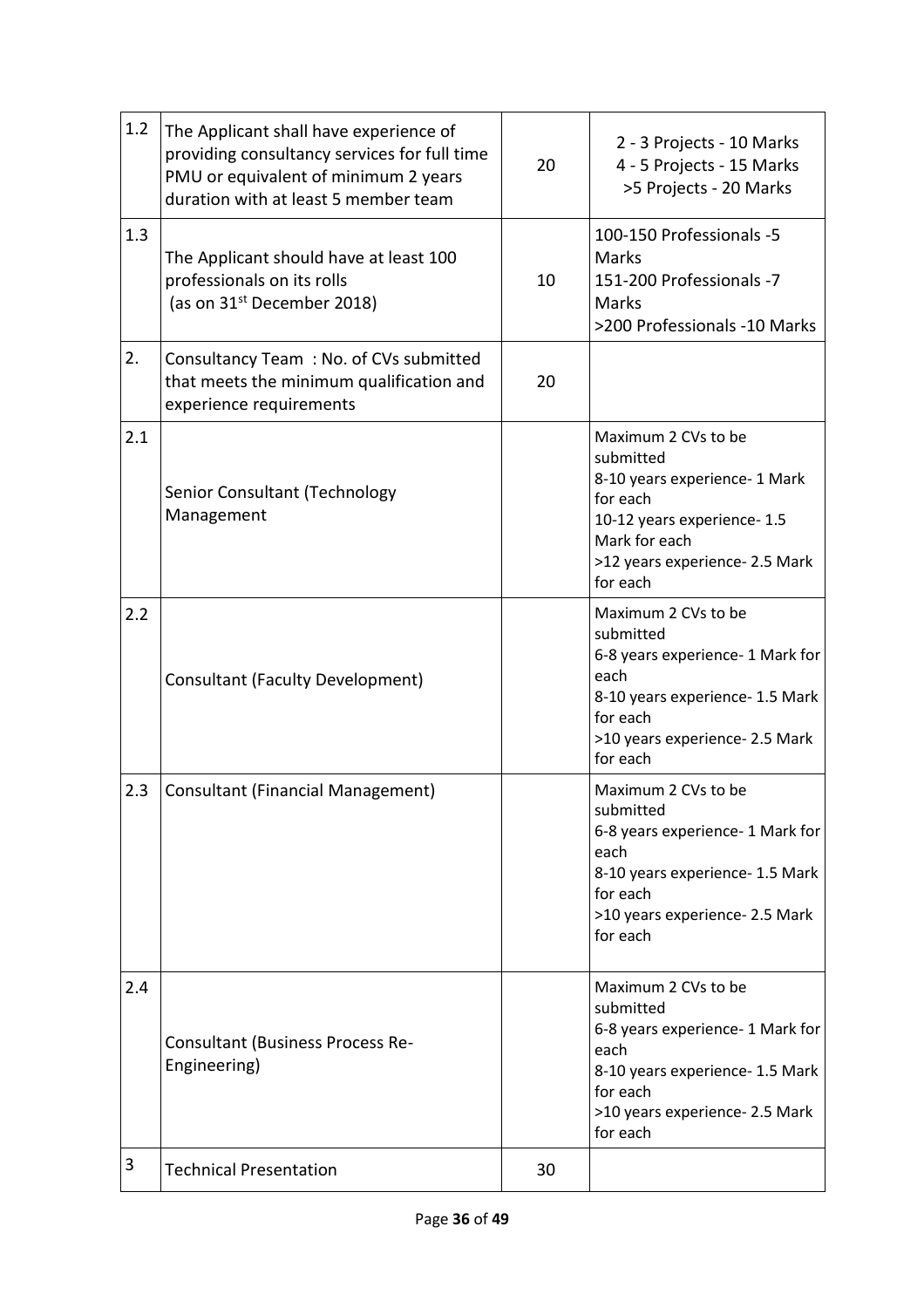| 1.2 | The Applicant shall have experience of providing consultancy services for full time PMU or equivalent of minimum 2 years duration with at least 5 member team | 20 | 2 - 3 Projects - 10 Marks<br>4 - 5 Projects - 15 Marks<br>>5 Projects - 20 Marks |
|---|---|---|---|
| 1.3 | The Applicant should have at least 100 professionals on its rolls (as on 31st December 2018) | 10 | 100-150 Professionals -5 Marks<br>151-200 Professionals -7 Marks<br>>200 Professionals -10 Marks |
| 2. | Consultancy Team : No. of CVs submitted that meets the minimum qualification and experience requirements | 20 | |
| 2.1 | Senior Consultant (Technology Management | | Maximum 2 CVs to be submitted<br>8-10 years experience- 1 Mark for each<br>10-12 years experience- 1.5 Mark for each<br>>12 years experience- 2.5 Mark for each |
| 2.2 | Consultant (Faculty Development) | | Maximum 2 CVs to be submitted<br>6-8 years experience- 1 Mark for each<br>8-10 years experience- 1.5 Mark for each<br>>10 years experience- 2.5 Mark for each |
| 2.3 | Consultant (Financial Management) | | Maximum 2 CVs to be submitted<br>6-8 years experience- 1 Mark for each<br>8-10 years experience- 1.5 Mark for each<br>>10 years experience- 2.5 Mark for each |
| 2.4 | Consultant (Business Process Re-Engineering) | | Maximum 2 CVs to be submitted<br>6-8 years experience- 1 Mark for each<br>8-10 years experience- 1.5 Mark for each<br>>10 years experience- 2.5 Mark for each |
| 3 | Technical Presentation | 30 | |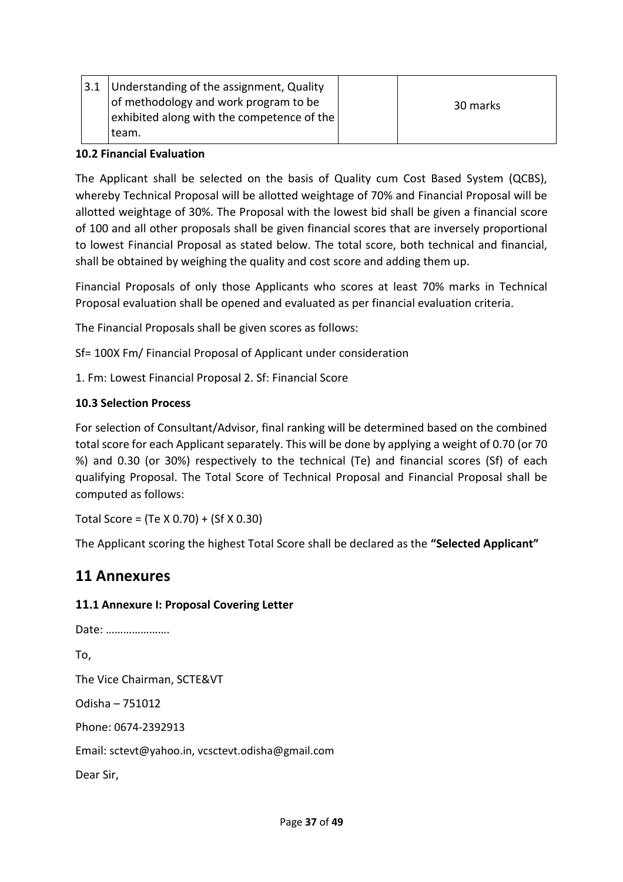| 3.1 | Understanding of the assignment, Quality of methodology and work program to be exhibited along with the competence of the team. | | 30 marks |
|---|---|---|---|

**10.2 Financial Evaluation**

The Applicant shall be selected on the basis of Quality cum Cost Based System (QCBS), whereby Technical Proposal will be allotted weightage of 70% and Financial Proposal will be allotted weightage of 30%. The Proposal with the lowest bid shall be given a financial score of 100 and all other proposals shall be given financial scores that are inversely proportional to lowest Financial Proposal as stated below. The total score, both technical and financial, shall be obtained by weighing the quality and cost score and adding them up.

Financial Proposals of only those Applicants who scores at least 70% marks in Technical Proposal evaluation shall be opened and evaluated as per financial evaluation criteria.

The Financial Proposals shall be given scores as follows:

Sf= 100X Fm/ Financial Proposal of Applicant under consideration

1. Fm: Lowest Financial Proposal 2. Sf: Financial Score

**10.3 Selection Process**

For selection of Consultant/Advisor, final ranking will be determined based on the combined total score for each Applicant separately. This will be done by applying a weight of 0.70 (or 70 %) and 0.30 (or 30%) respectively to the technical (Te) and financial scores (Sf) of each qualifying Proposal. The Total Score of Technical Proposal and Financial Proposal shall be computed as follows:

Total Score = (Te X 0.70) + (Sf X 0.30)

The Applicant scoring the highest Total Score shall be declared as the **"Selected Applicant"**

# 11 Annexures

### 11.1 Annexure I: Proposal Covering Letter

Date: ………………….

To,

The Vice Chairman, SCTE&VT

Odisha – 751012

Phone: 0674-2392913

Email: sctevt@yahoo.in, vcsctevt.odisha@gmail.com

Dear Sir,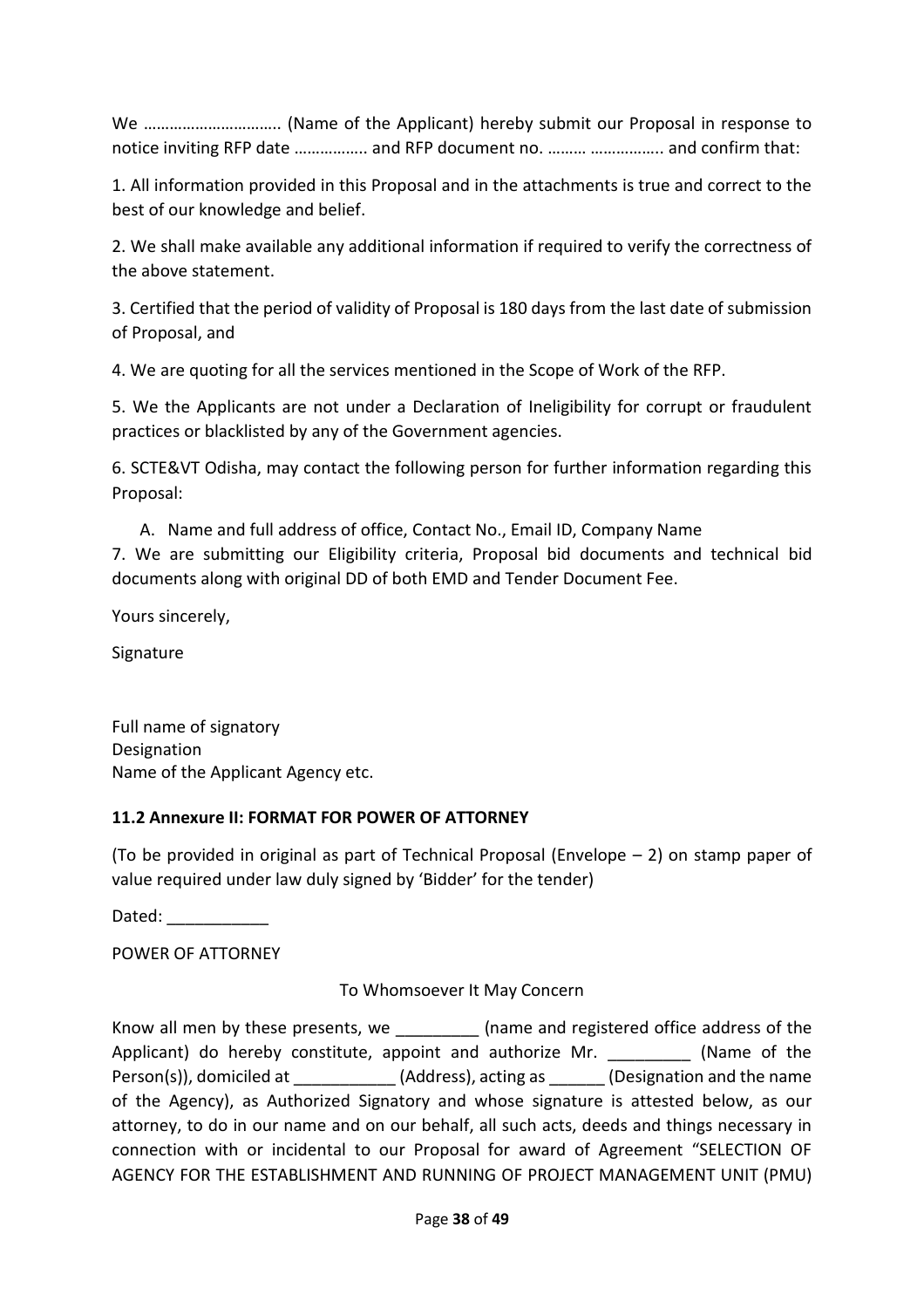We ………………………….. (Name of the Applicant) hereby submit our Proposal in response to notice inviting RFP date …………….. and RFP document no. ……… …………….. and confirm that:

1. All information provided in this Proposal and in the attachments is true and correct to the best of our knowledge and belief.

2. We shall make available any additional information if required to verify the correctness of the above statement.

3. Certified that the period of validity of Proposal is 180 days from the last date of submission of Proposal, and

4. We are quoting for all the services mentioned in the Scope of Work of the RFP.

5. We the Applicants are not under a Declaration of Ineligibility for corrupt or fraudulent practices or blacklisted by any of the Government agencies.

6. SCTE&VT Odisha, may contact the following person for further information regarding this Proposal:

   A. Name and full address of office, Contact No., Email ID, Company Name

7. We are submitting our Eligibility criteria, Proposal bid documents and technical bid documents along with original DD of both EMD and Tender Document Fee.

Yours sincerely,

Signature

Full name of signatory
Designation
Name of the Applicant Agency etc.

### 11.2 Annexure II: FORMAT FOR POWER OF ATTORNEY

(To be provided in original as part of Technical Proposal (Envelope – 2) on stamp paper of value required under law duly signed by 'Bidder' for the tender)

Dated: ___________

POWER OF ATTORNEY

To Whomsoever It May Concern

Know all men by these presents, we _________ (name and registered office address of the Applicant) do hereby constitute, appoint and authorize Mr. _________ (Name of the Person(s)), domiciled at ___________ (Address), acting as ______ (Designation and the name of the Agency), as Authorized Signatory and whose signature is attested below, as our attorney, to do in our name and on our behalf, all such acts, deeds and things necessary in connection with or incidental to our Proposal for award of Agreement "SELECTION OF AGENCY FOR THE ESTABLISHMENT AND RUNNING OF PROJECT MANAGEMENT UNIT (PMU)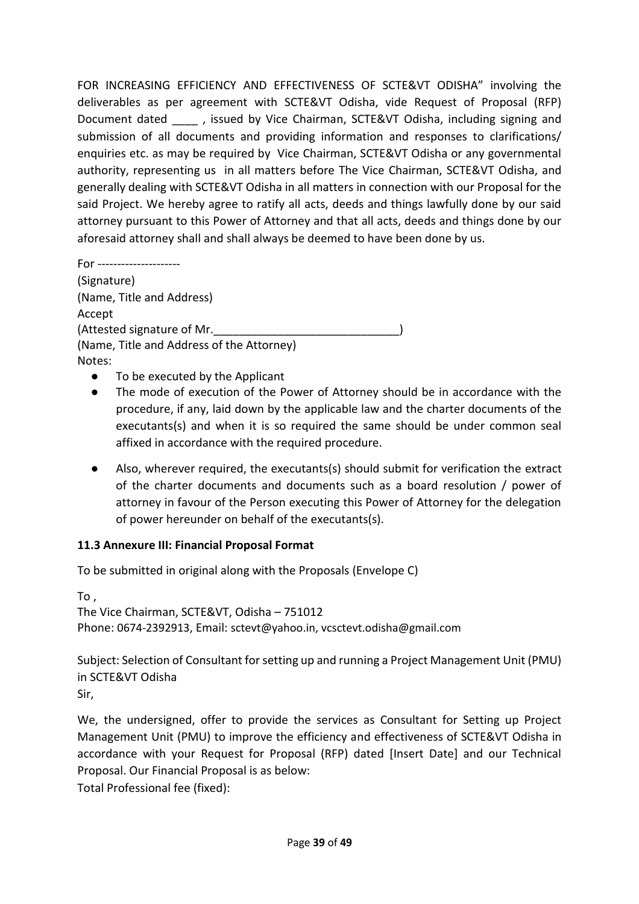FOR INCREASING EFFICIENCY AND EFFECTIVENESS OF SCTE&VT ODISHA" involving the deliverables as per agreement with SCTE&VT Odisha, vide Request of Proposal (RFP) Document dated ____ , issued by Vice Chairman, SCTE&VT Odisha, including signing and submission of all documents and providing information and responses to clarifications/ enquiries etc. as may be required by Vice Chairman, SCTE&VT Odisha or any governmental authority, representing us in all matters before The Vice Chairman, SCTE&VT Odisha, and generally dealing with SCTE&VT Odisha in all matters in connection with our Proposal for the said Project. We hereby agree to ratify all acts, deeds and things lawfully done by our said attorney pursuant to this Power of Attorney and that all acts, deeds and things done by our aforesaid attorney shall and shall always be deemed to have been done by us.

For ---------------------
(Signature)
(Name, Title and Address)
Accept
(Attested signature of Mr.______________________________)
(Name, Title and Address of the Attorney)
Notes:

- To be executed by the Applicant
- The mode of execution of the Power of Attorney should be in accordance with the procedure, if any, laid down by the applicable law and the charter documents of the executants(s) and when it is so required the same should be under common seal affixed in accordance with the required procedure.
- Also, wherever required, the executants(s) should submit for verification the extract of the charter documents and documents such as a board resolution / power of attorney in favour of the Person executing this Power of Attorney for the delegation of power hereunder on behalf of the executants(s).

**11.3 Annexure III: Financial Proposal Format**

To be submitted in original along with the Proposals (Envelope C)

To ,
The Vice Chairman, SCTE&VT, Odisha – 751012
Phone: 0674-2392913, Email: sctevt@yahoo.in, vcsctevt.odisha@gmail.com

Subject: Selection of Consultant for setting up and running a Project Management Unit (PMU) in SCTE&VT Odisha
Sir,

We, the undersigned, offer to provide the services as Consultant for Setting up Project Management Unit (PMU) to improve the efficiency and effectiveness of SCTE&VT Odisha in accordance with your Request for Proposal (RFP) dated [Insert Date] and our Technical Proposal. Our Financial Proposal is as below:
Total Professional fee (fixed):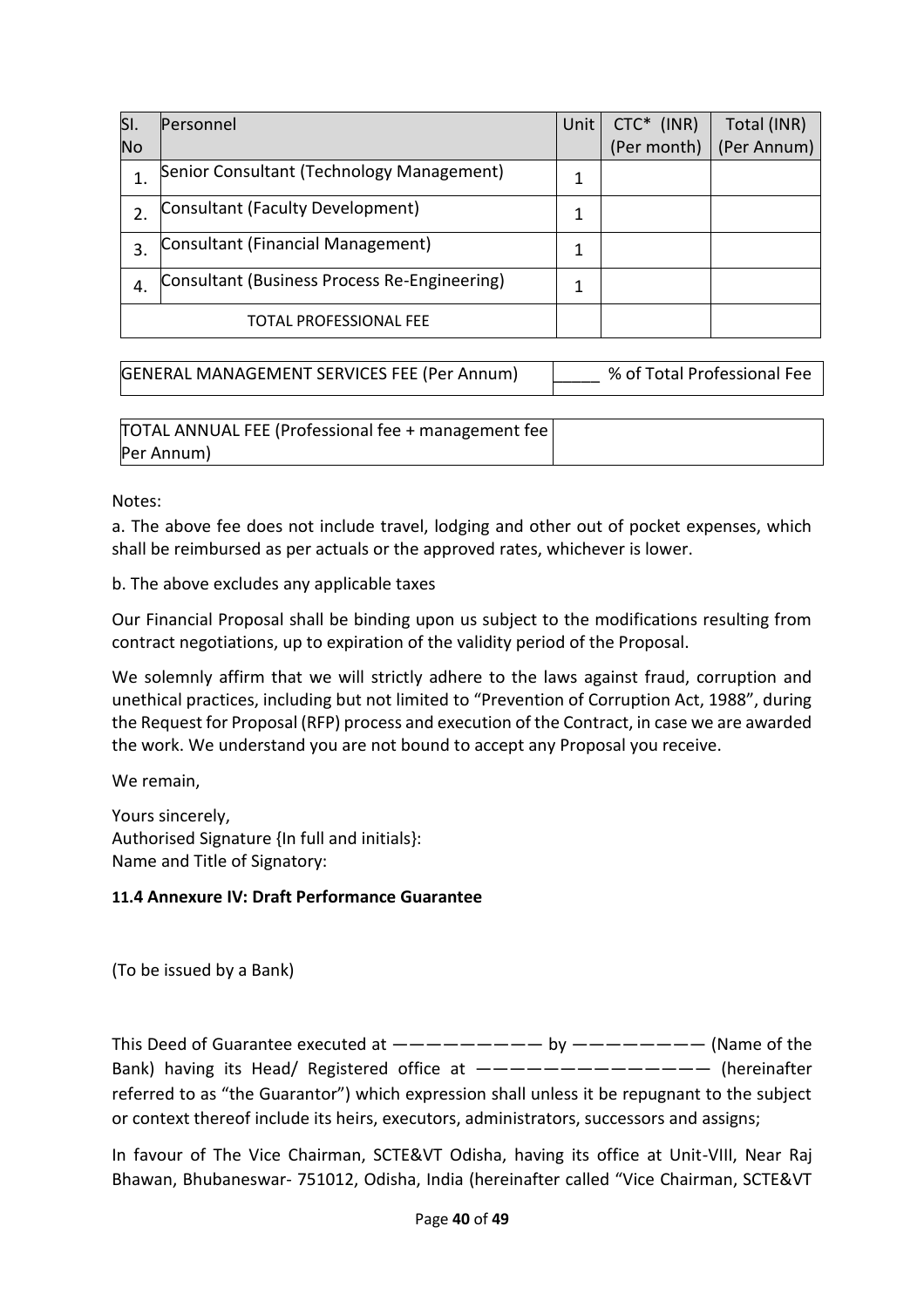| Sl. No | Personnel | Unit | CTC* (INR) (Per month) | Total (INR) (Per Annum) |
|---|---|---|---|---|
| 1. | Senior Consultant (Technology Management) | 1 | | |
| 2. | Consultant (Faculty Development) | 1 | | |
| 3. | Consultant (Financial Management) | 1 | | |
| 4. | Consultant (Business Process Re-Engineering) | 1 | | |
| | TOTAL PROFESSIONAL FEE | | | |

| | |
|---|---|
| GENERAL MANAGEMENT SERVICES FEE (Per Annum) | _____ % of Total Professional Fee |

| | |
|---|---|
| TOTAL ANNUAL FEE (Professional fee + management fee Per Annum) | |

Notes:

a. The above fee does not include travel, lodging and other out of pocket expenses, which shall be reimbursed as per actuals or the approved rates, whichever is lower.

b. The above excludes any applicable taxes

Our Financial Proposal shall be binding upon us subject to the modifications resulting from contract negotiations, up to expiration of the validity period of the Proposal.

We solemnly affirm that we will strictly adhere to the laws against fraud, corruption and unethical practices, including but not limited to "Prevention of Corruption Act, 1988", during the Request for Proposal (RFP) process and execution of the Contract, in case we are awarded the work. We understand you are not bound to accept any Proposal you receive.

We remain,

Yours sincerely,
Authorised Signature {In full and initials}:
Name and Title of Signatory:

#### 11.4 Annexure IV: Draft Performance Guarantee

(To be issued by a Bank)

This Deed of Guarantee executed at —————————— by ————————— (Name of the Bank) having its Head/ Registered office at —————————————— (hereinafter referred to as "the Guarantor") which expression shall unless it be repugnant to the subject or context thereof include its heirs, executors, administrators, successors and assigns;

In favour of The Vice Chairman, SCTE&VT Odisha, having its office at Unit-VIII, Near Raj Bhawan, Bhubaneswar- 751012, Odisha, India (hereinafter called "Vice Chairman, SCTE&VT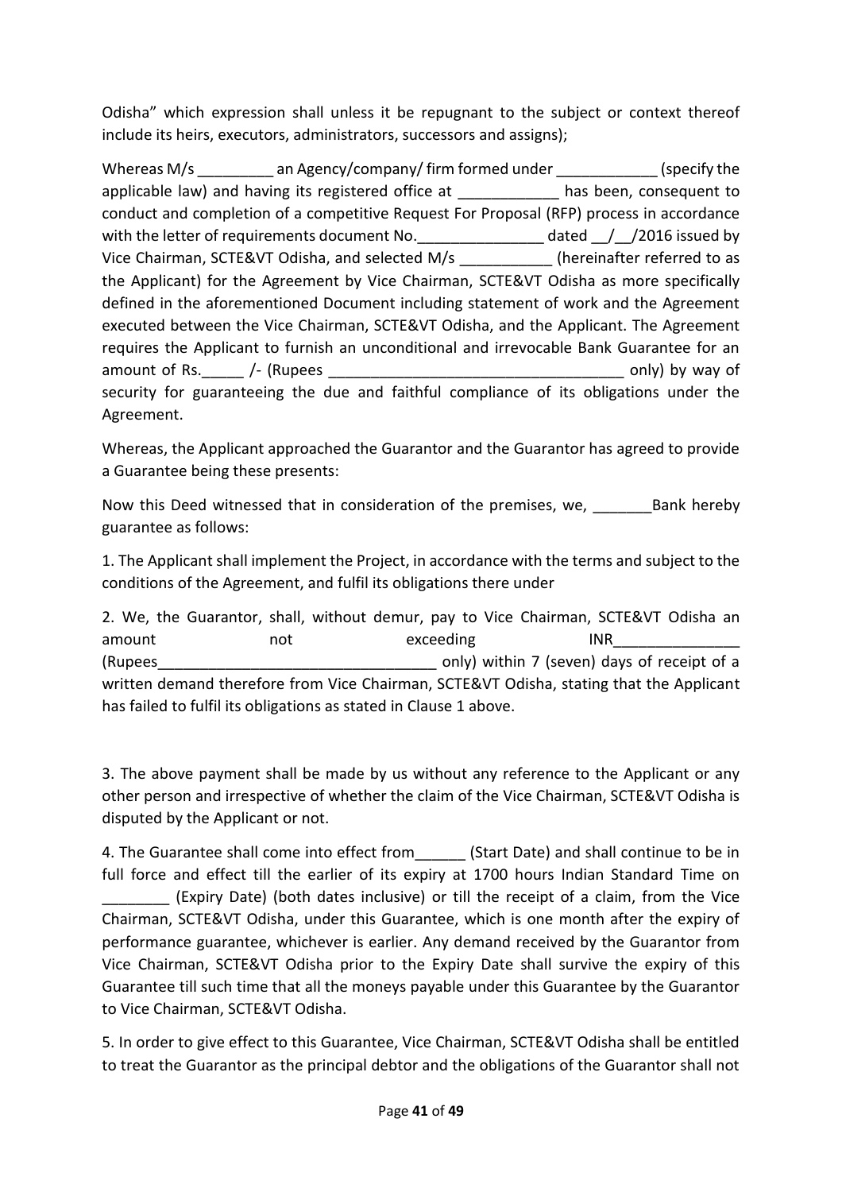Odisha” which expression shall unless it be repugnant to the subject or context thereof include its heirs, executors, administrators, successors and assigns);

Whereas M/s _________ an Agency/company/ firm formed under ____________ (specify the applicable law) and having its registered office at ____________ has been, consequent to conduct and completion of a competitive Request For Proposal (RFP) process in accordance with the letter of requirements document No._______________ dated __/__/2016 issued by Vice Chairman, SCTE&VT Odisha, and selected M/s ___________ (hereinafter referred to as the Applicant) for the Agreement by Vice Chairman, SCTE&VT Odisha as more specifically defined in the aforementioned Document including statement of work and the Agreement executed between the Vice Chairman, SCTE&VT Odisha, and the Applicant. The Agreement requires the Applicant to furnish an unconditional and irrevocable Bank Guarantee for an amount of Rs._____ /- (Rupees ___________________________________ only) by way of security for guaranteeing the due and faithful compliance of its obligations under the Agreement.

Whereas, the Applicant approached the Guarantor and the Guarantor has agreed to provide a Guarantee being these presents:

Now this Deed witnessed that in consideration of the premises, we, _______Bank hereby guarantee as follows:

1. The Applicant shall implement the Project, in accordance with the terms and subject to the conditions of the Agreement, and fulfil its obligations there under

2. We, the Guarantor, shall, without demur, pay to Vice Chairman, SCTE&VT Odisha an amount not exceeding INR_______________ (Rupees_________________________________ only) within 7 (seven) days of receipt of a written demand therefore from Vice Chairman, SCTE&VT Odisha, stating that the Applicant has failed to fulfil its obligations as stated in Clause 1 above.

3. The above payment shall be made by us without any reference to the Applicant or any other person and irrespective of whether the claim of the Vice Chairman, SCTE&VT Odisha is disputed by the Applicant or not.

4. The Guarantee shall come into effect from______ (Start Date) and shall continue to be in full force and effect till the earlier of its expiry at 1700 hours Indian Standard Time on ________ (Expiry Date) (both dates inclusive) or till the receipt of a claim, from the Vice Chairman, SCTE&VT Odisha, under this Guarantee, which is one month after the expiry of performance guarantee, whichever is earlier. Any demand received by the Guarantor from Vice Chairman, SCTE&VT Odisha prior to the Expiry Date shall survive the expiry of this Guarantee till such time that all the moneys payable under this Guarantee by the Guarantor to Vice Chairman, SCTE&VT Odisha.

5. In order to give effect to this Guarantee, Vice Chairman, SCTE&VT Odisha shall be entitled to treat the Guarantor as the principal debtor and the obligations of the Guarantor shall not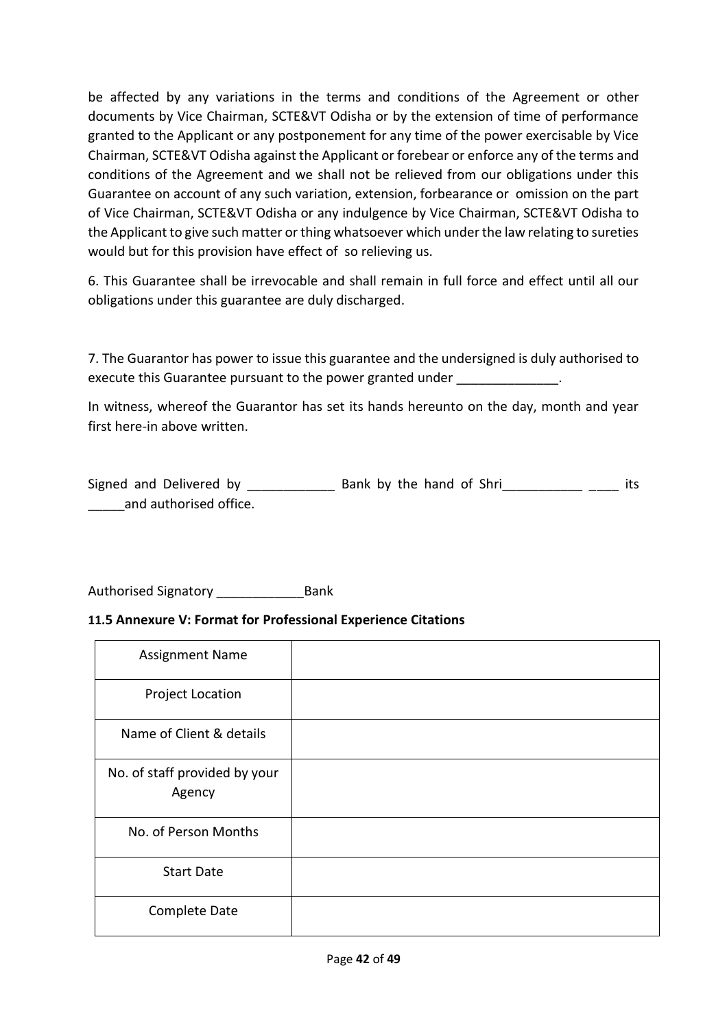be affected by any variations in the terms and conditions of the Agreement or other documents by Vice Chairman, SCTE&VT Odisha or by the extension of time of performance granted to the Applicant or any postponement for any time of the power exercisable by Vice Chairman, SCTE&VT Odisha against the Applicant or forebear or enforce any of the terms and conditions of the Agreement and we shall not be relieved from our obligations under this Guarantee on account of any such variation, extension, forbearance or omission on the part of Vice Chairman, SCTE&VT Odisha or any indulgence by Vice Chairman, SCTE&VT Odisha to the Applicant to give such matter or thing whatsoever which under the law relating to sureties would but for this provision have effect of so relieving us.

6. This Guarantee shall be irrevocable and shall remain in full force and effect until all our obligations under this guarantee are duly discharged.

7. The Guarantor has power to issue this guarantee and the undersigned is duly authorised to execute this Guarantee pursuant to the power granted under ______________.

In witness, whereof the Guarantor has set its hands hereunto on the day, month and year first here-in above written.

Signed and Delivered by ____________ Bank by the hand of Shri___________ ____ its _____and authorised office.

Authorised Signatory ____________Bank

**11.5 Annexure V: Format for Professional Experience Citations**

| | |
|---|---|
| Assignment Name | |
| Project Location | |
| Name of Client & details | |
| No. of staff provided by your Agency | |
| No. of Person Months | |
| Start Date | |
| Complete Date | |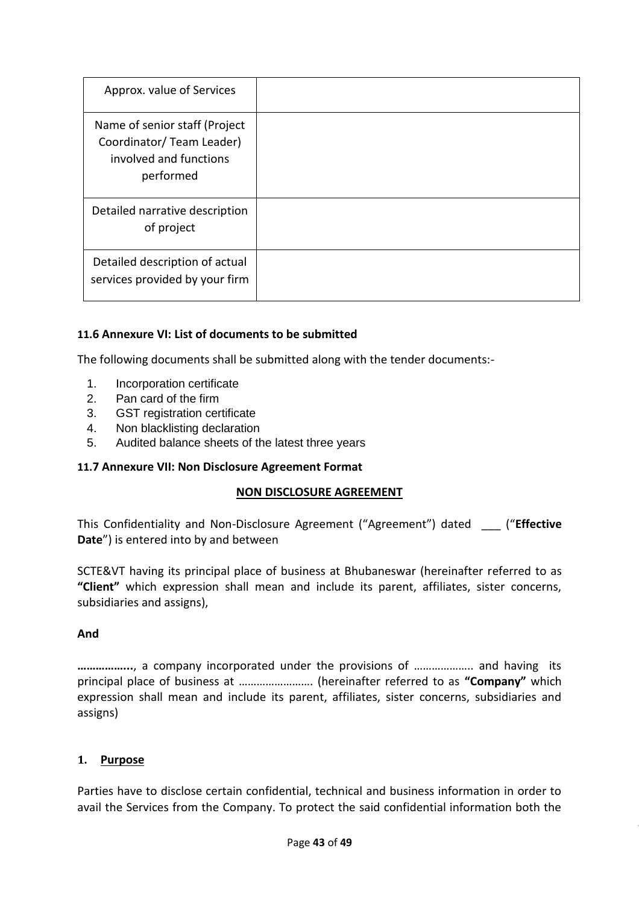| Approx. value of Services | |
|---|---|
| Name of senior staff (Project Coordinator/ Team Leader) involved and functions performed | |
| Detailed narrative description of project | |
| Detailed description of actual services provided by your firm | |

#### 11.6 Annexure VI: List of documents to be submitted

The following documents shall be submitted along with the tender documents:-

1. Incorporation certificate
2. Pan card of the firm
3. GST registration certificate
4. Non blacklisting declaration
5. Audited balance sheets of the latest three years

#### 11.7 Annexure VII: Non Disclosure Agreement Format

**NON DISCLOSURE AGREEMENT**

This Confidentiality and Non-Disclosure Agreement ("Agreement") dated ___ ("**Effective Date**") is entered into by and between

SCTE&VT having its principal place of business at Bhubaneswar (hereinafter referred to as **"Client"** which expression shall mean and include its parent, affiliates, sister concerns, subsidiaries and assigns),

**And**

**……………..**, a company incorporated under the provisions of ……………….. and having its principal place of business at ……………………. (hereinafter referred to as **"Company"** which expression shall mean and include its parent, affiliates, sister concerns, subsidiaries and assigns)

**1. Purpose**

Parties have to disclose certain confidential, technical and business information in order to avail the Services from the Company. To protect the said confidential information both the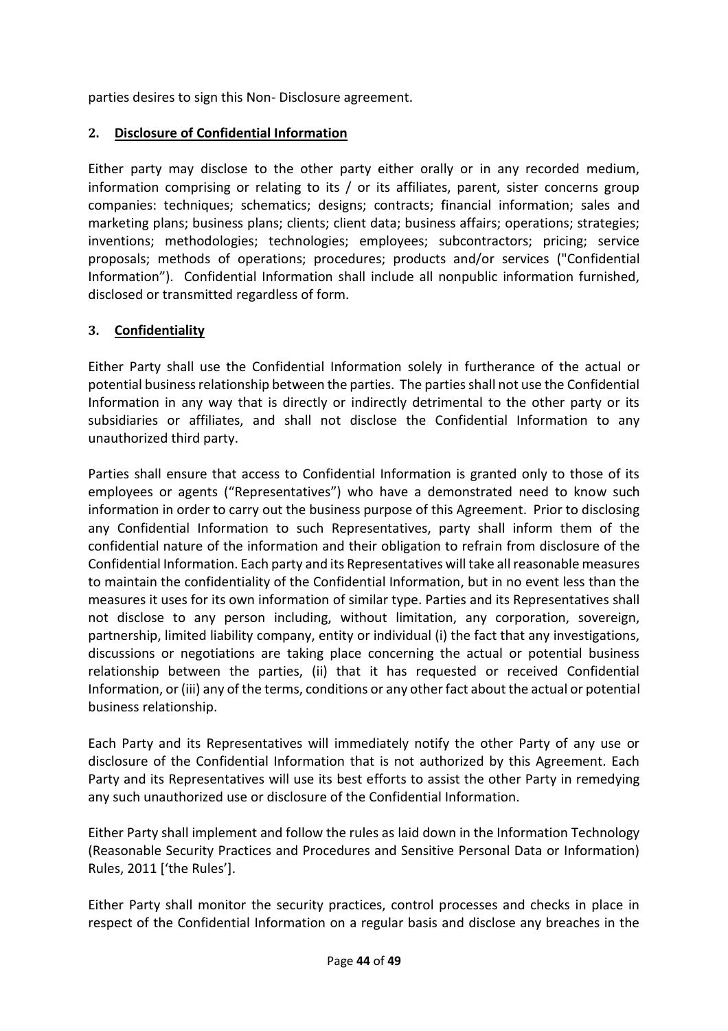parties desires to sign this Non- Disclosure agreement.

## 2. Disclosure of Confidential Information

Either party may disclose to the other party either orally or in any recorded medium, information comprising or relating to its / or its affiliates, parent, sister concerns group companies: techniques; schematics; designs; contracts; financial information; sales and marketing plans; business plans; clients; client data; business affairs; operations; strategies; inventions; methodologies; technologies; employees; subcontractors; pricing; service proposals; methods of operations; procedures; products and/or services ("Confidential Information"). Confidential Information shall include all nonpublic information furnished, disclosed or transmitted regardless of form.

## 3. Confidentiality

Either Party shall use the Confidential Information solely in furtherance of the actual or potential business relationship between the parties. The parties shall not use the Confidential Information in any way that is directly or indirectly detrimental to the other party or its subsidiaries or affiliates, and shall not disclose the Confidential Information to any unauthorized third party.

Parties shall ensure that access to Confidential Information is granted only to those of its employees or agents ("Representatives") who have a demonstrated need to know such information in order to carry out the business purpose of this Agreement. Prior to disclosing any Confidential Information to such Representatives, party shall inform them of the confidential nature of the information and their obligation to refrain from disclosure of the Confidential Information. Each party and its Representatives will take all reasonable measures to maintain the confidentiality of the Confidential Information, but in no event less than the measures it uses for its own information of similar type. Parties and its Representatives shall not disclose to any person including, without limitation, any corporation, sovereign, partnership, limited liability company, entity or individual (i) the fact that any investigations, discussions or negotiations are taking place concerning the actual or potential business relationship between the parties, (ii) that it has requested or received Confidential Information, or (iii) any of the terms, conditions or any other fact about the actual or potential business relationship.

Each Party and its Representatives will immediately notify the other Party of any use or disclosure of the Confidential Information that is not authorized by this Agreement. Each Party and its Representatives will use its best efforts to assist the other Party in remedying any such unauthorized use or disclosure of the Confidential Information.

Either Party shall implement and follow the rules as laid down in the Information Technology (Reasonable Security Practices and Procedures and Sensitive Personal Data or Information) Rules, 2011 ['the Rules'].

Either Party shall monitor the security practices, control processes and checks in place in respect of the Confidential Information on a regular basis and disclose any breaches in the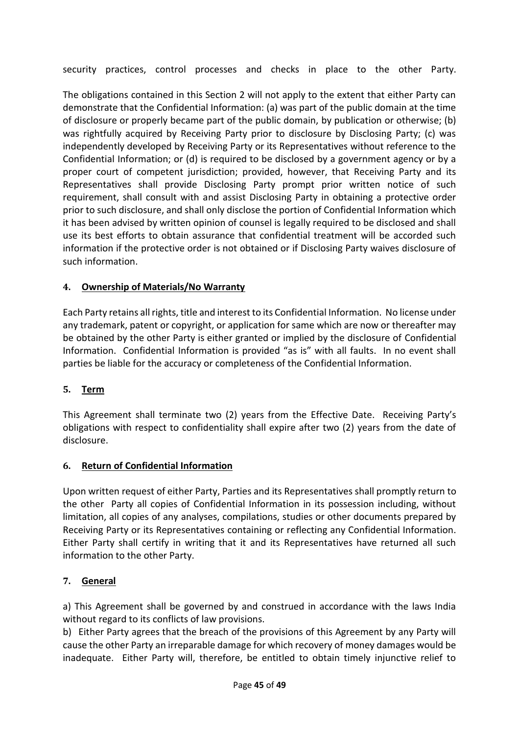security practices, control processes and checks in place to the other Party.

The obligations contained in this Section 2 will not apply to the extent that either Party can demonstrate that the Confidential Information: (a) was part of the public domain at the time of disclosure or properly became part of the public domain, by publication or otherwise; (b) was rightfully acquired by Receiving Party prior to disclosure by Disclosing Party; (c) was independently developed by Receiving Party or its Representatives without reference to the Confidential Information; or (d) is required to be disclosed by a government agency or by a proper court of competent jurisdiction; provided, however, that Receiving Party and its Representatives shall provide Disclosing Party prompt prior written notice of such requirement, shall consult with and assist Disclosing Party in obtaining a protective order prior to such disclosure, and shall only disclose the portion of Confidential Information which it has been advised by written opinion of counsel is legally required to be disclosed and shall use its best efforts to obtain assurance that confidential treatment will be accorded such information if the protective order is not obtained or if Disclosing Party waives disclosure of such information.

### 4. Ownership of Materials/No Warranty

Each Party retains all rights, title and interest to its Confidential Information. No license under any trademark, patent or copyright, or application for same which are now or thereafter may be obtained by the other Party is either granted or implied by the disclosure of Confidential Information. Confidential Information is provided "as is" with all faults. In no event shall parties be liable for the accuracy or completeness of the Confidential Information.

### 5. Term

This Agreement shall terminate two (2) years from the Effective Date. Receiving Party's obligations with respect to confidentiality shall expire after two (2) years from the date of disclosure.

### 6. Return of Confidential Information

Upon written request of either Party, Parties and its Representatives shall promptly return to the other Party all copies of Confidential Information in its possession including, without limitation, all copies of any analyses, compilations, studies or other documents prepared by Receiving Party or its Representatives containing or reflecting any Confidential Information. Either Party shall certify in writing that it and its Representatives have returned all such information to the other Party.

### 7. General

a) This Agreement shall be governed by and construed in accordance with the laws India without regard to its conflicts of law provisions.
b) Either Party agrees that the breach of the provisions of this Agreement by any Party will cause the other Party an irreparable damage for which recovery of money damages would be inadequate. Either Party will, therefore, be entitled to obtain timely injunctive relief to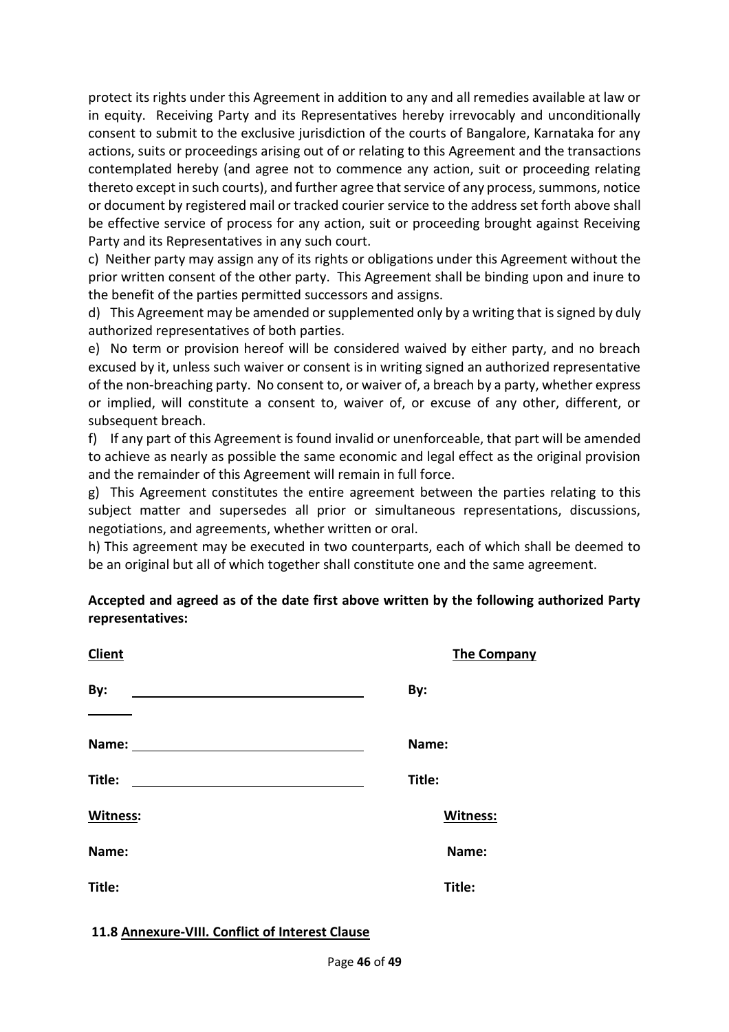protect its rights under this Agreement in addition to any and all remedies available at law or in equity. Receiving Party and its Representatives hereby irrevocably and unconditionally consent to submit to the exclusive jurisdiction of the courts of Bangalore, Karnataka for any actions, suits or proceedings arising out of or relating to this Agreement and the transactions contemplated hereby (and agree not to commence any action, suit or proceeding relating thereto except in such courts), and further agree that service of any process, summons, notice or document by registered mail or tracked courier service to the address set forth above shall be effective service of process for any action, suit or proceeding brought against Receiving Party and its Representatives in any such court.

c) Neither party may assign any of its rights or obligations under this Agreement without the prior written consent of the other party. This Agreement shall be binding upon and inure to the benefit of the parties permitted successors and assigns.

d) This Agreement may be amended or supplemented only by a writing that is signed by duly authorized representatives of both parties.

e) No term or provision hereof will be considered waived by either party, and no breach excused by it, unless such waiver or consent is in writing signed an authorized representative of the non-breaching party. No consent to, or waiver of, a breach by a party, whether express or implied, will constitute a consent to, waiver of, or excuse of any other, different, or subsequent breach.

f) If any part of this Agreement is found invalid or unenforceable, that part will be amended to achieve as nearly as possible the same economic and legal effect as the original provision and the remainder of this Agreement will remain in full force.

g) This Agreement constitutes the entire agreement between the parties relating to this subject matter and supersedes all prior or simultaneous representations, discussions, negotiations, and agreements, whether written or oral.

h) This agreement may be executed in two counterparts, each of which shall be deemed to be an original but all of which together shall constitute one and the same agreement.

**Accepted and agreed as of the date first above written by the following authorized Party representatives:**

| **Client** | **The Company** |
|---|---|
| **By:** ______________________________ | **By:** |
| **Name:** ______________________________ | **Name:** |
| **Title:** ______________________________ | **Title:** |
| **Witness:** | **Witness:** |
| **Name:** | **Name:** |
| **Title:** | **Title:** |

### 11.8 Annexure-VIII. Conflict of Interest Clause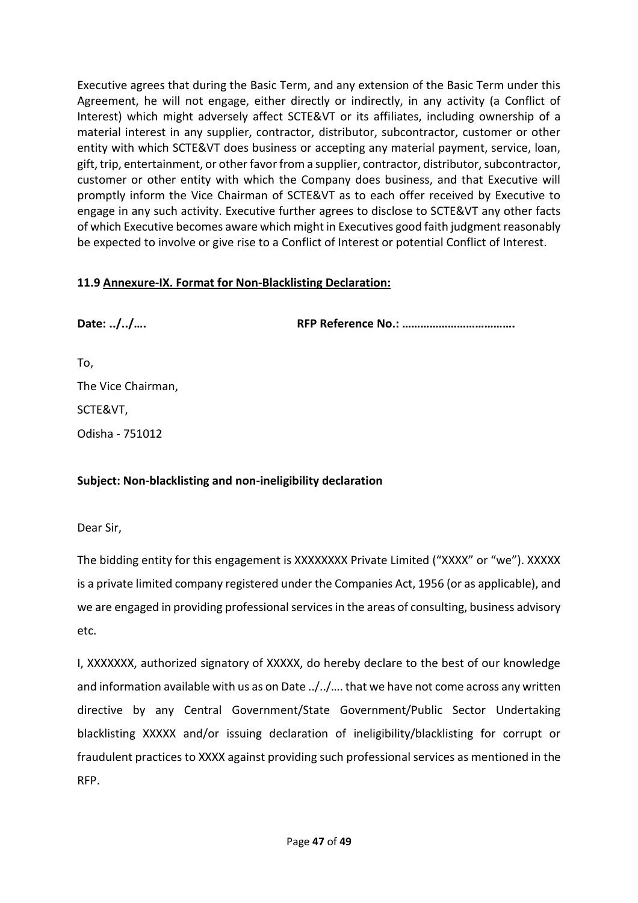Executive agrees that during the Basic Term, and any extension of the Basic Term under this Agreement, he will not engage, either directly or indirectly, in any activity (a Conflict of Interest) which might adversely affect SCTE&VT or its affiliates, including ownership of a material interest in any supplier, contractor, distributor, subcontractor, customer or other entity with which SCTE&VT does business or accepting any material payment, service, loan, gift, trip, entertainment, or other favor from a supplier, contractor, distributor, subcontractor, customer or other entity with which the Company does business, and that Executive will promptly inform the Vice Chairman of SCTE&VT as to each offer received by Executive to engage in any such activity. Executive further agrees to disclose to SCTE&VT any other facts of which Executive becomes aware which might in Executives good faith judgment reasonably be expected to involve or give rise to a Conflict of Interest or potential Conflict of Interest.

### 11.9 Annexure-IX. Format for Non-Blacklisting Declaration:

**Date: ../../….** **RFP Reference No.: ……………………………….**

To,

The Vice Chairman,

SCTE&VT,

Odisha - 751012

**Subject: Non-blacklisting and non-ineligibility declaration**

Dear Sir,

The bidding entity for this engagement is XXXXXXXX Private Limited ("XXXX" or "we"). XXXXX is a private limited company registered under the Companies Act, 1956 (or as applicable), and we are engaged in providing professional services in the areas of consulting, business advisory etc.

I, XXXXXXX, authorized signatory of XXXXX, do hereby declare to the best of our knowledge and information available with us as on Date ../../…. that we have not come across any written directive by any Central Government/State Government/Public Sector Undertaking blacklisting XXXXX and/or issuing declaration of ineligibility/blacklisting for corrupt or fraudulent practices to XXXX against providing such professional services as mentioned in the RFP.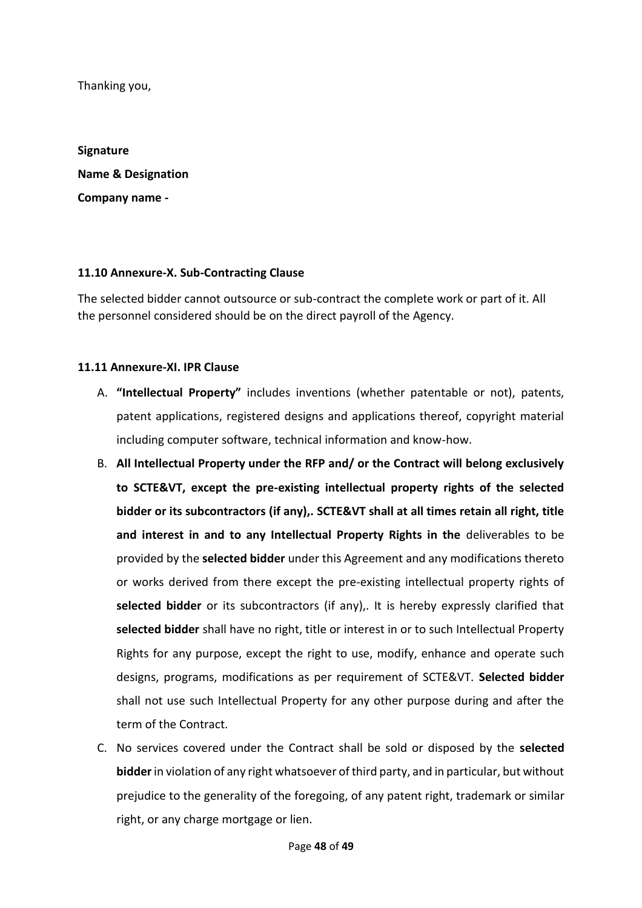Thanking you,

**Signature**

**Name & Designation**

**Company name -**

#### 11.10 Annexure-X. Sub-Contracting Clause

The selected bidder cannot outsource or sub-contract the complete work or part of it. All the personnel considered should be on the direct payroll of the Agency.

#### 11.11 Annexure-XI. IPR Clause

A. **"Intellectual Property"** includes inventions (whether patentable or not), patents, patent applications, registered designs and applications thereof, copyright material including computer software, technical information and know-how.

B. **All Intellectual Property under the RFP and/ or the Contract will belong exclusively to SCTE&VT, except the pre-existing intellectual property rights of the selected bidder or its subcontractors (if any),. SCTE&VT shall at all times retain all right, title and interest in and to any Intellectual Property Rights in the** deliverables to be provided by the **selected bidder** under this Agreement and any modifications thereto or works derived from there except the pre-existing intellectual property rights of **selected bidder** or its subcontractors (if any),. It is hereby expressly clarified that **selected bidder** shall have no right, title or interest in or to such Intellectual Property Rights for any purpose, except the right to use, modify, enhance and operate such designs, programs, modifications as per requirement of SCTE&VT. **Selected bidder** shall not use such Intellectual Property for any other purpose during and after the term of the Contract.

C. No services covered under the Contract shall be sold or disposed by the **selected bidder** in violation of any right whatsoever of third party, and in particular, but without prejudice to the generality of the foregoing, of any patent right, trademark or similar right, or any charge mortgage or lien.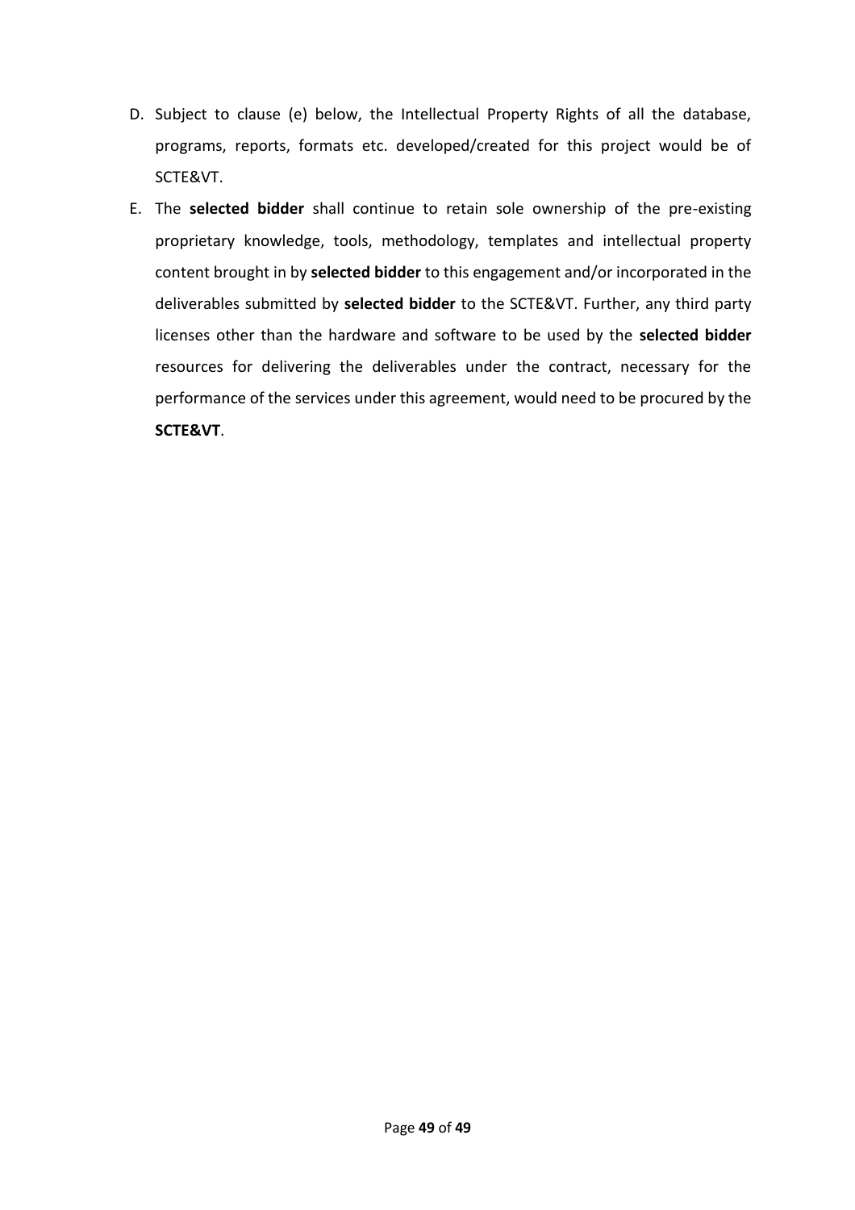D. Subject to clause (e) below, the Intellectual Property Rights of all the database, programs, reports, formats etc. developed/created for this project would be of SCTE&VT.

E. The **selected bidder** shall continue to retain sole ownership of the pre-existing proprietary knowledge, tools, methodology, templates and intellectual property content brought in by **selected bidder** to this engagement and/or incorporated in the deliverables submitted by **selected bidder** to the SCTE&VT. Further, any third party licenses other than the hardware and software to be used by the **selected bidder** resources for delivering the deliverables under the contract, necessary for the performance of the services under this agreement, would need to be procured by the **SCTE&VT**.